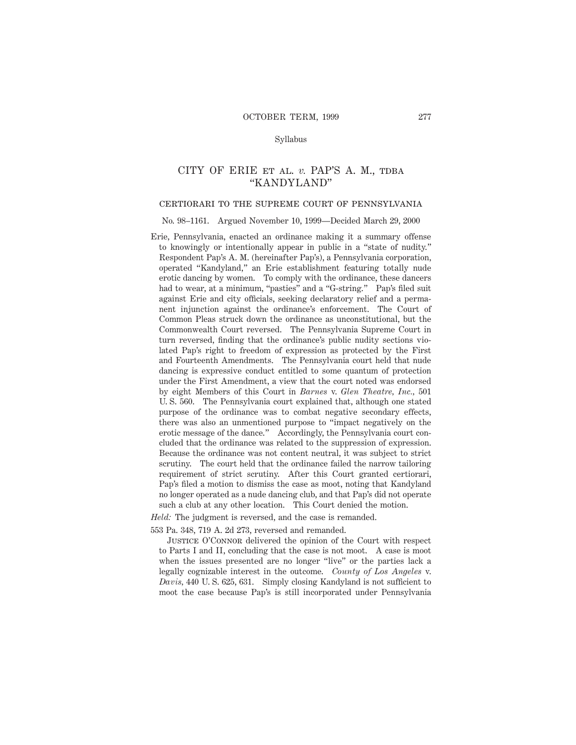OCTOBER TERM, 1999

Syllabus

# CITY OF ERIE ET AL. *v.* PAP'S A. M., TDBA "KANDYLAND"

## CERTIORARI TO THE SUPREME COURT OF PENNSYLVANIA

No. 98–1161. Argued November 10, 1999—Decided March 29, 2000

Erie, Pennsylvania, enacted an ordinance making it a summary offense to knowingly or intentionally appear in public in a "state of nudity." Respondent Pap's A. M. (hereinafter Pap's), a Pennsylvania corporation, operated "Kandyland," an Erie establishment featuring totally nude erotic dancing by women. To comply with the ordinance, these dancers had to wear, at a minimum, "pasties" and a "G-string." Pap's filed suit against Erie and city officials, seeking declaratory relief and a permanent injunction against the ordinance's enforcement. The Court of Common Pleas struck down the ordinance as unconstitutional, but the Commonwealth Court reversed. The Pennsylvania Supreme Court in turn reversed, finding that the ordinance's public nudity sections violated Pap's right to freedom of expression as protected by the First and Fourteenth Amendments. The Pennsylvania court held that nude dancing is expressive conduct entitled to some quantum of protection under the First Amendment, a view that the court noted was endorsed by eight Members of this Court in *Barnes* v. *Glen Theatre, Inc.*, 501 U. S. 560. The Pennsylvania court explained that, although one stated purpose of the ordinance was to combat negative secondary effects, there was also an unmentioned purpose to "impact negatively on the erotic message of the dance." Accordingly, the Pennsylvania court concluded that the ordinance was related to the suppression of expression. Because the ordinance was not content neutral, it was subject to strict scrutiny. The court held that the ordinance failed the narrow tailoring requirement of strict scrutiny. After this Court granted certiorari, Pap's filed a motion to dismiss the case as moot, noting that Kandyland no longer operated as a nude dancing club, and that Pap's did not operate such a club at any other location. This Court denied the motion.

*Held:* The judgment is reversed, and the case is remanded.

553 Pa. 348, 719 A. 2d 273, reversed and remanded.

JUSTICE O'CONNOR delivered the opinion of the Court with respect to Parts I and II, concluding that the case is not moot. A case is moot when the issues presented are no longer "live" or the parties lack a legally cognizable interest in the outcome. *County of Los Angeles* v. *Davis*, 440 U. S. 625, 631. Simply closing Kandyland is not sufficient to moot the case because Pap's is still incorporated under Pennsylvania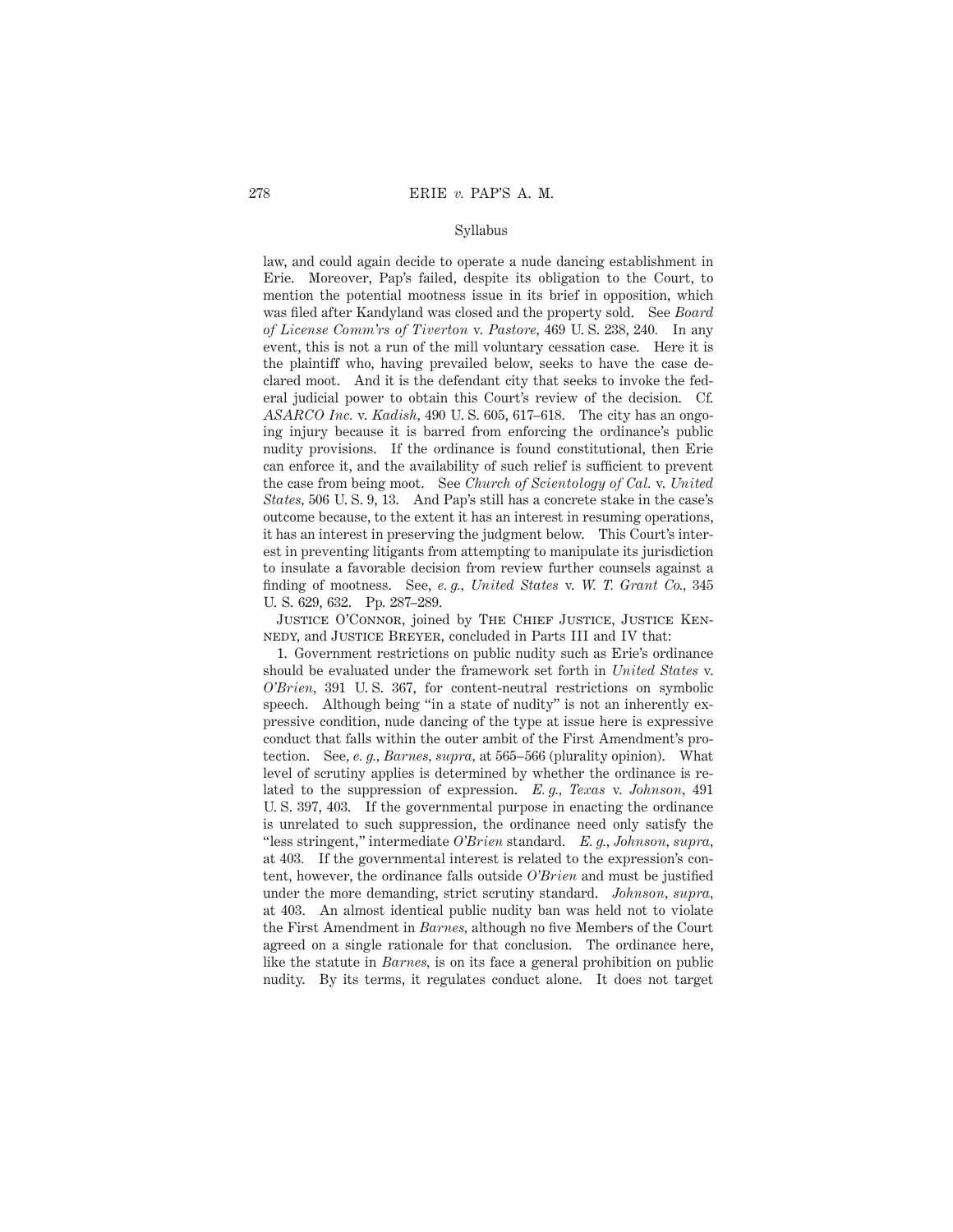law, and could again decide to operate a nude dancing establishment in Erie. Moreover, Pap's failed, despite its obligation to the Court, to mention the potential mootness issue in its brief in opposition, which was filed after Kandyland was closed and the property sold. See *Board of License Comm'rs of Tiverton* v. *Pastore*, 469 U. S. 238, 240. In any event, this is not a run of the mill voluntary cessation case. Here it is the plaintiff who, having prevailed below, seeks to have the case declared moot. And it is the defendant city that seeks to invoke the federal judicial power to obtain this Court's review of the decision. Cf. *ASARCO Inc.* v. *Kadish*, 490 U. S. 605, 617–618. The city has an ongoing injury because it is barred from enforcing the ordinance's public nudity provisions. If the ordinance is found constitutional, then Erie can enforce it, and the availability of such relief is sufficient to prevent the case from being moot. See *Church of Scientology of Cal.* v. *United States*, 506 U. S. 9, 13. And Pap's still has a concrete stake in the case's outcome because, to the extent it has an interest in resuming operations, it has an interest in preserving the judgment below. This Court's interest in preventing litigants from attempting to manipulate its jurisdiction to insulate a favorable decision from review further counsels against a finding of mootness. See, *e. g., United States* v. *W. T. Grant Co.*, 345 U. S. 629, 632. Pp. 287–289.

Justice O'Connor, joined by The Chief Justice, Justice Kennedy, and Justice Breyer, concluded in Parts III and IV that:

1. Government restrictions on public nudity such as Erie's ordinance should be evaluated under the framework set forth in *United States* v. *O'Brien*, 391 U. S. 367, for content-neutral restrictions on symbolic speech. Although being "in a state of nudity" is not an inherently expressive condition, nude dancing of the type at issue here is expressive conduct that falls within the outer ambit of the First Amendment's protection. See, *e. g., Barnes, supra,* at 565–566 (plurality opinion). What level of scrutiny applies is determined by whether the ordinance is related to the suppression of expression. *E. g., Texas* v. *Johnson*, 491 U. S. 397, 403. If the governmental purpose in enacting the ordinance is unrelated to such suppression, the ordinance need only satisfy the "less stringent," intermediate *O'Brien* standard. *E. g., Johnson, supra,* at 403. If the governmental interest is related to the expression's content, however, the ordinance falls outside *O'Brien* and must be justified under the more demanding, strict scrutiny standard. *Johnson, supra,* at 403. An almost identical public nudity ban was held not to violate the First Amendment in *Barnes*, although no five Members of the Court agreed on a single rationale for that conclusion. The ordinance here, like the statute in *Barnes*, is on its face a general prohibition on public nudity. By its terms, it regulates conduct alone. It does not target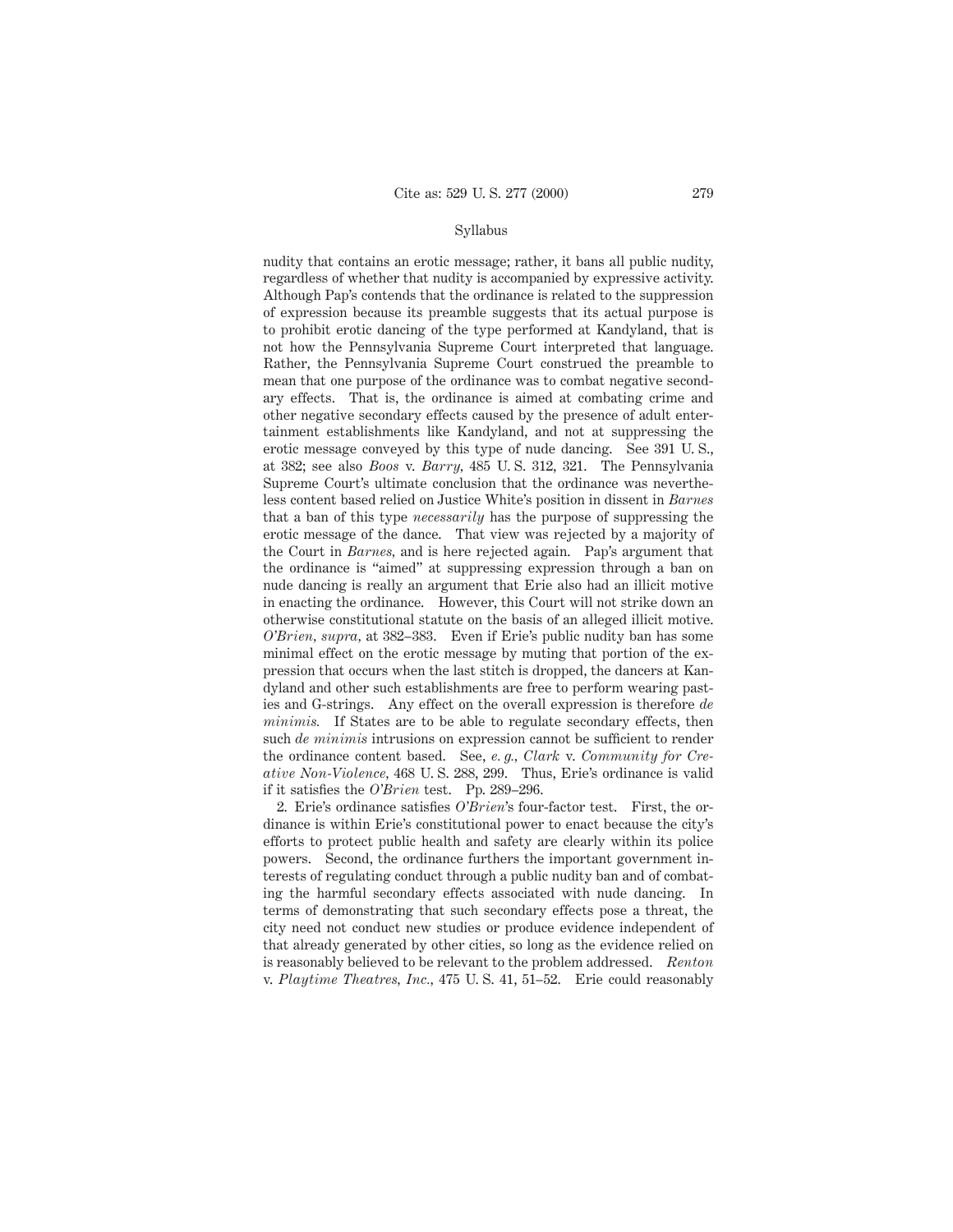nudity that contains an erotic message; rather, it bans all public nudity, regardless of whether that nudity is accompanied by expressive activity. Although Pap's contends that the ordinance is related to the suppression of expression because its preamble suggests that its actual purpose is to prohibit erotic dancing of the type performed at Kandyland, that is not how the Pennsylvania Supreme Court interpreted that language. Rather, the Pennsylvania Supreme Court construed the preamble to mean that one purpose of the ordinance was to combat negative secondary effects. That is, the ordinance is aimed at combating crime and other negative secondary effects caused by the presence of adult entertainment establishments like Kandyland, and not at suppressing the erotic message conveyed by this type of nude dancing. See 391 U. S., at 382; see also *Boos* v. *Barry*, 485 U. S. 312, 321. The Pennsylvania Supreme Court's ultimate conclusion that the ordinance was nevertheless content based relied on Justice White's position in dissent in *Barnes* that a ban of this type *necessarily* has the purpose of suppressing the erotic message of the dance. That view was rejected by a majority of the Court in *Barnes*, and is here rejected again. Pap's argument that the ordinance is "aimed" at suppressing expression through a ban on nude dancing is really an argument that Erie also had an illicit motive in enacting the ordinance. However, this Court will not strike down an otherwise constitutional statute on the basis of an alleged illicit motive. *O'Brien*, *supra*, at 382–383. Even if Erie's public nudity ban has some minimal effect on the erotic message by muting that portion of the expression that occurs when the last stitch is dropped, the dancers at Kandyland and other such establishments are free to perform wearing pasties and G-strings. Any effect on the overall expression is therefore *de minimis*. If States are to be able to regulate secondary effects, then such *de minimis* intrusions on expression cannot be sufficient to render the ordinance content based. See, *e. g.*, *Clark* v. *Community for Creative Non-Violence*, 468 U. S. 288, 299. Thus, Erie's ordinance is valid if it satisfies the *O'Brien* test. Pp. 289–296.

2. Erie's ordinance satisfies *O'Brien*'s four-factor test. First, the ordinance is within Erie's constitutional power to enact because the city's efforts to protect public health and safety are clearly within its police powers. Second, the ordinance furthers the important government interests of regulating conduct through a public nudity ban and of combating the harmful secondary effects associated with nude dancing. In terms of demonstrating that such secondary effects pose a threat, the city need not conduct new studies or produce evidence independent of that already generated by other cities, so long as the evidence relied on is reasonably believed to be relevant to the problem addressed. *Renton* v. *Playtime Theatres, Inc.*, 475 U. S. 41, 51–52. Erie could reasonably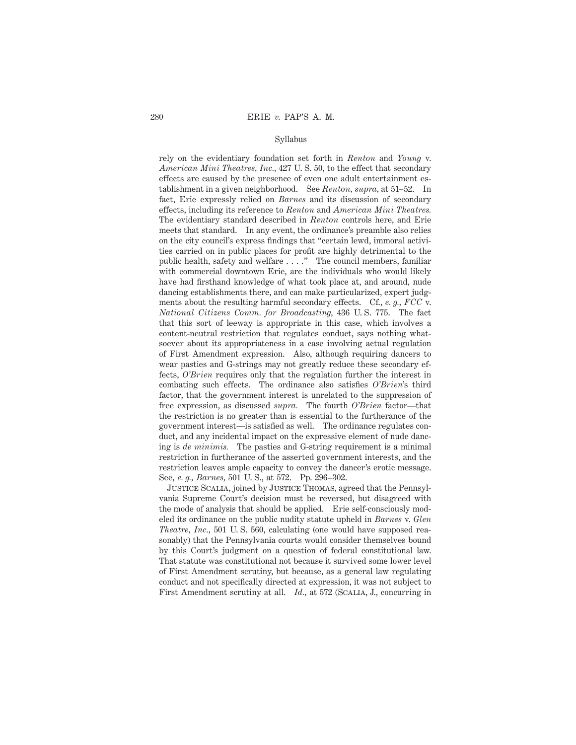rely on the evidentiary foundation set forth in *Renton* and *Young* v. *American Mini Theatres, Inc.,* 427 U. S. 50, to the effect that secondary effects are caused by the presence of even one adult entertainment establishment in a given neighborhood. See *Renton, supra,* at 51–52. In fact, Erie expressly relied on *Barnes* and its discussion of secondary effects, including its reference to *Renton* and *American Mini Theatres.* The evidentiary standard described in *Renton* controls here, and Erie meets that standard. In any event, the ordinance's preamble also relies on the city council's express findings that "certain lewd, immoral activities carried on in public places for profit are highly detrimental to the public health, safety and welfare . . . ." The council members, familiar with commercial downtown Erie, are the individuals who would likely have had firsthand knowledge of what took place at, and around, nude dancing establishments there, and can make particularized, expert judgments about the resulting harmful secondary effects. Cf., *e. g., FCC* v. *National Citizens Comm. for Broadcasting,* 436 U. S. 775. The fact that this sort of leeway is appropriate in this case, which involves a content-neutral restriction that regulates conduct, says nothing whatsoever about its appropriateness in a case involving actual regulation of First Amendment expression. Also, although requiring dancers to wear pasties and G-strings may not greatly reduce these secondary effects, *O'Brien* requires only that the regulation further the interest in combating such effects. The ordinance also satisfies *O'Brien*'s third factor, that the government interest is unrelated to the suppression of free expression, as discussed *supra.* The fourth *O'Brien* factor—that the restriction is no greater than is essential to the furtherance of the government interest—is satisfied as well. The ordinance regulates conduct, and any incidental impact on the expressive element of nude dancing is *de minimis.* The pasties and G-string requirement is a minimal restriction in furtherance of the asserted government interests, and the restriction leaves ample capacity to convey the dancer's erotic message. See, *e. g., Barnes,* 501 U. S., at 572. Pp. 296–302.

Justice Scalia, joined by Justice Thomas, agreed that the Pennsylvania Supreme Court's decision must be reversed, but disagreed with the mode of analysis that should be applied. Erie self-consciously modeled its ordinance on the public nudity statute upheld in *Barnes* v. *Glen Theatre, Inc.,* 501 U. S. 560, calculating (one would have supposed reasonably) that the Pennsylvania courts would consider themselves bound by this Court's judgment on a question of federal constitutional law. That statute was constitutional not because it survived some lower level of First Amendment scrutiny, but because, as a general law regulating conduct and not specifically directed at expression, it was not subject to First Amendment scrutiny at all. *Id.,* at 572 (Scalia, J., concurring in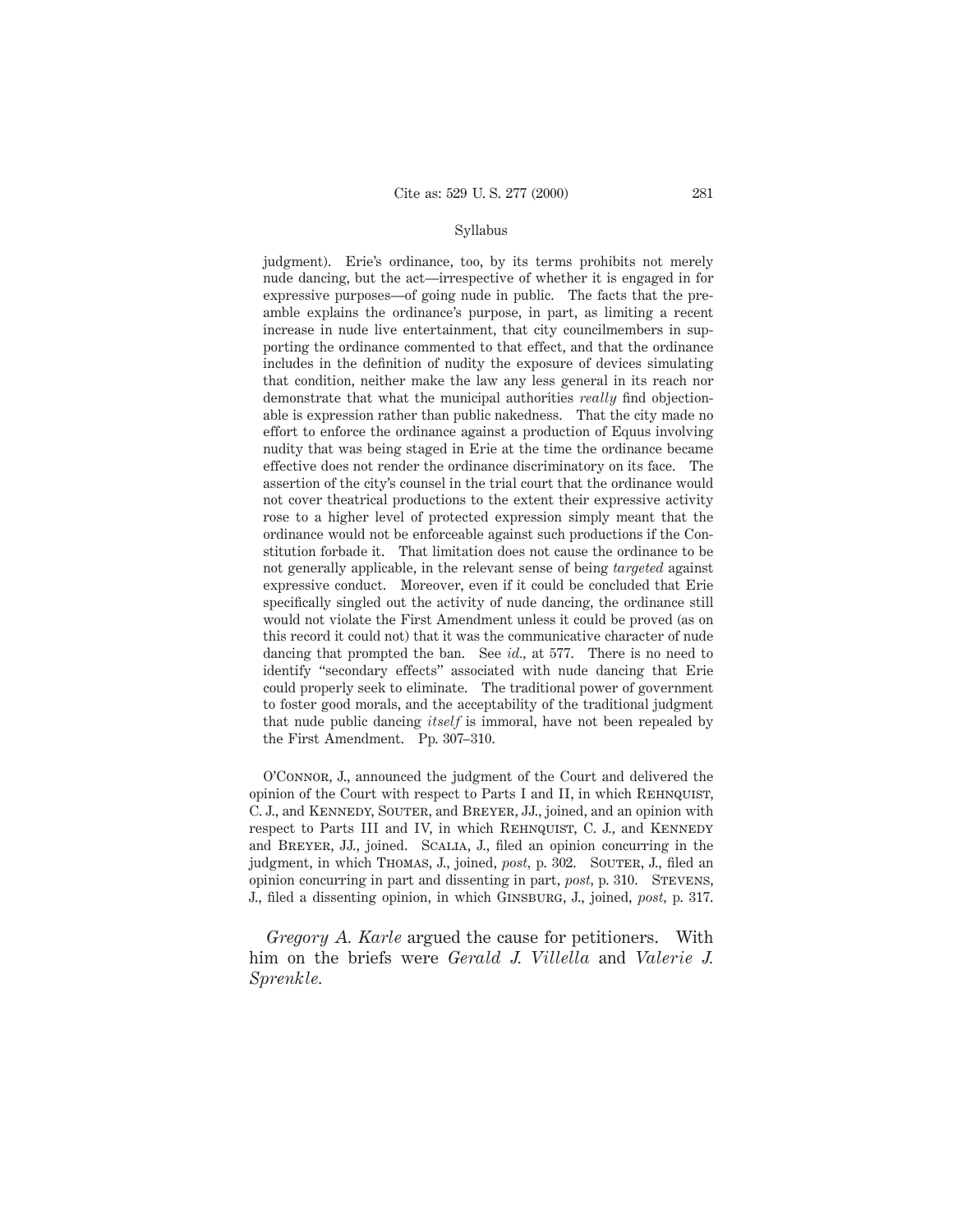judgment). Erie's ordinance, too, by its terms prohibits not merely nude dancing, but the act—irrespective of whether it is engaged in for expressive purposes—of going nude in public. The facts that the preamble explains the ordinance's purpose, in part, as limiting a recent increase in nude live entertainment, that city councilmembers in supporting the ordinance commented to that effect, and that the ordinance includes in the definition of nudity the exposure of devices simulating that condition, neither make the law any less general in its reach nor demonstrate that what the municipal authorities *really* find objectionable is expression rather than public nakedness. That the city made no effort to enforce the ordinance against a production of Equus involving nudity that was being staged in Erie at the time the ordinance became effective does not render the ordinance discriminatory on its face. The assertion of the city's counsel in the trial court that the ordinance would not cover theatrical productions to the extent their expressive activity rose to a higher level of protected expression simply meant that the ordinance would not be enforceable against such productions if the Constitution forbade it. That limitation does not cause the ordinance to be not generally applicable, in the relevant sense of being *targeted* against expressive conduct. Moreover, even if it could be concluded that Erie specifically singled out the activity of nude dancing, the ordinance still would not violate the First Amendment unless it could be proved (as on this record it could not) that it was the communicative character of nude dancing that prompted the ban. See *id.*, at 577. There is no need to identify "secondary effects" associated with nude dancing that Erie could properly seek to eliminate. The traditional power of government to foster good morals, and the acceptability of the traditional judgment that nude public dancing *itself* is immoral, have not been repealed by the First Amendment. Pp. 307–310.

O'Connor, J., announced the judgment of the Court and delivered the opinion of the Court with respect to Parts I and II, in which Rehnquist, C. J., and Kennedy, Souter, and Breyer, JJ., joined, and an opinion with respect to Parts III and IV, in which Rehnquist, C. J., and Kennedy and Breyer, JJ., joined. Scalia, J., filed an opinion concurring in the judgment, in which Thomas, J., joined, *post*, p. 302. Souter, J., filed an opinion concurring in part and dissenting in part, *post*, p. 310. Stevens, J., filed a dissenting opinion, in which Ginsburg, J., joined, *post*, p. 317.

*Gregory A. Karle* argued the cause for petitioners. With him on the briefs were *Gerald J. Villella* and *Valerie J. Sprenkle*.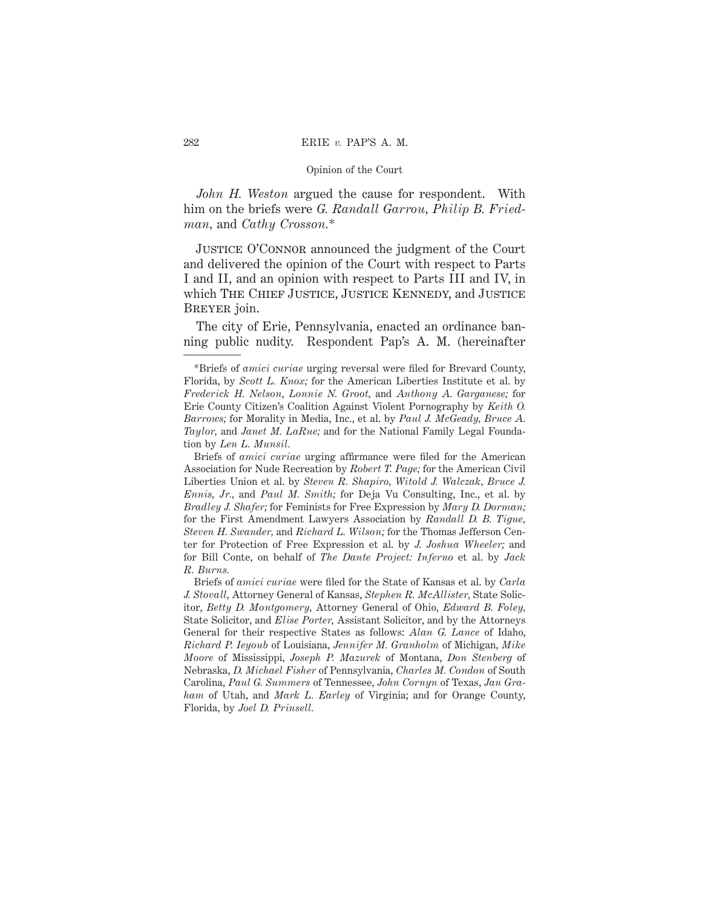*John H. Weston* argued the cause for respondent. With him on the briefs were *G. Randall Garrou*, *Philip B. Friedman*, and *Cathy Crosson*.*

Justice O'Connor announced the judgment of the Court and delivered the opinion of the Court with respect to Parts I and II, and an opinion with respect to Parts III and IV, in which The Chief Justice, Justice Kennedy, and Justice Breyer join.

The city of Erie, Pennsylvania, enacted an ordinance banning public nudity. Respondent Pap's A. M. (hereinafter

---

*Briefs of *amici curiae* urging reversal were filed for Brevard County, Florida, by *Scott L. Knox;* for the American Liberties Institute et al. by *Frederick H. Nelson*, *Lonnie N. Groot*, and *Anthony A. Garganese;* for Erie County Citizen's Coalition Against Violent Pornography by *Keith O. Barrows;* for Morality in Media, Inc., et al. by *Paul J. McGeady*, *Bruce A. Taylor*, and *Janet M. LaRue;* and for the National Family Legal Foundation by *Len L. Munsil.*

Briefs of *amici curiae* urging affirmance were filed for the American Association for Nude Recreation by *Robert T. Page;* for the American Civil Liberties Union et al. by *Steven R. Shapiro*, *Witold J. Walczak*, *Bruce J. Ennis, Jr.*, and *Paul M. Smith;* for Deja Vu Consulting, Inc., et al. by *Bradley J. Shafer;* for Feminists for Free Expression by *Mary D. Dorman;* for the First Amendment Lawyers Association by *Randall D. B. Tigue*, *Steven H. Swander*, and *Richard L. Wilson;* for the Thomas Jefferson Center for Protection of Free Expression et al. by *J. Joshua Wheeler;* and for Bill Conte, on behalf of *The Dante Project: Inferno* et al. by *Jack R. Burns.*

Briefs of *amici curiae* were filed for the State of Kansas et al. by *Carla J. Stovall*, Attorney General of Kansas, *Stephen R. McAllister*, State Solicitor, *Betty D. Montgomery*, Attorney General of Ohio, *Edward B. Foley*, State Solicitor, and *Elise Porter*, Assistant Solicitor, and by the Attorneys General for their respective States as follows: *Alan G. Lance* of Idaho, *Richard P. Ieyoub* of Louisiana, *Jennifer M. Granholm* of Michigan, *Mike Moore* of Mississippi, *Joseph P. Mazurek* of Montana, *Don Stenberg* of Nebraska, *D. Michael Fisher* of Pennsylvania, *Charles M. Condon* of South Carolina, *Paul G. Summers* of Tennessee, *John Cornyn* of Texas, *Jan Graham* of Utah, and *Mark L. Earley* of Virginia; and for Orange County, Florida, by *Joel D. Prinsell.*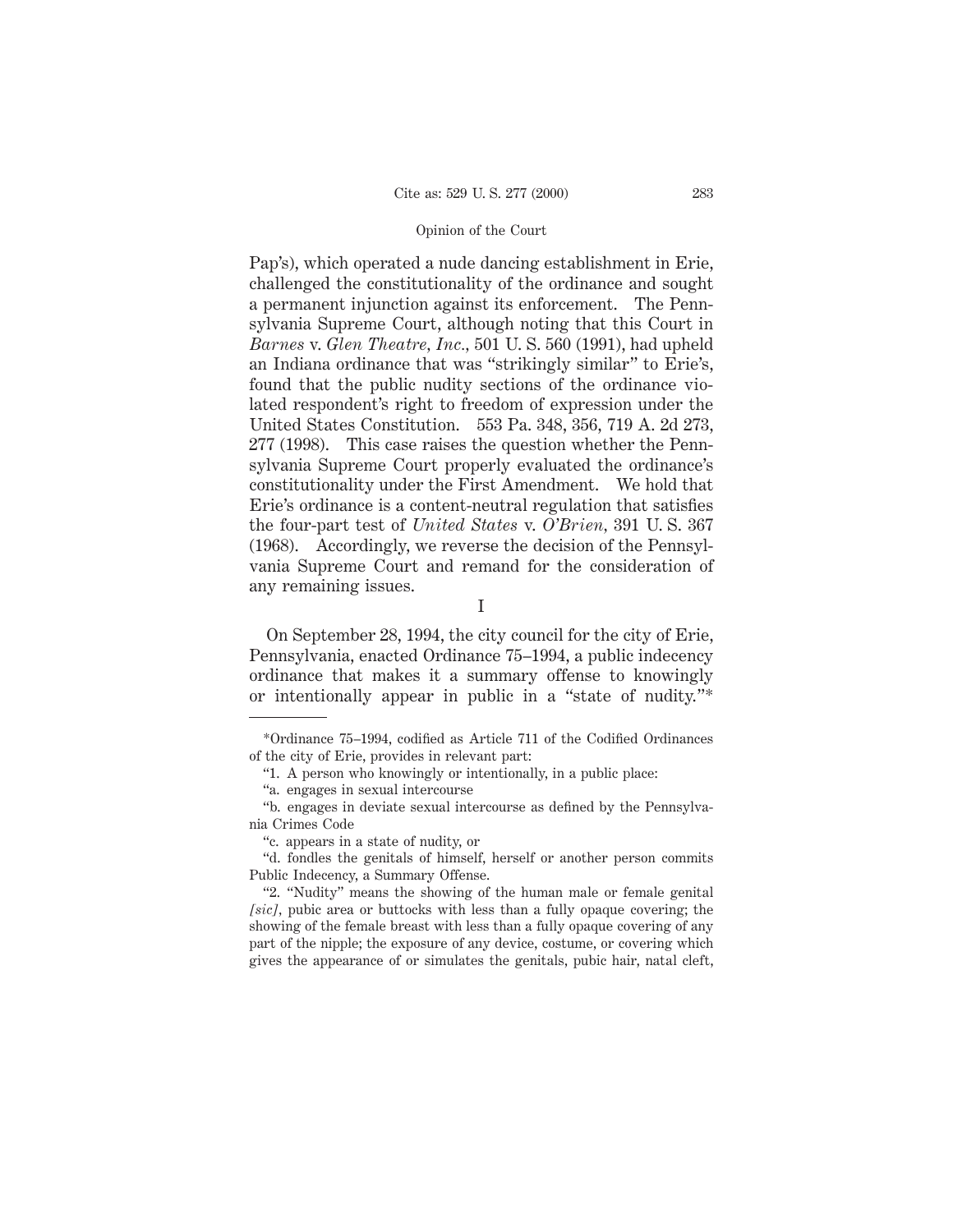Pap's), which operated a nude dancing establishment in Erie, challenged the constitutionality of the ordinance and sought a permanent injunction against its enforcement. The Pennsylvania Supreme Court, although noting that this Court in *Barnes* v. *Glen Theatre, Inc.*, 501 U. S. 560 (1991), had upheld an Indiana ordinance that was "strikingly similar" to Erie's, found that the public nudity sections of the ordinance violated respondent's right to freedom of expression under the United States Constitution. 553 Pa. 348, 356, 719 A. 2d 273, 277 (1998). This case raises the question whether the Pennsylvania Supreme Court properly evaluated the ordinance's constitutionality under the First Amendment. We hold that Erie's ordinance is a content-neutral regulation that satisfies the four-part test of *United States* v. *O'Brien*, 391 U. S. 367 (1968). Accordingly, we reverse the decision of the Pennsylvania Supreme Court and remand for the consideration of any remaining issues.

## I

On September 28, 1994, the city council for the city of Erie, Pennsylvania, enacted Ordinance 75–1994, a public indecency ordinance that makes it a summary offense to knowingly or intentionally appear in public in a "state of nudity."*

---

*Ordinance 75–1994, codified as Article 711 of the Codified Ordinances of the city of Erie, provides in relevant part:

"1. A person who knowingly or intentionally, in a public place:

"a. engages in sexual intercourse

"b. engages in deviate sexual intercourse as defined by the Pennsylvania Crimes Code

"c. appears in a state of nudity, or

"d. fondles the genitals of himself, herself or another person commits Public Indecency, a Summary Offense.

"2. "Nudity" means the showing of the human male or female genital *[sic]*, pubic area or buttocks with less than a fully opaque covering; the showing of the female breast with less than a fully opaque covering of any part of the nipple; the exposure of any device, costume, or covering which gives the appearance of or simulates the genitals, pubic hair, natal cleft,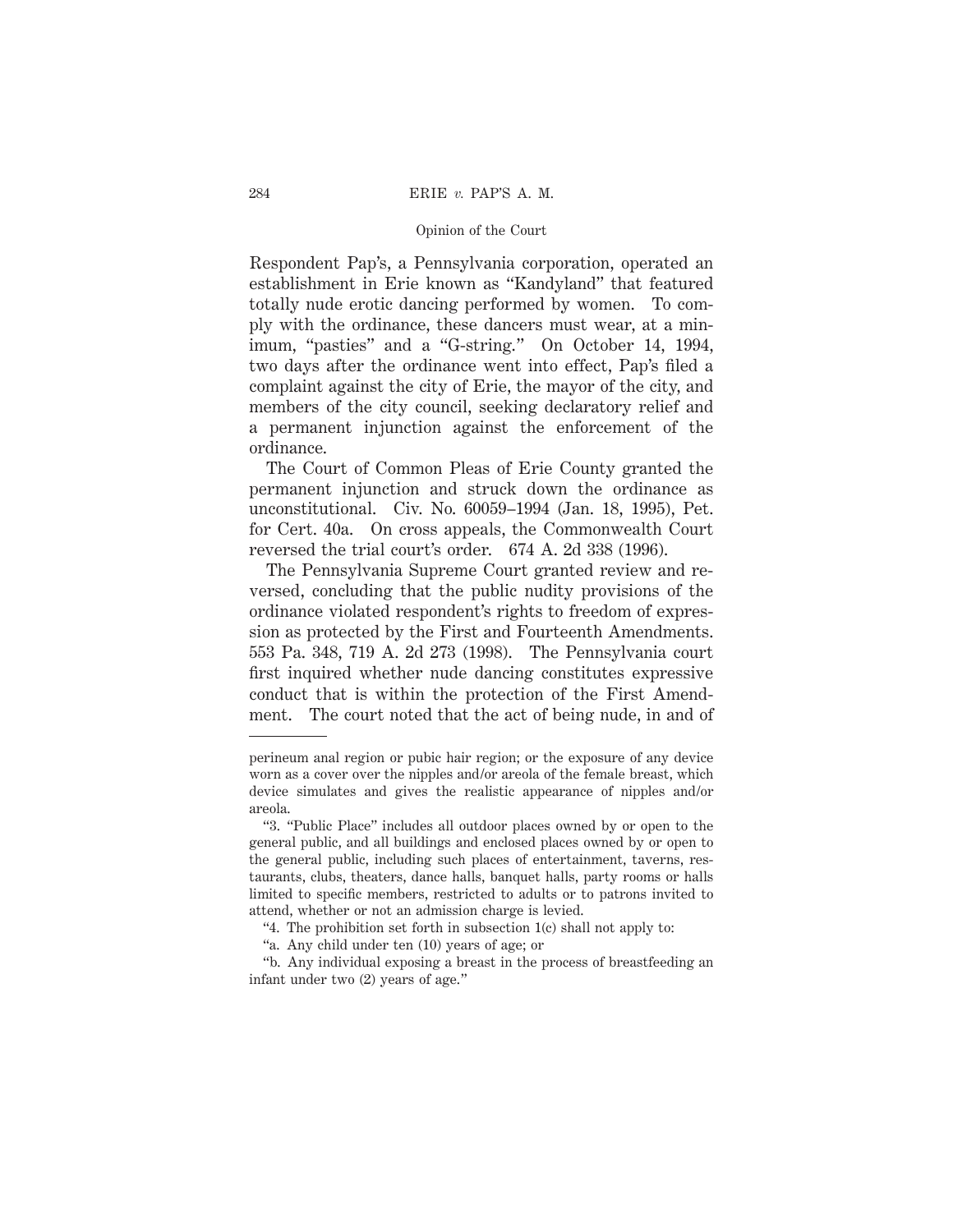Respondent Pap's, a Pennsylvania corporation, operated an establishment in Erie known as "Kandyland" that featured totally nude erotic dancing performed by women. To comply with the ordinance, these dancers must wear, at a minimum, "pasties" and a "G-string." On October 14, 1994, two days after the ordinance went into effect, Pap's filed a complaint against the city of Erie, the mayor of the city, and members of the city council, seeking declaratory relief and a permanent injunction against the enforcement of the ordinance.

The Court of Common Pleas of Erie County granted the permanent injunction and struck down the ordinance as unconstitutional. Civ. No. 60059–1994 (Jan. 18, 1995), Pet. for Cert. 40a. On cross appeals, the Commonwealth Court reversed the trial court's order. 674 A. 2d 338 (1996).

The Pennsylvania Supreme Court granted review and reversed, concluding that the public nudity provisions of the ordinance violated respondent's rights to freedom of expression as protected by the First and Fourteenth Amendments. 553 Pa. 348, 719 A. 2d 273 (1998). The Pennsylvania court first inquired whether nude dancing constitutes expressive conduct that is within the protection of the First Amendment. The court noted that the act of being nude, in and of

---

perineum anal region or pubic hair region; or the exposure of any device worn as a cover over the nipples and/or areola of the female breast, which device simulates and gives the realistic appearance of nipples and/or areola.

"3. "Public Place" includes all outdoor places owned by or open to the general public, and all buildings and enclosed places owned by or open to the general public, including such places of entertainment, taverns, restaurants, clubs, theaters, dance halls, banquet halls, party rooms or halls limited to specific members, restricted to adults or to patrons invited to attend, whether or not an admission charge is levied.

"4. The prohibition set forth in subsection 1(c) shall not apply to:

"a. Any child under ten (10) years of age; or

"b. Any individual exposing a breast in the process of breastfeeding an infant under two (2) years of age."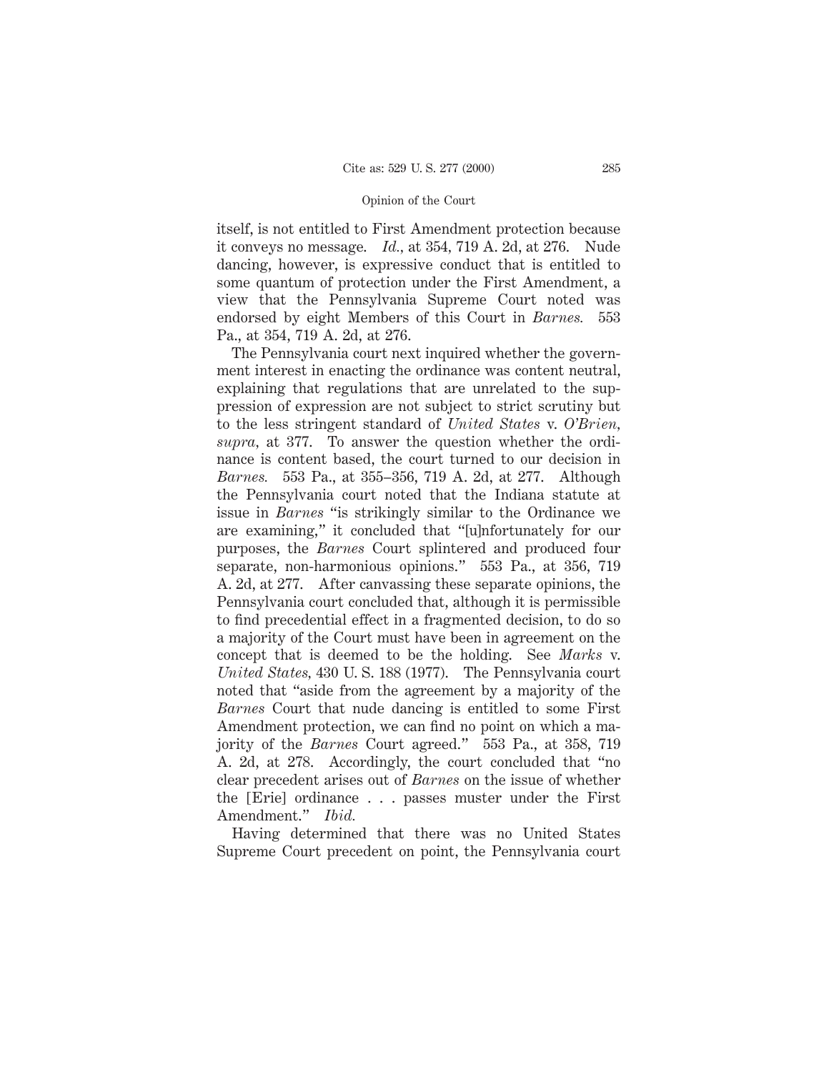itself, is not entitled to First Amendment protection because it conveys no message. *Id.,* at 354, 719 A. 2d, at 276. Nude dancing, however, is expressive conduct that is entitled to some quantum of protection under the First Amendment, a view that the Pennsylvania Supreme Court noted was endorsed by eight Members of this Court in *Barnes.* 553 Pa., at 354, 719 A. 2d, at 276.

The Pennsylvania court next inquired whether the government interest in enacting the ordinance was content neutral, explaining that regulations that are unrelated to the suppression of expression are not subject to strict scrutiny but to the less stringent standard of *United States* v. *O'Brien, supra,* at 377. To answer the question whether the ordinance is content based, the court turned to our decision in *Barnes.* 553 Pa., at 355–356, 719 A. 2d, at 277. Although the Pennsylvania court noted that the Indiana statute at issue in *Barnes* "is strikingly similar to the Ordinance we are examining," it concluded that "[u]nfortunately for our purposes, the *Barnes* Court splintered and produced four separate, non-harmonious opinions." 553 Pa., at 356, 719 A. 2d, at 277. After canvassing these separate opinions, the Pennsylvania court concluded that, although it is permissible to find precedential effect in a fragmented decision, to do so a majority of the Court must have been in agreement on the concept that is deemed to be the holding. See *Marks* v. *United States,* 430 U. S. 188 (1977). The Pennsylvania court noted that "aside from the agreement by a majority of the *Barnes* Court that nude dancing is entitled to some First Amendment protection, we can find no point on which a majority of the *Barnes* Court agreed." 553 Pa., at 358, 719 A. 2d, at 278. Accordingly, the court concluded that "no clear precedent arises out of *Barnes* on the issue of whether the [Erie] ordinance . . . passes muster under the First Amendment." *Ibid.*

Having determined that there was no United States Supreme Court precedent on point, the Pennsylvania court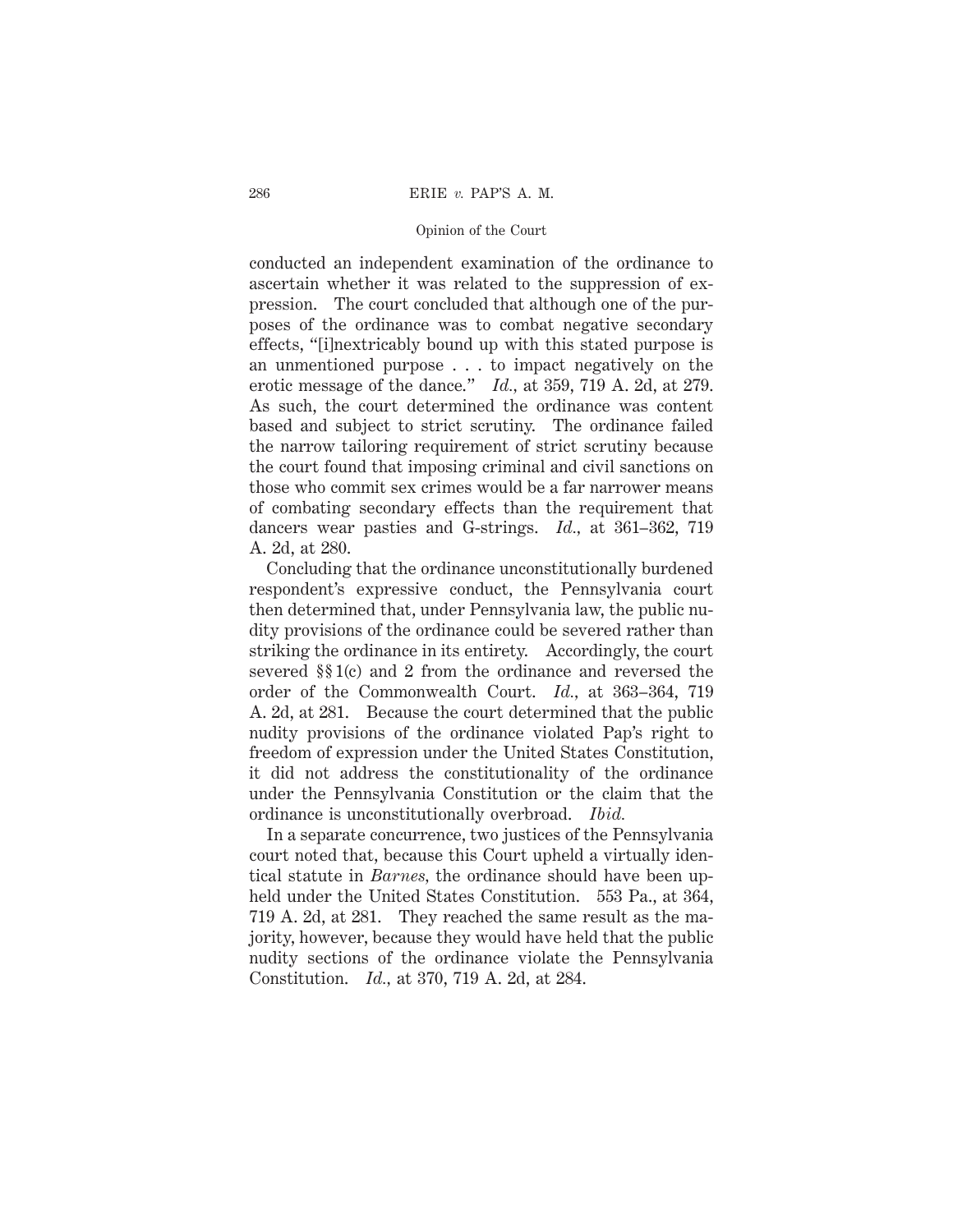conducted an independent examination of the ordinance to ascertain whether it was related to the suppression of expression. The court concluded that although one of the purposes of the ordinance was to combat negative secondary effects, "[i]nextricably bound up with this stated purpose is an unmentioned purpose . . . to impact negatively on the erotic message of the dance." *Id.*, at 359, 719 A. 2d, at 279. As such, the court determined the ordinance was content based and subject to strict scrutiny. The ordinance failed the narrow tailoring requirement of strict scrutiny because the court found that imposing criminal and civil sanctions on those who commit sex crimes would be a far narrower means of combating secondary effects than the requirement that dancers wear pasties and G-strings. *Id.*, at 361–362, 719 A. 2d, at 280.

Concluding that the ordinance unconstitutionally burdened respondent's expressive conduct, the Pennsylvania court then determined that, under Pennsylvania law, the public nudity provisions of the ordinance could be severed rather than striking the ordinance in its entirety. Accordingly, the court severed §§ 1(c) and 2 from the ordinance and reversed the order of the Commonwealth Court. *Id.*, at 363–364, 719 A. 2d, at 281. Because the court determined that the public nudity provisions of the ordinance violated Pap's right to freedom of expression under the United States Constitution, it did not address the constitutionality of the ordinance under the Pennsylvania Constitution or the claim that the ordinance is unconstitutionally overbroad. *Ibid.*

In a separate concurrence, two justices of the Pennsylvania court noted that, because this Court upheld a virtually identical statute in *Barnes*, the ordinance should have been upheld under the United States Constitution. 553 Pa., at 364, 719 A. 2d, at 281. They reached the same result as the majority, however, because they would have held that the public nudity sections of the ordinance violate the Pennsylvania Constitution. *Id.*, at 370, 719 A. 2d, at 284.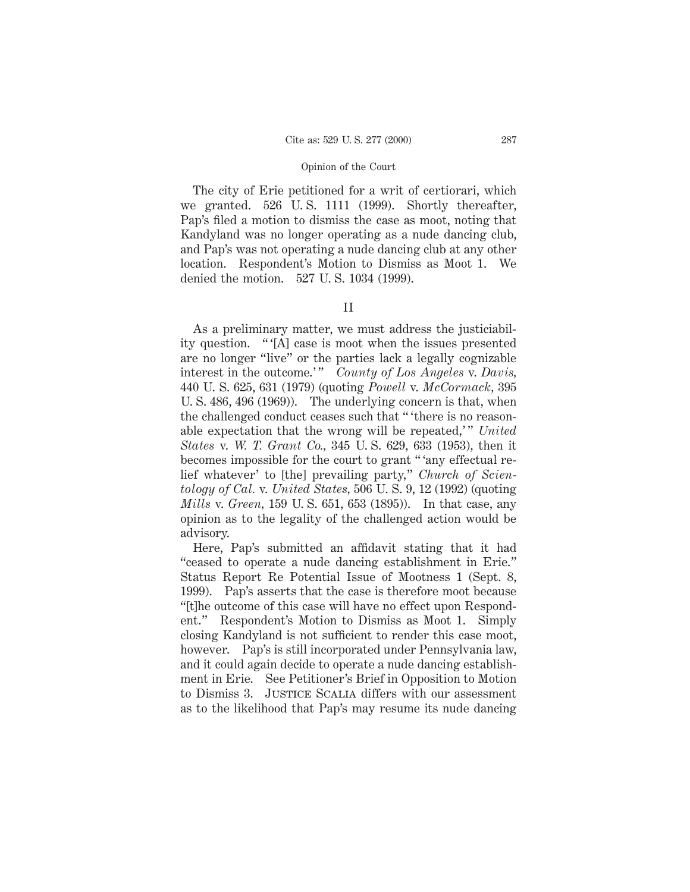The city of Erie petitioned for a writ of certiorari, which we granted. 526 U. S. 1111 (1999). Shortly thereafter, Pap's filed a motion to dismiss the case as moot, noting that Kandyland was no longer operating as a nude dancing club, and Pap's was not operating a nude dancing club at any other location. Respondent's Motion to Dismiss as Moot 1. We denied the motion. 527 U. S. 1034 (1999).

## II

As a preliminary matter, we must address the justiciability question. " '[A] case is moot when the issues presented are no longer "live" or the parties lack a legally cognizable interest in the outcome.' " *County of Los Angeles* v. *Davis,* 440 U. S. 625, 631 (1979) (quoting *Powell* v. *McCormack,* 395 U. S. 486, 496 (1969)). The underlying concern is that, when the challenged conduct ceases such that " 'there is no reasonable expectation that the wrong will be repeated,' " *United States* v. *W. T. Grant Co.,* 345 U. S. 629, 633 (1953), then it becomes impossible for the court to grant " 'any effectual relief whatever' to [the] prevailing party," *Church of Scientology of Cal.* v. *United States,* 506 U. S. 9, 12 (1992) (quoting *Mills* v. *Green,* 159 U. S. 651, 653 (1895)). In that case, any opinion as to the legality of the challenged action would be advisory.

Here, Pap's submitted an affidavit stating that it had "ceased to operate a nude dancing establishment in Erie." Status Report Re Potential Issue of Mootness 1 (Sept. 8, 1999). Pap's asserts that the case is therefore moot because "[t]he outcome of this case will have no effect upon Respondent." Respondent's Motion to Dismiss as Moot 1. Simply closing Kandyland is not sufficient to render this case moot, however. Pap's is still incorporated under Pennsylvania law, and it could again decide to operate a nude dancing establishment in Erie. See Petitioner's Brief in Opposition to Motion to Dismiss 3. Justice Scalia differs with our assessment as to the likelihood that Pap's may resume its nude dancing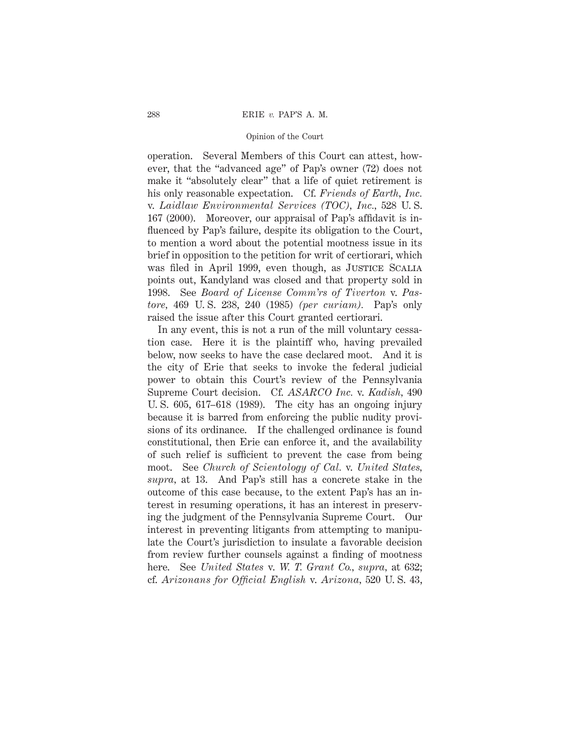operation. Several Members of this Court can attest, however, that the "advanced age" of Pap's owner (72) does not make it "absolutely clear" that a life of quiet retirement is his only reasonable expectation. Cf. *Friends of Earth, Inc.* v. *Laidlaw Environmental Services (TOC), Inc.*, 528 U. S. 167 (2000). Moreover, our appraisal of Pap's affidavit is influenced by Pap's failure, despite its obligation to the Court, to mention a word about the potential mootness issue in its brief in opposition to the petition for writ of certiorari, which was filed in April 1999, even though, as JUSTICE SCALIA points out, Kandyland was closed and that property sold in 1998. See *Board of License Comm'rs of Tiverton* v. *Pastore*, 469 U. S. 238, 240 (1985) *(per curiam)*. Pap's only raised the issue after this Court granted certiorari.

In any event, this is not a run of the mill voluntary cessation case. Here it is the plaintiff who, having prevailed below, now seeks to have the case declared moot. And it is the city of Erie that seeks to invoke the federal judicial power to obtain this Court's review of the Pennsylvania Supreme Court decision. Cf. *ASARCO Inc.* v. *Kadish*, 490 U. S. 605, 617–618 (1989). The city has an ongoing injury because it is barred from enforcing the public nudity provisions of its ordinance. If the challenged ordinance is found constitutional, then Erie can enforce it, and the availability of such relief is sufficient to prevent the case from being moot. See *Church of Scientology of Cal.* v. *United States*, *supra*, at 13. And Pap's still has a concrete stake in the outcome of this case because, to the extent Pap's has an interest in resuming operations, it has an interest in preserving the judgment of the Pennsylvania Supreme Court. Our interest in preventing litigants from attempting to manipulate the Court's jurisdiction to insulate a favorable decision from review further counsels against a finding of mootness here. See *United States* v. *W. T. Grant Co.*, *supra*, at 632; cf. *Arizonans for Official English* v. *Arizona*, 520 U. S. 43,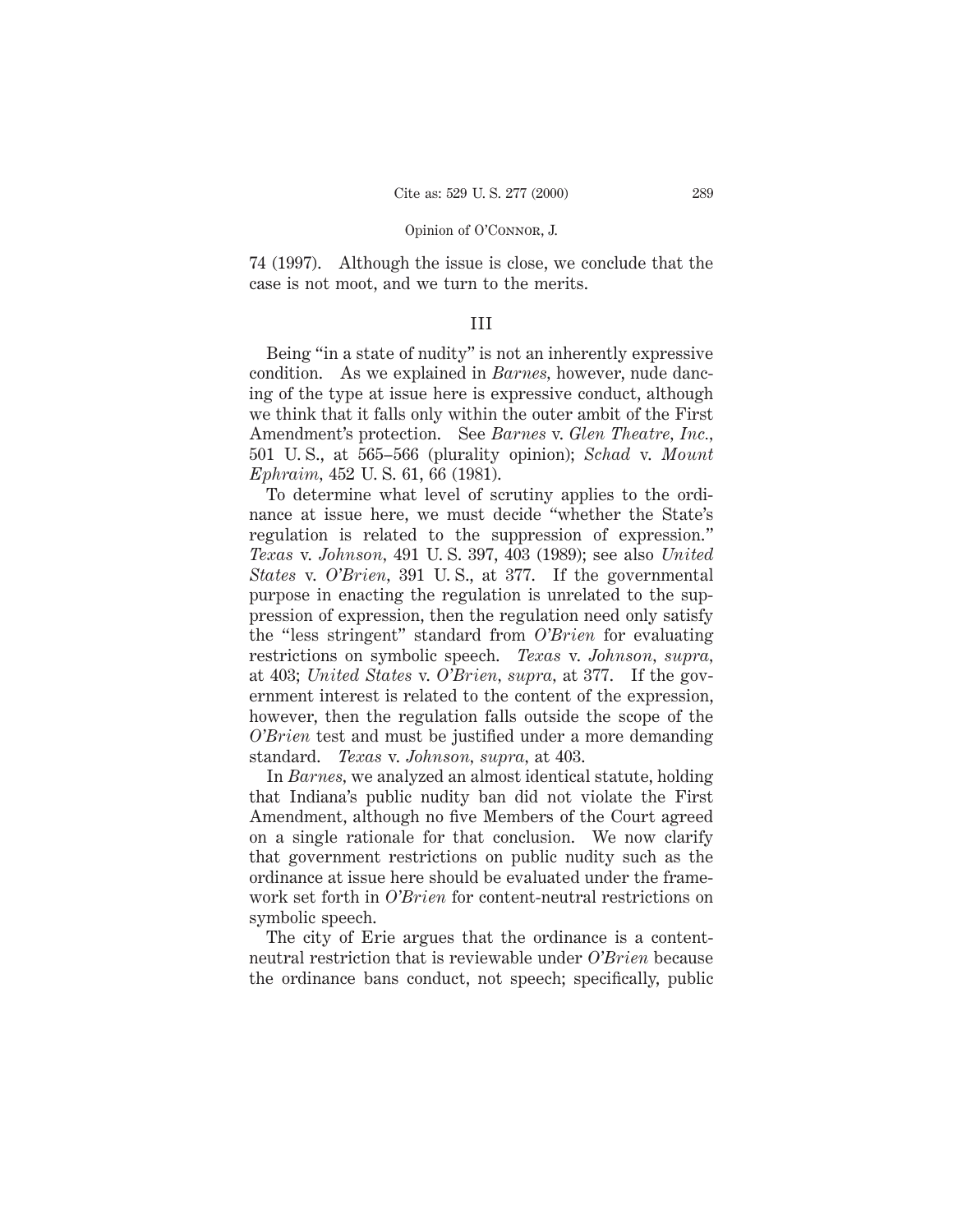74 (1997). Although the issue is close, we conclude that the case is not moot, and we turn to the merits.

## III

Being "in a state of nudity" is not an inherently expressive condition. As we explained in *Barnes,* however, nude dancing of the type at issue here is expressive conduct, although we think that it falls only within the outer ambit of the First Amendment's protection. See *Barnes* v. *Glen Theatre, Inc.,* 501 U. S., at 565–566 (plurality opinion); *Schad* v. *Mount Ephraim,* 452 U. S. 61, 66 (1981).

To determine what level of scrutiny applies to the ordinance at issue here, we must decide "whether the State's regulation is related to the suppression of expression." *Texas* v. *Johnson,* 491 U. S. 397, 403 (1989); see also *United States* v. *O'Brien,* 391 U. S., at 377. If the governmental purpose in enacting the regulation is unrelated to the suppression of expression, then the regulation need only satisfy the "less stringent" standard from *O'Brien* for evaluating restrictions on symbolic speech. *Texas* v. *Johnson, supra,* at 403; *United States* v. *O'Brien, supra,* at 377. If the government interest is related to the content of the expression, however, then the regulation falls outside the scope of the *O'Brien* test and must be justified under a more demanding standard. *Texas* v. *Johnson, supra,* at 403.

In *Barnes,* we analyzed an almost identical statute, holding that Indiana's public nudity ban did not violate the First Amendment, although no five Members of the Court agreed on a single rationale for that conclusion. We now clarify that government restrictions on public nudity such as the ordinance at issue here should be evaluated under the framework set forth in *O'Brien* for content-neutral restrictions on symbolic speech.

The city of Erie argues that the ordinance is a content-neutral restriction that is reviewable under *O'Brien* because the ordinance bans conduct, not speech; specifically, public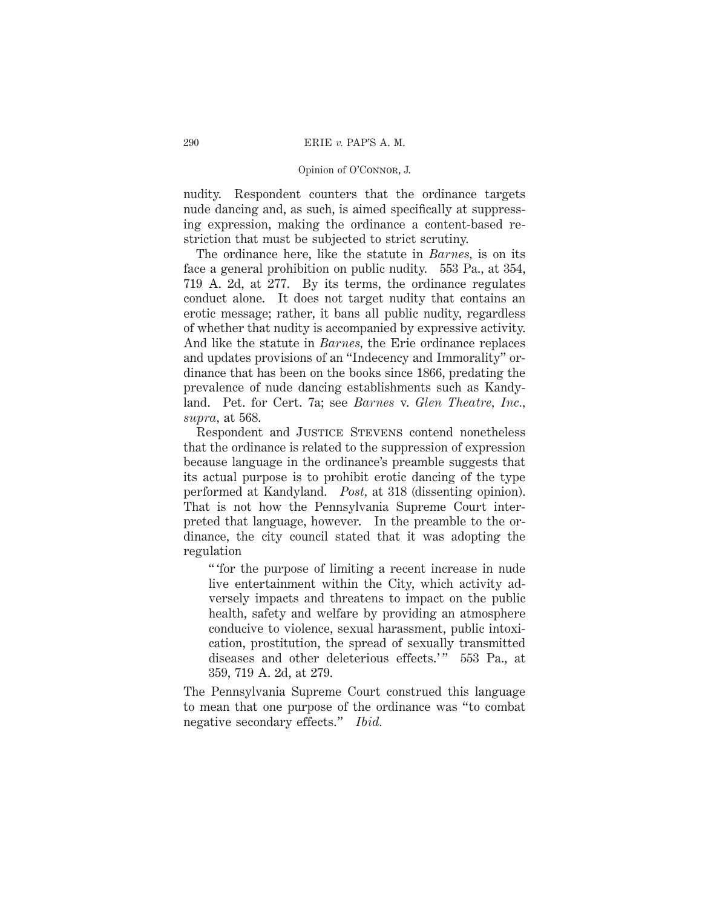nudity. Respondent counters that the ordinance targets nude dancing and, as such, is aimed specifically at suppressing expression, making the ordinance a content-based restriction that must be subjected to strict scrutiny.

The ordinance here, like the statute in *Barnes*, is on its face a general prohibition on public nudity. 553 Pa., at 354, 719 A. 2d, at 277. By its terms, the ordinance regulates conduct alone. It does not target nudity that contains an erotic message; rather, it bans all public nudity, regardless of whether that nudity is accompanied by expressive activity. And like the statute in *Barnes*, the Erie ordinance replaces and updates provisions of an "Indecency and Immorality" ordinance that has been on the books since 1866, predating the prevalence of nude dancing establishments such as Kandyland. Pet. for Cert. 7a; see *Barnes* v. *Glen Theatre, Inc., supra*, at 568.

Respondent and JUSTICE STEVENS contend nonetheless that the ordinance is related to the suppression of expression because language in the ordinance's preamble suggests that its actual purpose is to prohibit erotic dancing of the type performed at Kandyland. *Post*, at 318 (dissenting opinion). That is not how the Pennsylvania Supreme Court interpreted that language, however. In the preamble to the ordinance, the city council stated that it was adopting the regulation

> " 'for the purpose of limiting a recent increase in nude live entertainment within the City, which activity adversely impacts and threatens to impact on the public health, safety and welfare by providing an atmosphere conducive to violence, sexual harassment, public intoxication, prostitution, the spread of sexually transmitted diseases and other deleterious effects.' " 553 Pa., at 359, 719 A. 2d, at 279.

The Pennsylvania Supreme Court construed this language to mean that one purpose of the ordinance was "to combat negative secondary effects." *Ibid.*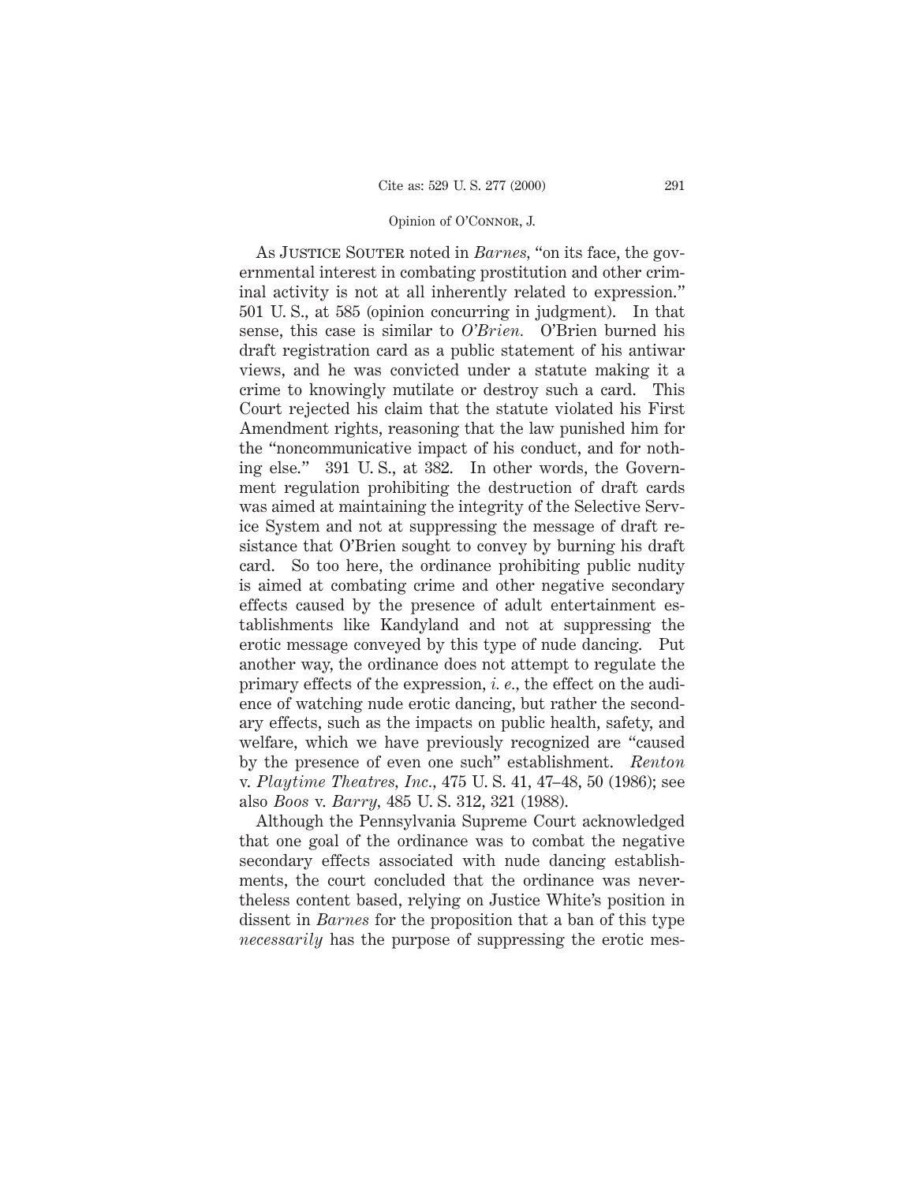As Justice Souter noted in *Barnes*, "on its face, the governmental interest in combating prostitution and other criminal activity is not at all inherently related to expression." 501 U. S., at 585 (opinion concurring in judgment). In that sense, this case is similar to *O'Brien*. O'Brien burned his draft registration card as a public statement of his antiwar views, and he was convicted under a statute making it a crime to knowingly mutilate or destroy such a card. This Court rejected his claim that the statute violated his First Amendment rights, reasoning that the law punished him for the "noncommunicative impact of his conduct, and for nothing else." 391 U. S., at 382. In other words, the Government regulation prohibiting the destruction of draft cards was aimed at maintaining the integrity of the Selective Service System and not at suppressing the message of draft resistance that O'Brien sought to convey by burning his draft card. So too here, the ordinance prohibiting public nudity is aimed at combating crime and other negative secondary effects caused by the presence of adult entertainment establishments like Kandyland and not at suppressing the erotic message conveyed by this type of nude dancing. Put another way, the ordinance does not attempt to regulate the primary effects of the expression, *i. e.*, the effect on the audience of watching nude erotic dancing, but rather the secondary effects, such as the impacts on public health, safety, and welfare, which we have previously recognized are "caused by the presence of even one such" establishment. *Renton* v. *Playtime Theatres, Inc.*, 475 U. S. 41, 47–48, 50 (1986); see also *Boos* v. *Barry*, 485 U. S. 312, 321 (1988).

Although the Pennsylvania Supreme Court acknowledged that one goal of the ordinance was to combat the negative secondary effects associated with nude dancing establishments, the court concluded that the ordinance was nevertheless content based, relying on Justice White's position in dissent in *Barnes* for the proposition that a ban of this type *necessarily* has the purpose of suppressing the erotic mes-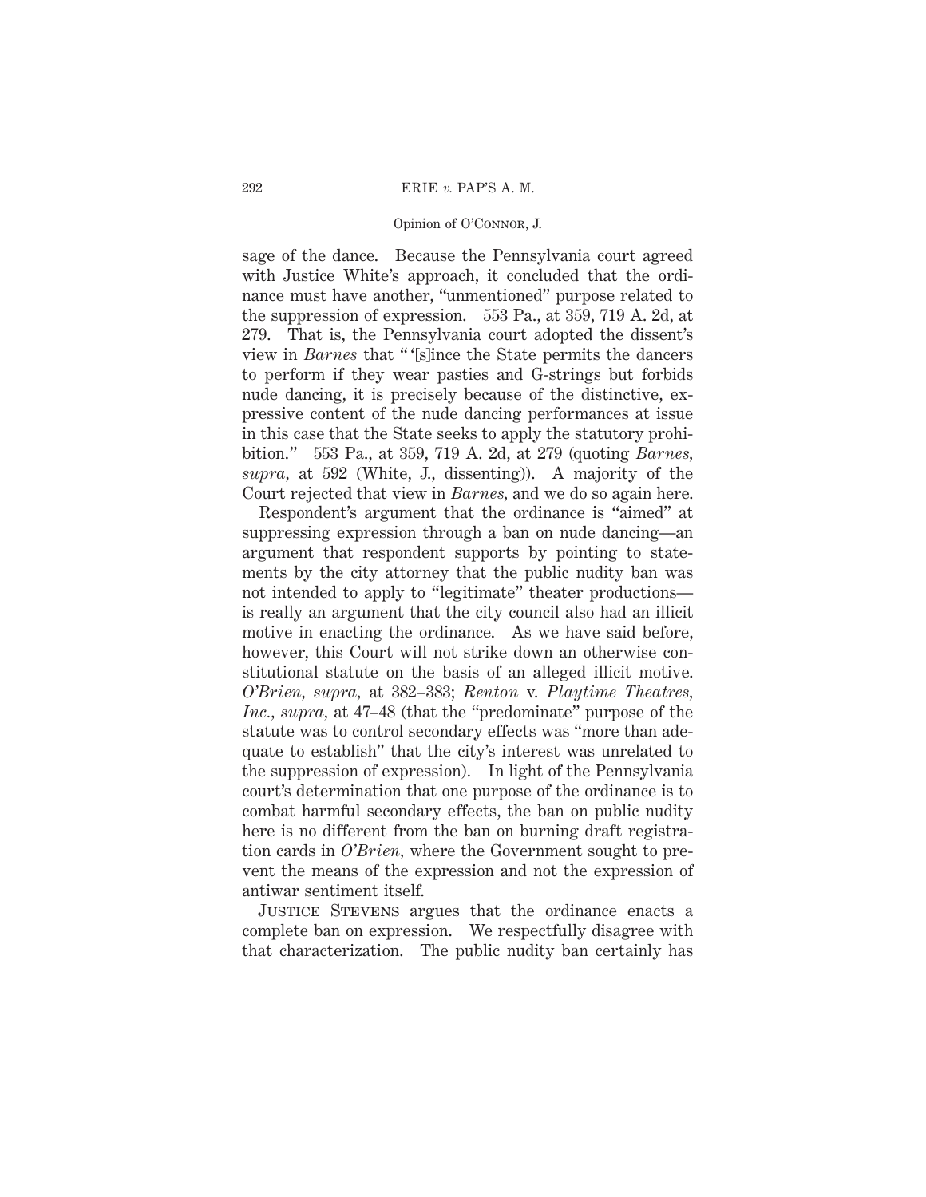sage of the dance. Because the Pennsylvania court agreed with Justice White's approach, it concluded that the ordinance must have another, "unmentioned" purpose related to the suppression of expression. 553 Pa., at 359, 719 A. 2d, at 279. That is, the Pennsylvania court adopted the dissent's view in *Barnes* that " '[s]ince the State permits the dancers to perform if they wear pasties and G-strings but forbids nude dancing, it is precisely because of the distinctive, expressive content of the nude dancing performances at issue in this case that the State seeks to apply the statutory prohibition.' " 553 Pa., at 359, 719 A. 2d, at 279 (quoting *Barnes*, *supra*, at 592 (White, J., dissenting)). A majority of the Court rejected that view in *Barnes*, and we do so again here.

Respondent's argument that the ordinance is "aimed" at suppressing expression through a ban on nude dancing—an argument that respondent supports by pointing to statements by the city attorney that the public nudity ban was not intended to apply to "legitimate" theater productions—is really an argument that the city council also had an illicit motive in enacting the ordinance. As we have said before, however, this Court will not strike down an otherwise constitutional statute on the basis of an alleged illicit motive. *O'Brien*, *supra*, at 382–383; *Renton* v. *Playtime Theatres, Inc.*, *supra*, at 47–48 (that the "predominate" purpose of the statute was to control secondary effects was "more than adequate to establish" that the city's interest was unrelated to the suppression of expression). In light of the Pennsylvania court's determination that one purpose of the ordinance is to combat harmful secondary effects, the ban on public nudity here is no different from the ban on burning draft registration cards in *O'Brien*, where the Government sought to prevent the means of the expression and not the expression of antiwar sentiment itself.

Justice Stevens argues that the ordinance enacts a complete ban on expression. We respectfully disagree with that characterization. The public nudity ban certainly has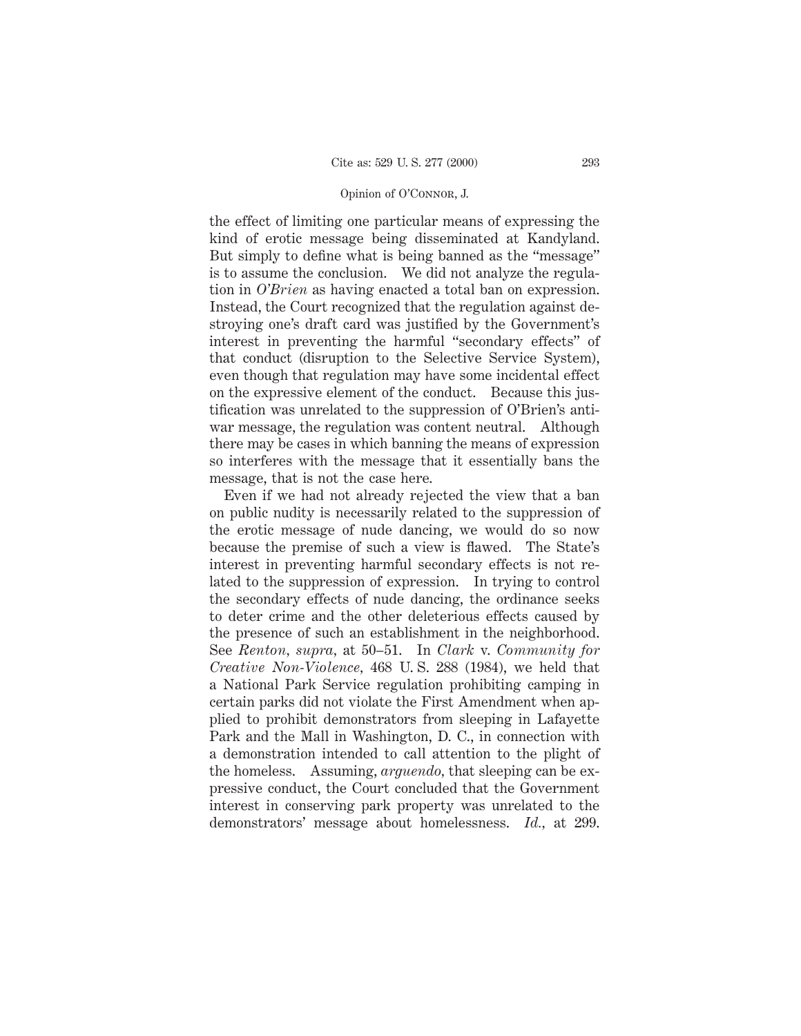the effect of limiting one particular means of expressing the kind of erotic message being disseminated at Kandyland. But simply to define what is being banned as the "message" is to assume the conclusion. We did not analyze the regulation in *O'Brien* as having enacted a total ban on expression. Instead, the Court recognized that the regulation against destroying one's draft card was justified by the Government's interest in preventing the harmful "secondary effects" of that conduct (disruption to the Selective Service System), even though that regulation may have some incidental effect on the expressive element of the conduct. Because this justification was unrelated to the suppression of O'Brien's antiwar message, the regulation was content neutral. Although there may be cases in which banning the means of expression so interferes with the message that it essentially bans the message, that is not the case here.

Even if we had not already rejected the view that a ban on public nudity is necessarily related to the suppression of the erotic message of nude dancing, we would do so now because the premise of such a view is flawed. The State's interest in preventing harmful secondary effects is not related to the suppression of expression. In trying to control the secondary effects of nude dancing, the ordinance seeks to deter crime and the other deleterious effects caused by the presence of such an establishment in the neighborhood. See *Renton*, *supra*, at 50–51. In *Clark* v. *Community for Creative Non-Violence*, 468 U. S. 288 (1984), we held that a National Park Service regulation prohibiting camping in certain parks did not violate the First Amendment when applied to prohibit demonstrators from sleeping in Lafayette Park and the Mall in Washington, D. C., in connection with a demonstration intended to call attention to the plight of the homeless. Assuming, *arguendo*, that sleeping can be expressive conduct, the Court concluded that the Government interest in conserving park property was unrelated to the demonstrators' message about homelessness. *Id.*, at 299.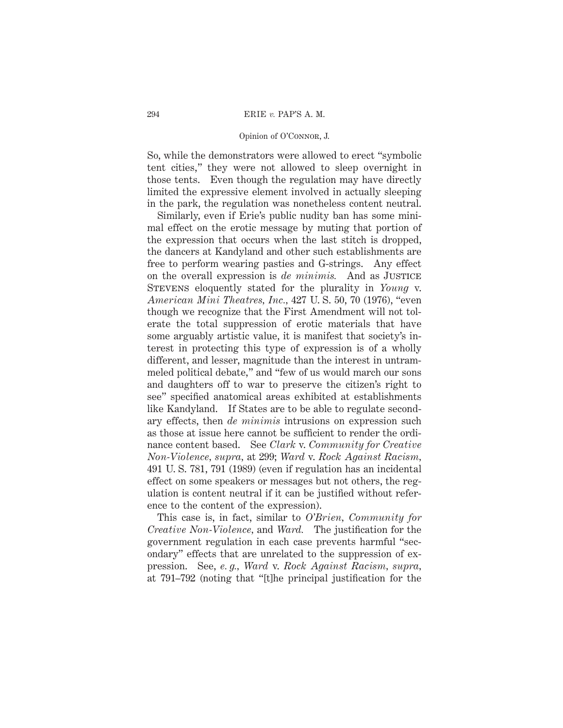So, while the demonstrators were allowed to erect "symbolic tent cities," they were not allowed to sleep overnight in those tents. Even though the regulation may have directly limited the expressive element involved in actually sleeping in the park, the regulation was nonetheless content neutral.

Similarly, even if Erie's public nudity ban has some minimal effect on the erotic message by muting that portion of the expression that occurs when the last stitch is dropped, the dancers at Kandyland and other such establishments are free to perform wearing pasties and G-strings. Any effect on the overall expression is *de minimis.* And as Justice Stevens eloquently stated for the plurality in *Young* v. *American Mini Theatres, Inc.*, 427 U. S. 50, 70 (1976), "even though we recognize that the First Amendment will not tolerate the total suppression of erotic materials that have some arguably artistic value, it is manifest that society's interest in protecting this type of expression is of a wholly different, and lesser, magnitude than the interest in untrammeled political debate," and "few of us would march our sons and daughters off to war to preserve the citizen's right to see" specified anatomical areas exhibited at establishments like Kandyland. If States are to be able to regulate secondary effects, then *de minimis* intrusions on expression such as those at issue here cannot be sufficient to render the ordinance content based. See *Clark* v. *Community for Creative Non-Violence*, *supra*, at 299; *Ward* v. *Rock Against Racism*, 491 U. S. 781, 791 (1989) (even if regulation has an incidental effect on some speakers or messages but not others, the regulation is content neutral if it can be justified without reference to the content of the expression).

This case is, in fact, similar to *O'Brien*, *Community for Creative Non-Violence*, and *Ward.* The justification for the government regulation in each case prevents harmful "secondary" effects that are unrelated to the suppression of expression. See, *e. g.*, *Ward* v. *Rock Against Racism*, *supra*, at 791–792 (noting that "[t]he principal justification for the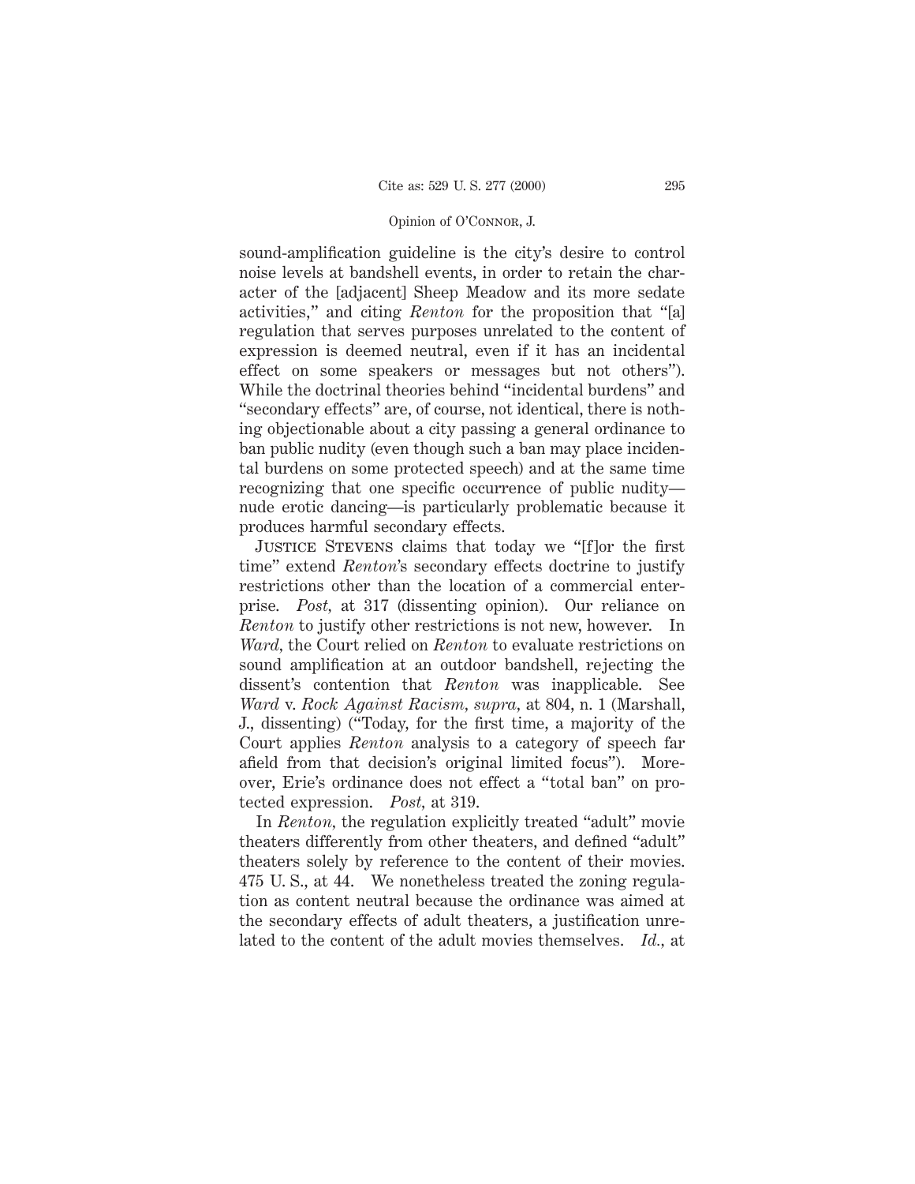sound-amplification guideline is the city's desire to control noise levels at bandshell events, in order to retain the character of the [adjacent] Sheep Meadow and its more sedate activities," and citing *Renton* for the proposition that "[a] regulation that serves purposes unrelated to the content of expression is deemed neutral, even if it has an incidental effect on some speakers or messages but not others"). While the doctrinal theories behind "incidental burdens" and "secondary effects" are, of course, not identical, there is nothing objectionable about a city passing a general ordinance to ban public nudity (even though such a ban may place incidental burdens on some protected speech) and at the same time recognizing that one specific occurrence of public nudity—nude erotic dancing—is particularly problematic because it produces harmful secondary effects.

Justice Stevens claims that today we "[f]or the first time" extend *Renton*'s secondary effects doctrine to justify restrictions other than the location of a commercial enterprise. *Post,* at 317 (dissenting opinion). Our reliance on *Renton* to justify other restrictions is not new, however. In *Ward,* the Court relied on *Renton* to evaluate restrictions on sound amplification at an outdoor bandshell, rejecting the dissent's contention that *Renton* was inapplicable. See *Ward* v. *Rock Against Racism, supra,* at 804, n. 1 (Marshall, J., dissenting) ("Today, for the first time, a majority of the Court applies *Renton* analysis to a category of speech far afield from that decision's original limited focus"). Moreover, Erie's ordinance does not effect a "total ban" on protected expression. *Post,* at 319.

In *Renton,* the regulation explicitly treated "adult" movie theaters differently from other theaters, and defined "adult" theaters solely by reference to the content of their movies. 475 U. S., at 44. We nonetheless treated the zoning regulation as content neutral because the ordinance was aimed at the secondary effects of adult theaters, a justification unrelated to the content of the adult movies themselves. *Id.,* at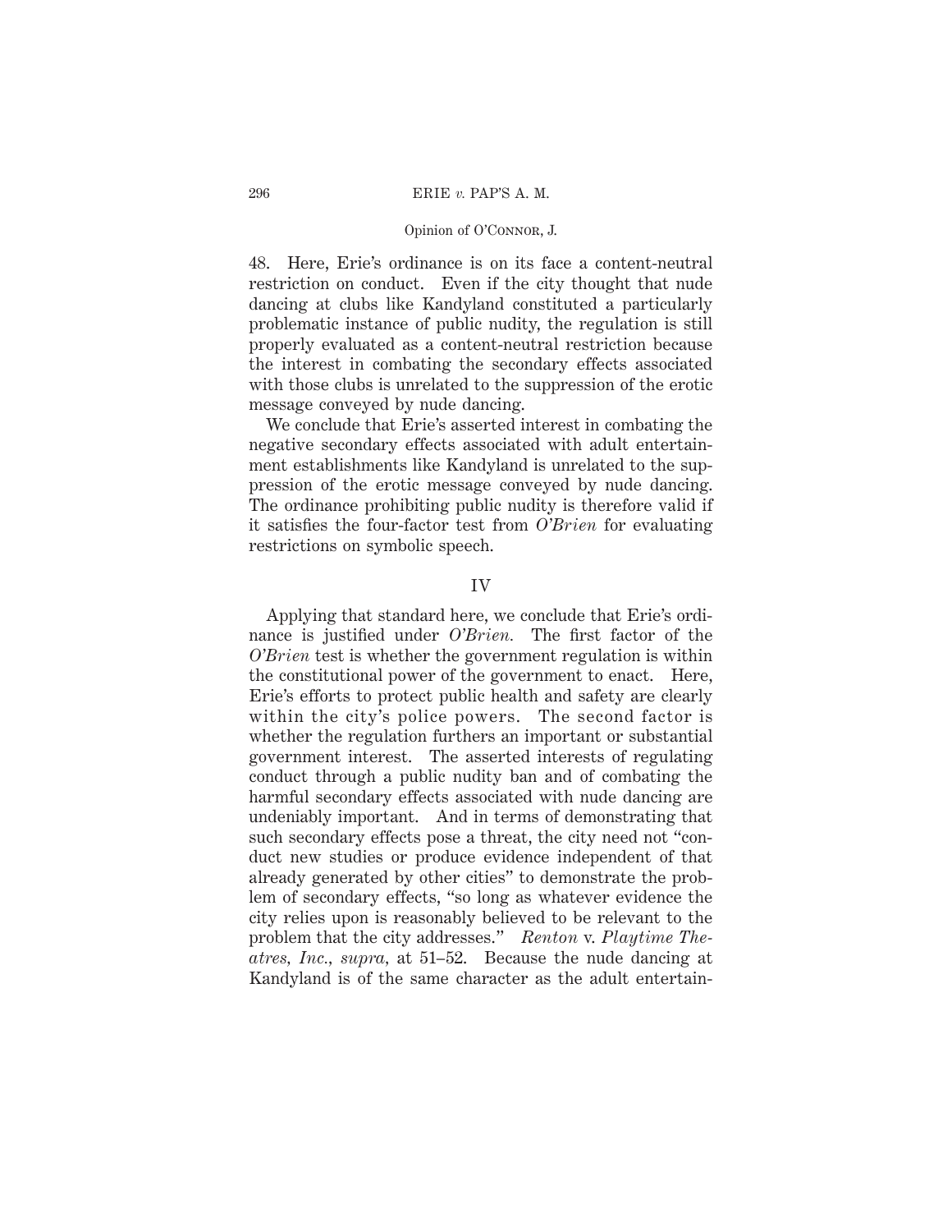48. Here, Erie's ordinance is on its face a content-neutral restriction on conduct. Even if the city thought that nude dancing at clubs like Kandyland constituted a particularly problematic instance of public nudity, the regulation is still properly evaluated as a content-neutral restriction because the interest in combating the secondary effects associated with those clubs is unrelated to the suppression of the erotic message conveyed by nude dancing.

We conclude that Erie's asserted interest in combating the negative secondary effects associated with adult entertainment establishments like Kandyland is unrelated to the suppression of the erotic message conveyed by nude dancing. The ordinance prohibiting public nudity is therefore valid if it satisfies the four-factor test from *O'Brien* for evaluating restrictions on symbolic speech.

## IV

Applying that standard here, we conclude that Erie's ordinance is justified under *O'Brien.* The first factor of the *O'Brien* test is whether the government regulation is within the constitutional power of the government to enact. Here, Erie's efforts to protect public health and safety are clearly within the city's police powers. The second factor is whether the regulation furthers an important or substantial government interest. The asserted interests of regulating conduct through a public nudity ban and of combating the harmful secondary effects associated with nude dancing are undeniably important. And in terms of demonstrating that such secondary effects pose a threat, the city need not "conduct new studies or produce evidence independent of that already generated by other cities" to demonstrate the problem of secondary effects, "so long as whatever evidence the city relies upon is reasonably believed to be relevant to the problem that the city addresses." *Renton* v. *Playtime Theatres, Inc., supra,* at 51–52. Because the nude dancing at Kandyland is of the same character as the adult entertain-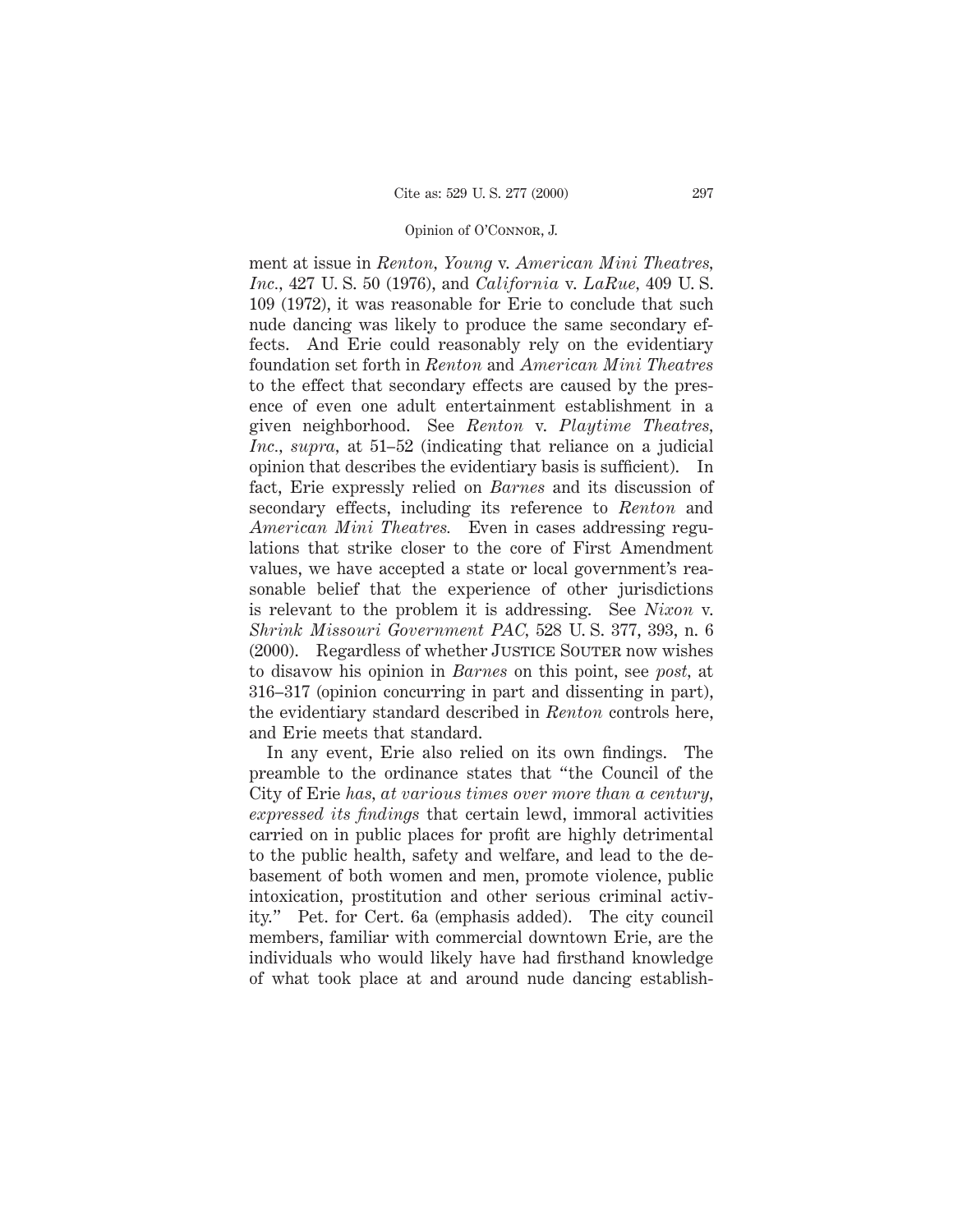ment at issue in *Renton*, *Young* v. *American Mini Theatres, Inc.*, 427 U. S. 50 (1976), and *California* v. *LaRue*, 409 U. S. 109 (1972), it was reasonable for Erie to conclude that such nude dancing was likely to produce the same secondary effects. And Erie could reasonably rely on the evidentiary foundation set forth in *Renton* and *American Mini Theatres* to the effect that secondary effects are caused by the presence of even one adult entertainment establishment in a given neighborhood. See *Renton* v. *Playtime Theatres, Inc.*, *supra*, at 51–52 (indicating that reliance on a judicial opinion that describes the evidentiary basis is sufficient). In fact, Erie expressly relied on *Barnes* and its discussion of secondary effects, including its reference to *Renton* and *American Mini Theatres.* Even in cases addressing regulations that strike closer to the core of First Amendment values, we have accepted a state or local government's reasonable belief that the experience of other jurisdictions is relevant to the problem it is addressing. See *Nixon* v. *Shrink Missouri Government PAC*, 528 U. S. 377, 393, n. 6 (2000). Regardless of whether JUSTICE SOUTER now wishes to disavow his opinion in *Barnes* on this point, see *post*, at 316–317 (opinion concurring in part and dissenting in part), the evidentiary standard described in *Renton* controls here, and Erie meets that standard.

In any event, Erie also relied on its own findings. The preamble to the ordinance states that "the Council of the City of Erie *has, at various times over more than a century, expressed its findings* that certain lewd, immoral activities carried on in public places for profit are highly detrimental to the public health, safety and welfare, and lead to the debasement of both women and men, promote violence, public intoxication, prostitution and other serious criminal activity." Pet. for Cert. 6a (emphasis added). The city council members, familiar with commercial downtown Erie, are the individuals who would likely have had firsthand knowledge of what took place at and around nude dancing establish-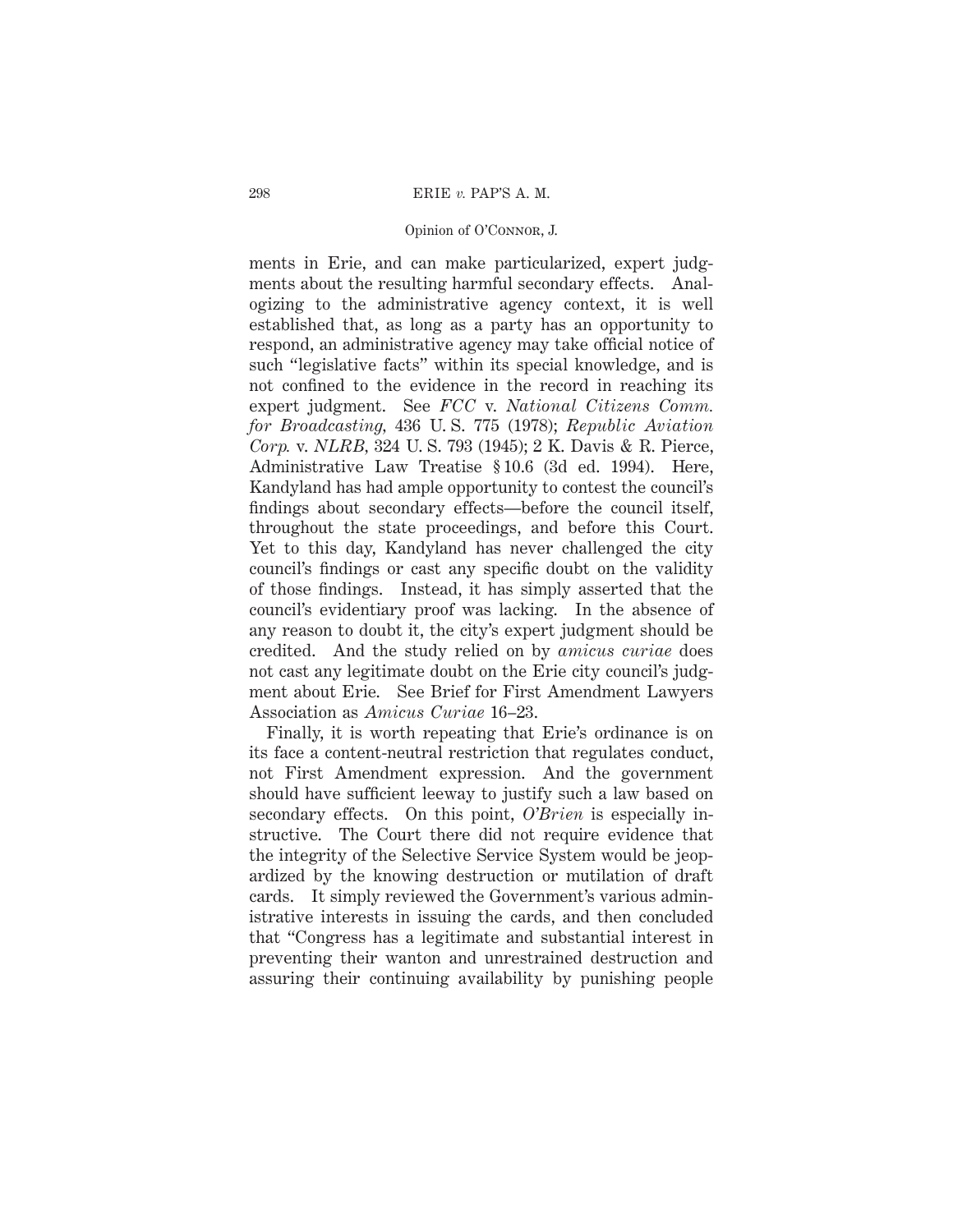ments in Erie, and can make particularized, expert judgments about the resulting harmful secondary effects. Analogizing to the administrative agency context, it is well established that, as long as a party has an opportunity to respond, an administrative agency may take official notice of such "legislative facts" within its special knowledge, and is not confined to the evidence in the record in reaching its expert judgment. See *FCC* v. *National Citizens Comm. for Broadcasting*, 436 U. S. 775 (1978); *Republic Aviation Corp.* v. *NLRB*, 324 U. S. 793 (1945); 2 K. Davis & R. Pierce, Administrative Law Treatise § 10.6 (3d ed. 1994). Here, Kandyland has had ample opportunity to contest the council's findings about secondary effects—before the council itself, throughout the state proceedings, and before this Court. Yet to this day, Kandyland has never challenged the city council's findings or cast any specific doubt on the validity of those findings. Instead, it has simply asserted that the council's evidentiary proof was lacking. In the absence of any reason to doubt it, the city's expert judgment should be credited. And the study relied on by *amicus curiae* does not cast any legitimate doubt on the Erie city council's judgment about Erie. See Brief for First Amendment Lawyers Association as *Amicus Curiae* 16–23.

Finally, it is worth repeating that Erie's ordinance is on its face a content-neutral restriction that regulates conduct, not First Amendment expression. And the government should have sufficient leeway to justify such a law based on secondary effects. On this point, *O'Brien* is especially instructive. The Court there did not require evidence that the integrity of the Selective Service System would be jeopardized by the knowing destruction or mutilation of draft cards. It simply reviewed the Government's various administrative interests in issuing the cards, and then concluded that "Congress has a legitimate and substantial interest in preventing their wanton and unrestrained destruction and assuring their continuing availability by punishing people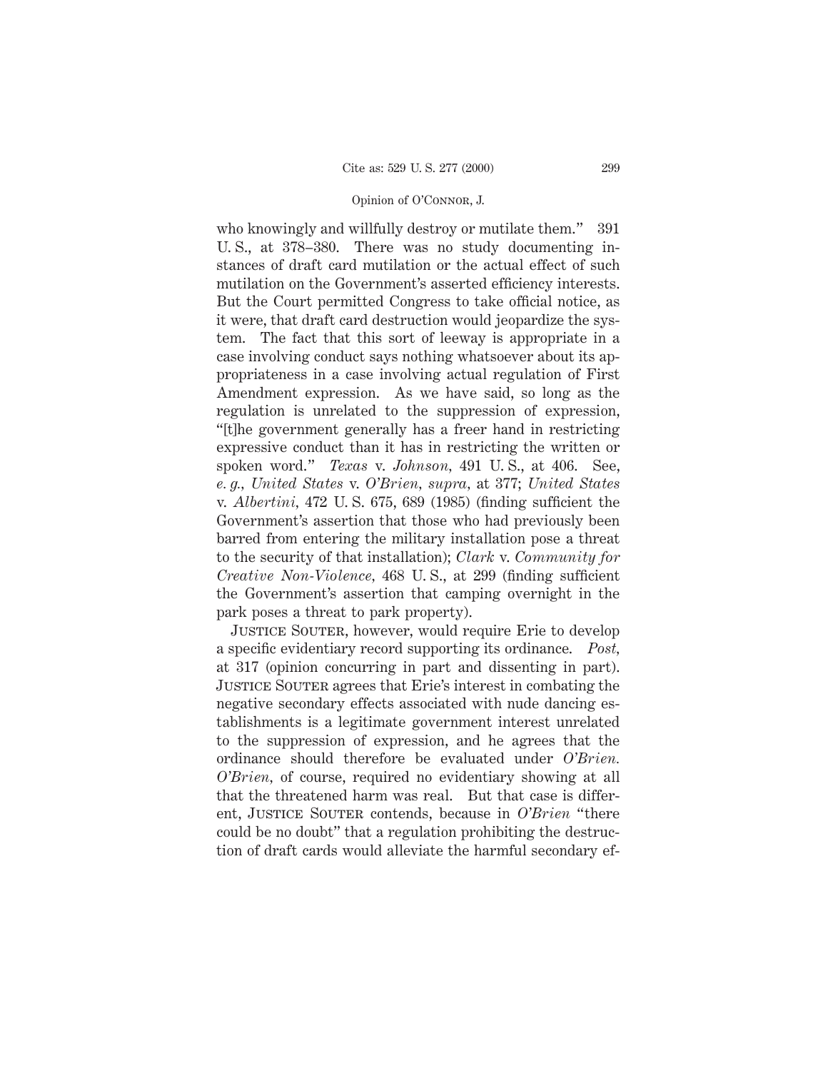who knowingly and willfully destroy or mutilate them." 391 U. S., at 378–380. There was no study documenting instances of draft card mutilation or the actual effect of such mutilation on the Government's asserted efficiency interests. But the Court permitted Congress to take official notice, as it were, that draft card destruction would jeopardize the system. The fact that this sort of leeway is appropriate in a case involving conduct says nothing whatsoever about its appropriateness in a case involving actual regulation of First Amendment expression. As we have said, so long as the regulation is unrelated to the suppression of expression, "[t]he government generally has a freer hand in restricting expressive conduct than it has in restricting the written or spoken word." *Texas* v. *Johnson*, 491 U. S., at 406. See, *e. g.*, *United States* v. *O'Brien*, *supra*, at 377; *United States* v. *Albertini*, 472 U. S. 675, 689 (1985) (finding sufficient the Government's assertion that those who had previously been barred from entering the military installation pose a threat to the security of that installation); *Clark* v. *Community for Creative Non-Violence*, 468 U. S., at 299 (finding sufficient the Government's assertion that camping overnight in the park poses a threat to park property).

Justice Souter, however, would require Erie to develop a specific evidentiary record supporting its ordinance. *Post*, at 317 (opinion concurring in part and dissenting in part). Justice Souter agrees that Erie's interest in combating the negative secondary effects associated with nude dancing establishments is a legitimate government interest unrelated to the suppression of expression, and he agrees that the ordinance should therefore be evaluated under *O'Brien*. *O'Brien*, of course, required no evidentiary showing at all that the threatened harm was real. But that case is different, Justice Souter contends, because in *O'Brien* "there could be no doubt" that a regulation prohibiting the destruction of draft cards would alleviate the harmful secondary ef-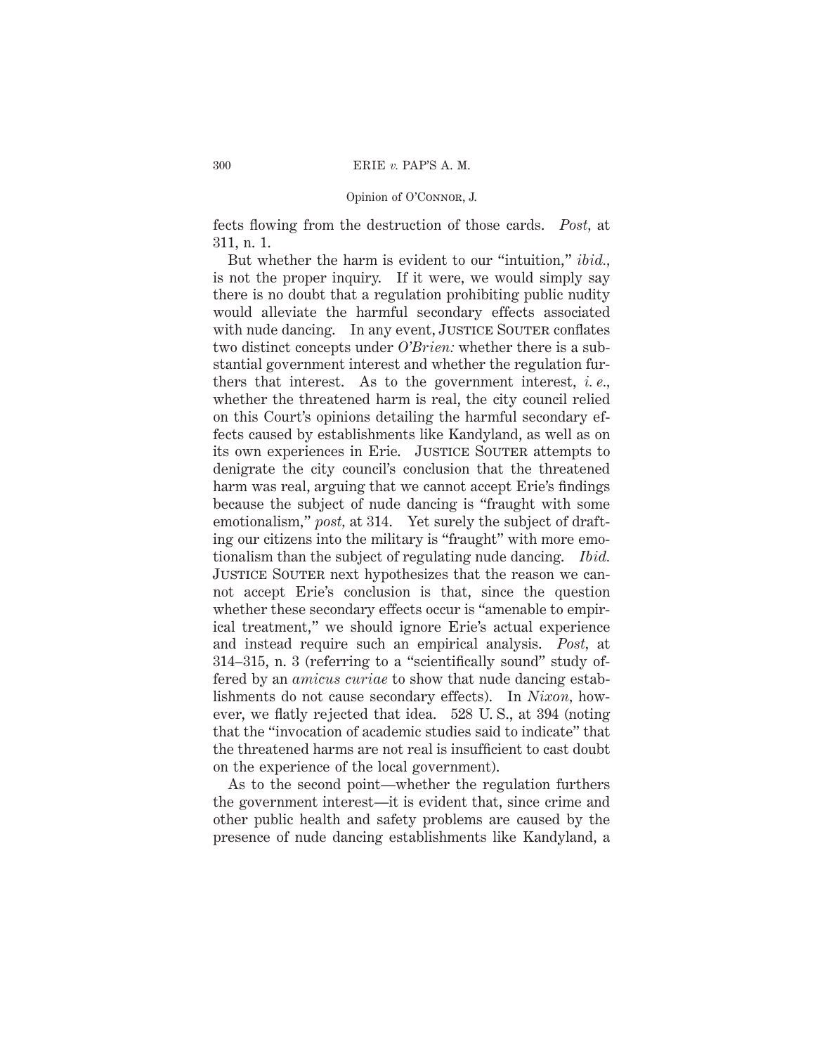fects flowing from the destruction of those cards. *Post,* at 311, n. 1.

But whether the harm is evident to our "intuition," *ibid.,* is not the proper inquiry. If it were, we would simply say there is no doubt that a regulation prohibiting public nudity would alleviate the harmful secondary effects associated with nude dancing. In any event, JUSTICE SOUTER conflates two distinct concepts under *O'Brien:* whether there is a substantial government interest and whether the regulation furthers that interest. As to the government interest, *i. e.,* whether the threatened harm is real, the city council relied on this Court's opinions detailing the harmful secondary effects caused by establishments like Kandyland, as well as on its own experiences in Erie. JUSTICE SOUTER attempts to denigrate the city council's conclusion that the threatened harm was real, arguing that we cannot accept Erie's findings because the subject of nude dancing is "fraught with some emotionalism," *post,* at 314. Yet surely the subject of drafting our citizens into the military is "fraught" with more emotionalism than the subject of regulating nude dancing. *Ibid.* JUSTICE SOUTER next hypothesizes that the reason we cannot accept Erie's conclusion is that, since the question whether these secondary effects occur is "amenable to empirical treatment," we should ignore Erie's actual experience and instead require such an empirical analysis. *Post,* at 314–315, n. 3 (referring to a "scientifically sound" study offered by an *amicus curiae* to show that nude dancing establishments do not cause secondary effects). In *Nixon,* however, we flatly rejected that idea. 528 U. S., at 394 (noting that the "invocation of academic studies said to indicate" that the threatened harms are not real is insufficient to cast doubt on the experience of the local government).

As to the second point—whether the regulation furthers the government interest—it is evident that, since crime and other public health and safety problems are caused by the presence of nude dancing establishments like Kandyland, a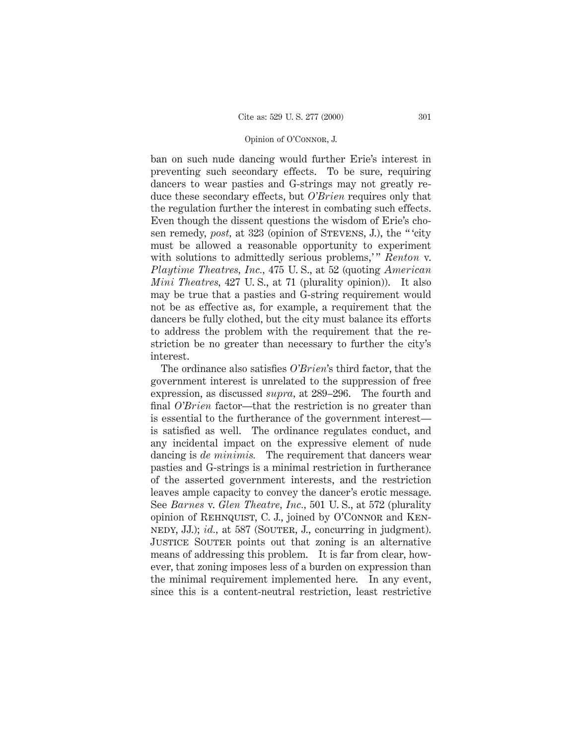ban on such nude dancing would further Erie's interest in preventing such secondary effects. To be sure, requiring dancers to wear pasties and G-strings may not greatly reduce these secondary effects, but *O'Brien* requires only that the regulation further the interest in combating such effects. Even though the dissent questions the wisdom of Erie's chosen remedy, *post,* at 323 (opinion of STEVENS, J.), the " 'city must be allowed a reasonable opportunity to experiment with solutions to admittedly serious problems,' " *Renton* v. *Playtime Theatres, Inc.,* 475 U. S., at 52 (quoting *American Mini Theatres,* 427 U. S., at 71 (plurality opinion)). It also may be true that a pasties and G-string requirement would not be as effective as, for example, a requirement that the dancers be fully clothed, but the city must balance its efforts to address the problem with the requirement that the restriction be no greater than necessary to further the city's interest.

The ordinance also satisfies *O'Brien*'s third factor, that the government interest is unrelated to the suppression of free expression, as discussed *supra,* at 289–296. The fourth and final *O'Brien* factor—that the restriction is no greater than is essential to the furtherance of the government interest—is satisfied as well. The ordinance regulates conduct, and any incidental impact on the expressive element of nude dancing is *de minimis.* The requirement that dancers wear pasties and G-strings is a minimal restriction in furtherance of the asserted government interests, and the restriction leaves ample capacity to convey the dancer's erotic message. See *Barnes* v. *Glen Theatre, Inc.,* 501 U. S., at 572 (plurality opinion of REHNQUIST, C. J., joined by O'CONNOR and KENNEDY, JJ.); *id.,* at 587 (SOUTER, J., concurring in judgment). JUSTICE SOUTER points out that zoning is an alternative means of addressing this problem. It is far from clear, however, that zoning imposes less of a burden on expression than the minimal requirement implemented here. In any event, since this is a content-neutral restriction, least restrictive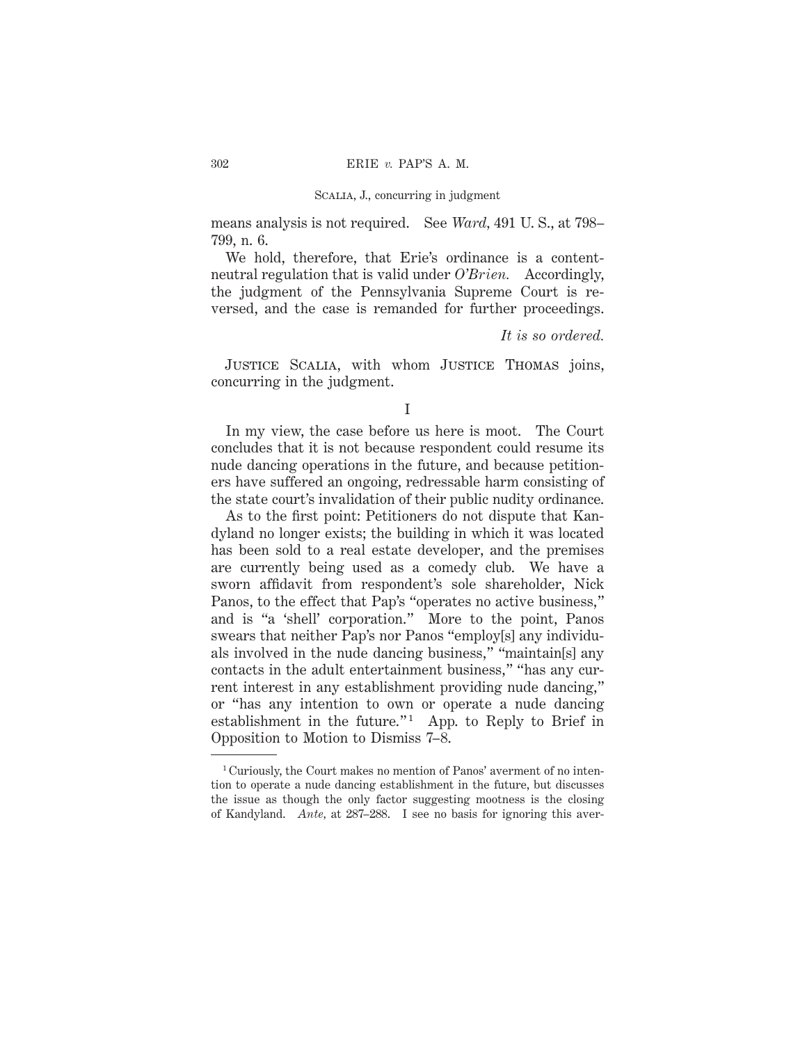means analysis is not required. See *Ward*, 491 U. S., at 798–799, n. 6.

We hold, therefore, that Erie's ordinance is a content-neutral regulation that is valid under *O'Brien*. Accordingly, the judgment of the Pennsylvania Supreme Court is reversed, and the case is remanded for further proceedings.

*It is so ordered.*

JUSTICE SCALIA, with whom JUSTICE THOMAS joins, concurring in the judgment.

I

In my view, the case before us here is moot. The Court concludes that it is not because respondent could resume its nude dancing operations in the future, and because petitioners have suffered an ongoing, redressable harm consisting of the state court's invalidation of their public nudity ordinance.

As to the first point: Petitioners do not dispute that Kandyland no longer exists; the building in which it was located has been sold to a real estate developer, and the premises are currently being used as a comedy club. We have a sworn affidavit from respondent's sole shareholder, Nick Panos, to the effect that Pap's "operates no active business," and is "a 'shell' corporation." More to the point, Panos swears that neither Pap's nor Panos "employ[s] any individuals involved in the nude dancing business," "maintain[s] any contacts in the adult entertainment business," "has any current interest in any establishment providing nude dancing," or "has any intention to own or operate a nude dancing establishment in the future."[1] App. to Reply to Brief in Opposition to Motion to Dismiss 7–8.

---

[1] Curiously, the Court makes no mention of Panos' averment of no intention to operate a nude dancing establishment in the future, but discusses the issue as though the only factor suggesting mootness is the closing of Kandyland. *Ante*, at 287–288. I see no basis for ignoring this aver-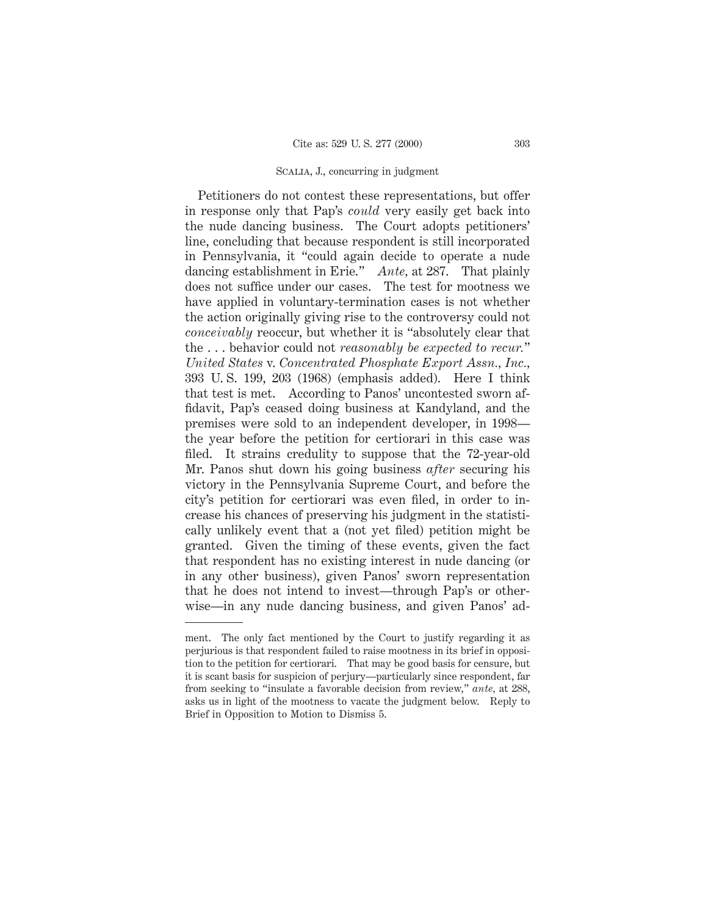Petitioners do not contest these representations, but offer in response only that Pap's *could* very easily get back into the nude dancing business. The Court adopts petitioners' line, concluding that because respondent is still incorporated in Pennsylvania, it "could again decide to operate a nude dancing establishment in Erie." *Ante,* at 287. That plainly does not suffice under our cases. The test for mootness we have applied in voluntary-termination cases is not whether the action originally giving rise to the controversy could not *conceivably* reoccur, but whether it is "absolutely clear that the . . . behavior could not *reasonably be expected to recur.*" *United States* v. *Concentrated Phosphate Export Assn., Inc.,* 393 U. S. 199, 203 (1968) (emphasis added). Here I think that test is met. According to Panos' uncontested sworn affidavit, Pap's ceased doing business at Kandyland, and the premises were sold to an independent developer, in 1998—the year before the petition for certiorari in this case was filed. It strains credulity to suppose that the 72-year-old Mr. Panos shut down his going business *after* securing his victory in the Pennsylvania Supreme Court, and before the city's petition for certiorari was even filed, in order to increase his chances of preserving his judgment in the statistically unlikely event that a (not yet filed) petition might be granted. Given the timing of these events, given the fact that respondent has no existing interest in nude dancing (or in any other business), given Panos' sworn representation that he does not intend to invest—through Pap's or otherwise—in any nude dancing business, and given Panos' ad-

---

ment. The only fact mentioned by the Court to justify regarding it as perjurious is that respondent failed to raise mootness in its brief in opposition to the petition for certiorari. That may be good basis for censure, but it is scant basis for suspicion of perjury—particularly since respondent, far from seeking to "insulate a favorable decision from review," *ante,* at 288, asks us in light of the mootness to vacate the judgment below. Reply to Brief in Opposition to Motion to Dismiss 5.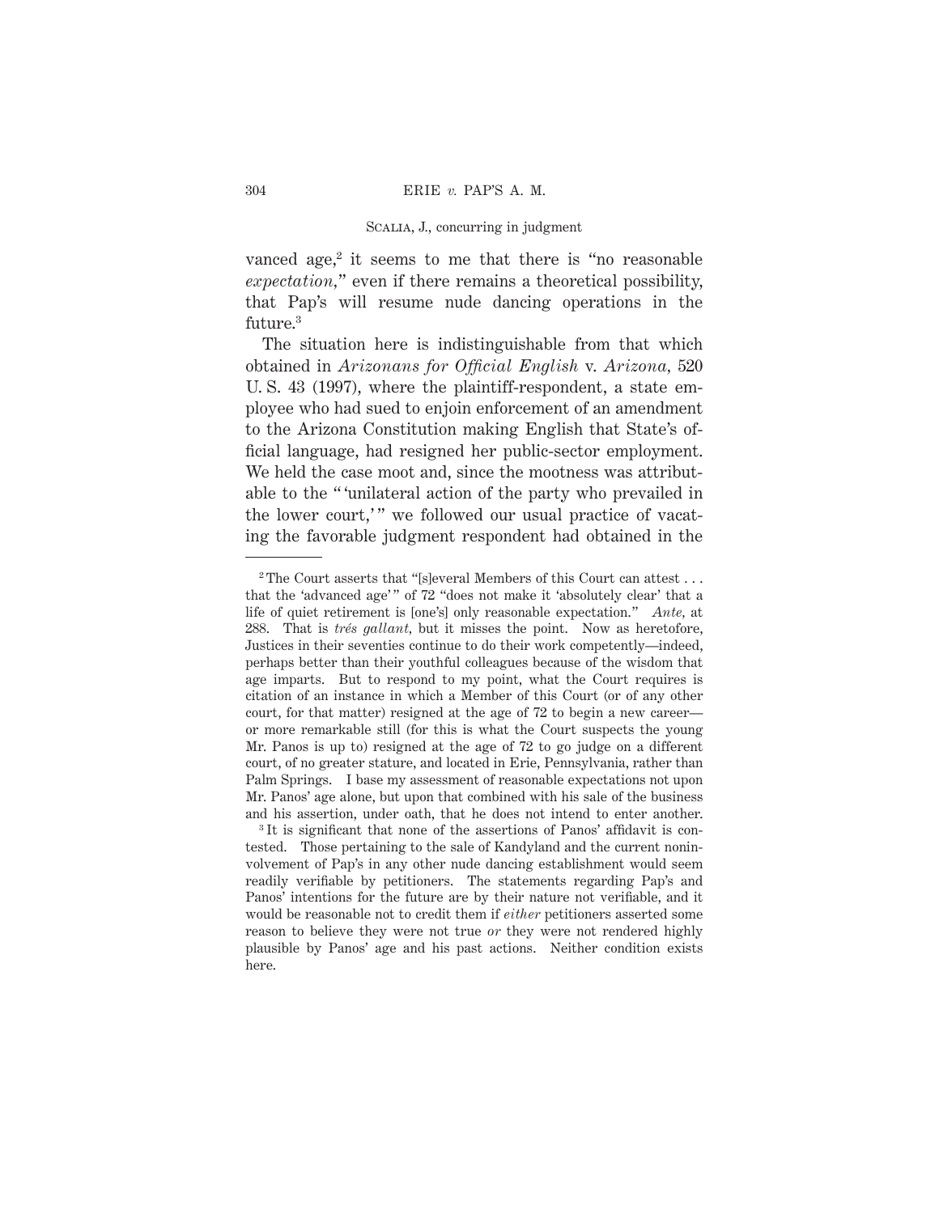vanced age,[2] it seems to me that there is "no reasonable *expectation*," even if there remains a theoretical possibility, that Pap's will resume nude dancing operations in the future.[3]

The situation here is indistinguishable from that which obtained in *Arizonans for Official English* v. *Arizona*, 520 U. S. 43 (1997), where the plaintiff-respondent, a state employee who had sued to enjoin enforcement of an amendment to the Arizona Constitution making English that State's official language, had resigned her public-sector employment. We held the case moot and, since the mootness was attributable to the " 'unilateral action of the party who prevailed in the lower court,' " we followed our usual practice of vacating the favorable judgment respondent had obtained in the

---

[2] The Court asserts that "[s]everal Members of this Court can attest . . . that the 'advanced age' " of 72 "does not make it 'absolutely clear' that a life of quiet retirement is [one's] only reasonable expectation." *Ante*, at 288. That is *trés gallant*, but it misses the point. Now as heretofore, Justices in their seventies continue to do their work competently—indeed, perhaps better than their youthful colleagues because of the wisdom that age imparts. But to respond to my point, what the Court requires is citation of an instance in which a Member of this Court (or of any other court, for that matter) resigned at the age of 72 to begin a new career—or more remarkable still (for this is what the Court suspects the young Mr. Panos is up to) resigned at the age of 72 to go judge on a different court, of no greater stature, and located in Erie, Pennsylvania, rather than Palm Springs. I base my assessment of reasonable expectations not upon Mr. Panos' age alone, but upon that combined with his sale of the business and his assertion, under oath, that he does not intend to enter another.

[3] It is significant that none of the assertions of Panos' affidavit is contested. Those pertaining to the sale of Kandyland and the current noninvolvement of Pap's in any other nude dancing establishment would seem readily verifiable by petitioners. The statements regarding Pap's and Panos' intentions for the future are by their nature not verifiable, and it would be reasonable not to credit them if *either* petitioners asserted some reason to believe they were not true *or* they were not rendered highly plausible by Panos' age and his past actions. Neither condition exists here.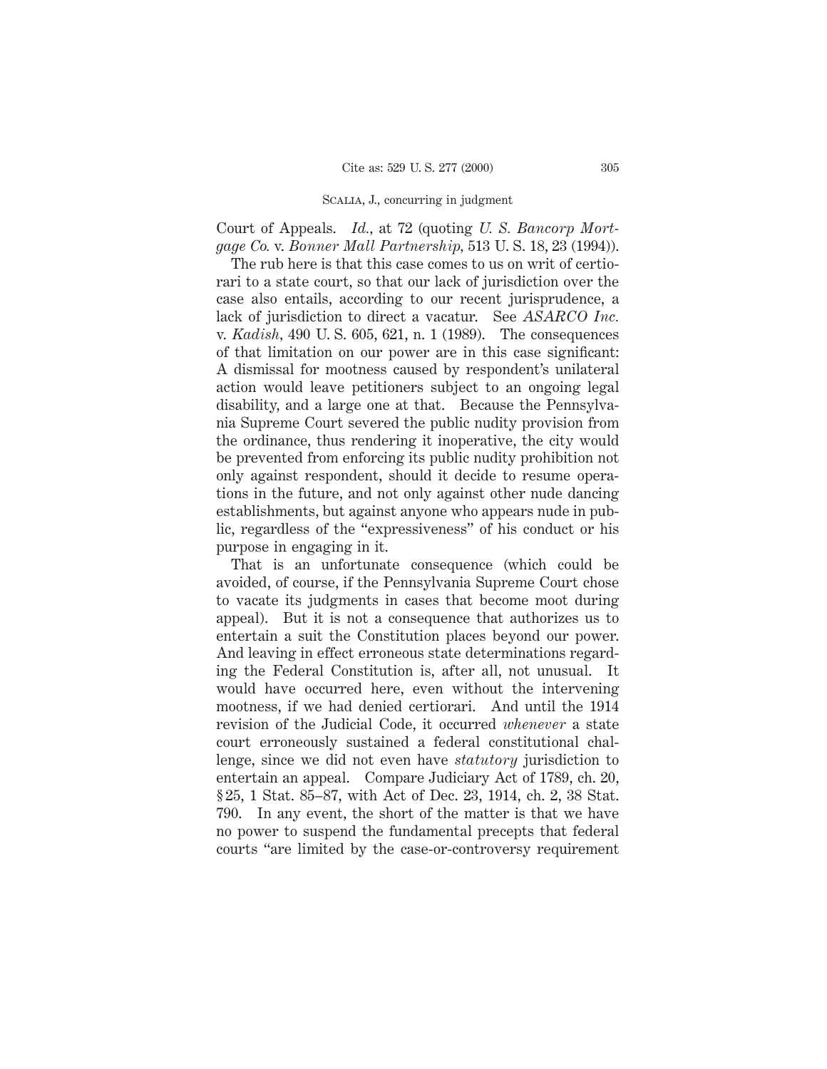Court of Appeals. *Id.*, at 72 (quoting *U. S. Bancorp Mortgage Co.* v. *Bonner Mall Partnership*, 513 U. S. 18, 23 (1994)).

The rub here is that this case comes to us on writ of certiorari to a state court, so that our lack of jurisdiction over the case also entails, according to our recent jurisprudence, a lack of jurisdiction to direct a vacatur. See *ASARCO Inc.* v. *Kadish*, 490 U. S. 605, 621, n. 1 (1989). The consequences of that limitation on our power are in this case significant: A dismissal for mootness caused by respondent's unilateral action would leave petitioners subject to an ongoing legal disability, and a large one at that. Because the Pennsylvania Supreme Court severed the public nudity provision from the ordinance, thus rendering it inoperative, the city would be prevented from enforcing its public nudity prohibition not only against respondent, should it decide to resume operations in the future, and not only against other nude dancing establishments, but against anyone who appears nude in public, regardless of the "expressiveness" of his conduct or his purpose in engaging in it.

That is an unfortunate consequence (which could be avoided, of course, if the Pennsylvania Supreme Court chose to vacate its judgments in cases that become moot during appeal). But it is not a consequence that authorizes us to entertain a suit the Constitution places beyond our power. And leaving in effect erroneous state determinations regarding the Federal Constitution is, after all, not unusual. It would have occurred here, even without the intervening mootness, if we had denied certiorari. And until the 1914 revision of the Judicial Code, it occurred *whenever* a state court erroneously sustained a federal constitutional challenge, since we did not even have *statutory* jurisdiction to entertain an appeal. Compare Judiciary Act of 1789, ch. 20, § 25, 1 Stat. 85–87, with Act of Dec. 23, 1914, ch. 2, 38 Stat. 790. In any event, the short of the matter is that we have no power to suspend the fundamental precepts that federal courts "are limited by the case-or-controversy requirement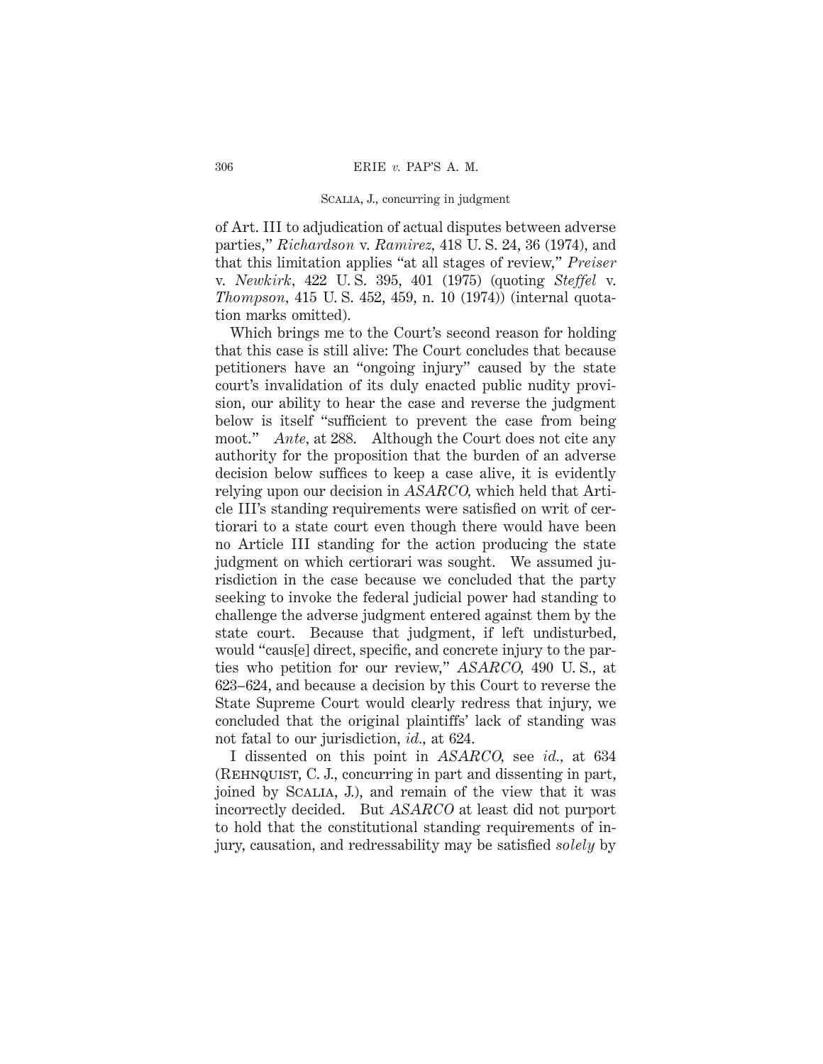of Art. III to adjudication of actual disputes between adverse parties," *Richardson* v. *Ramirez*, 418 U. S. 24, 36 (1974), and that this limitation applies "at all stages of review," *Preiser* v. *Newkirk*, 422 U. S. 395, 401 (1975) (quoting *Steffel* v. *Thompson*, 415 U. S. 452, 459, n. 10 (1974)) (internal quotation marks omitted).

Which brings me to the Court's second reason for holding that this case is still alive: The Court concludes that because petitioners have an "ongoing injury" caused by the state court's invalidation of its duly enacted public nudity provision, our ability to hear the case and reverse the judgment below is itself "sufficient to prevent the case from being moot." *Ante*, at 288. Although the Court does not cite any authority for the proposition that the burden of an adverse decision below suffices to keep a case alive, it is evidently relying upon our decision in *ASARCO*, which held that Article III's standing requirements were satisfied on writ of certiorari to a state court even though there would have been no Article III standing for the action producing the state judgment on which certiorari was sought. We assumed jurisdiction in the case because we concluded that the party seeking to invoke the federal judicial power had standing to challenge the adverse judgment entered against them by the state court. Because that judgment, if left undisturbed, would "caus[e] direct, specific, and concrete injury to the parties who petition for our review," *ASARCO*, 490 U. S., at 623–624, and because a decision by this Court to reverse the State Supreme Court would clearly redress that injury, we concluded that the original plaintiffs' lack of standing was not fatal to our jurisdiction, *id.*, at 624.

I dissented on this point in *ASARCO*, see *id.*, at 634 (Rehnquist, C. J., concurring in part and dissenting in part, joined by Scalia, J.), and remain of the view that it was incorrectly decided. But *ASARCO* at least did not purport to hold that the constitutional standing requirements of injury, causation, and redressability may be satisfied *solely* by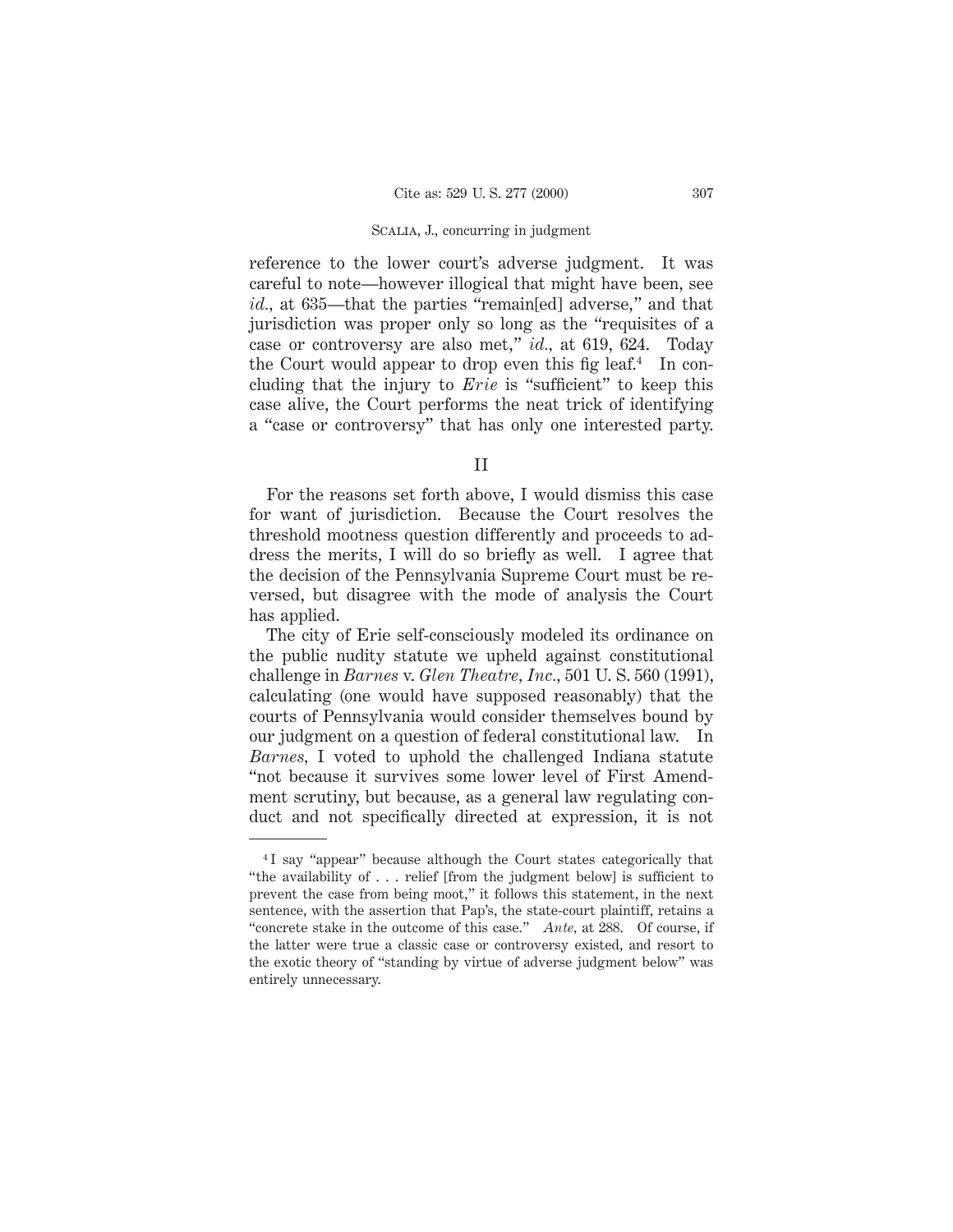reference to the lower court's adverse judgment. It was careful to note—however illogical that might have been, see *id.*, at 635—that the parties "remain[ed] adverse," and that jurisdiction was proper only so long as the "requisites of a case or controversy are also met," *id.*, at 619, 624. Today the Court would appear to drop even this fig leaf.[4] In concluding that the injury to *Erie* is "sufficient" to keep this case alive, the Court performs the neat trick of identifying a "case or controversy" that has only one interested party.

## II

For the reasons set forth above, I would dismiss this case for want of jurisdiction. Because the Court resolves the threshold mootness question differently and proceeds to address the merits, I will do so briefly as well. I agree that the decision of the Pennsylvania Supreme Court must be reversed, but disagree with the mode of analysis the Court has applied.

The city of Erie self-consciously modeled its ordinance on the public nudity statute we upheld against constitutional challenge in *Barnes* v. *Glen Theatre, Inc.*, 501 U. S. 560 (1991), calculating (one would have supposed reasonably) that the courts of Pennsylvania would consider themselves bound by our judgment on a question of federal constitutional law. In *Barnes*, I voted to uphold the challenged Indiana statute "not because it survives some lower level of First Amendment scrutiny, but because, as a general law regulating conduct and not specifically directed at expression, it is not

---

[4] I say "appear" because although the Court states categorically that "the availability of . . . relief [from the judgment below] is sufficient to prevent the case from being moot," it follows this statement, in the next sentence, with the assertion that Pap's, the state-court plaintiff, retains a "concrete stake in the outcome of this case." *Ante*, at 288. Of course, if the latter were true a classic case or controversy existed, and resort to the exotic theory of "standing by virtue of adverse judgment below" was entirely unnecessary.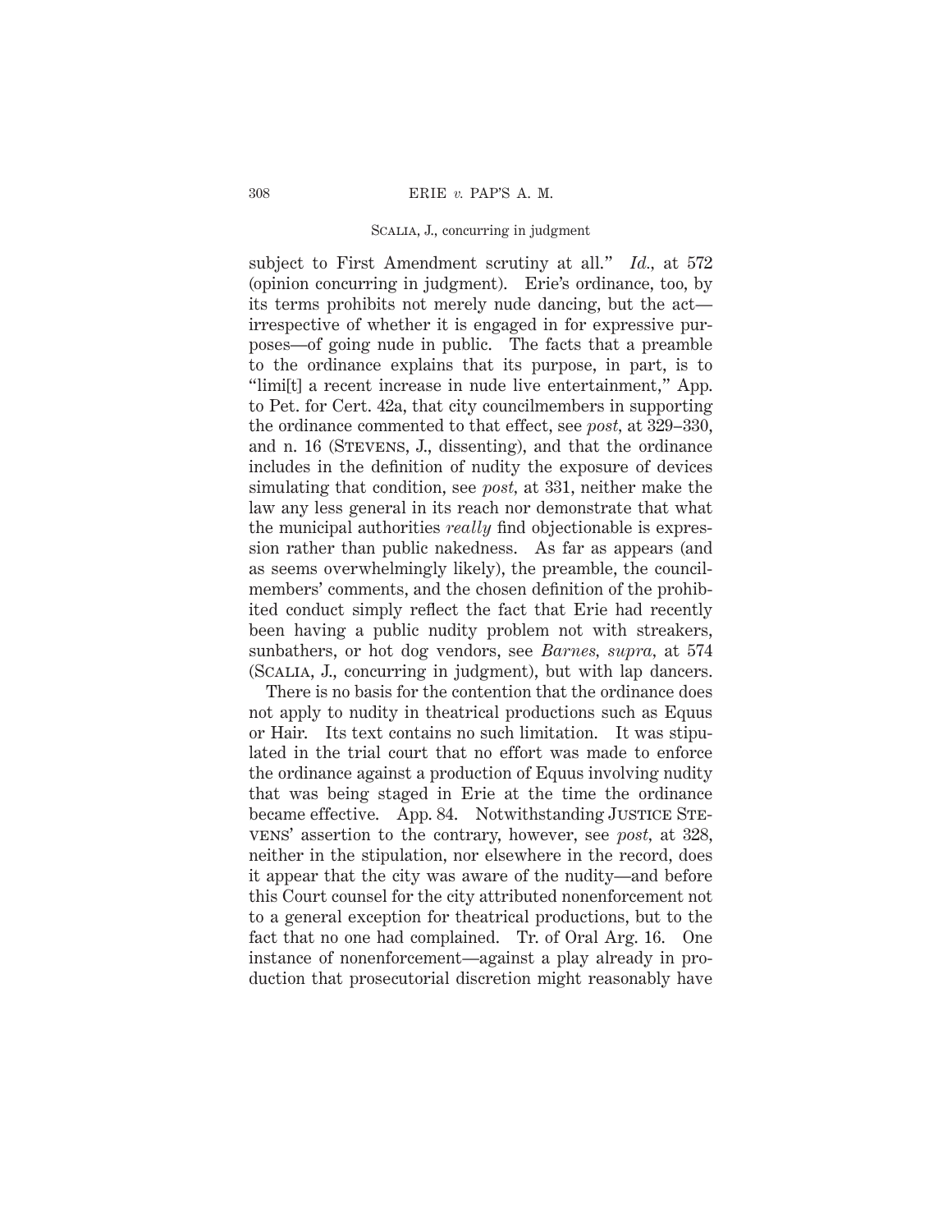subject to First Amendment scrutiny at all." *Id.*, at 572 (opinion concurring in judgment). Erie's ordinance, too, by its terms prohibits not merely nude dancing, but the act—irrespective of whether it is engaged in for expressive purposes—of going nude in public. The facts that a preamble to the ordinance explains that its purpose, in part, is to "limi[t] a recent increase in nude live entertainment," App. to Pet. for Cert. 42a, that city councilmembers in supporting the ordinance commented to that effect, see *post*, at 329–330, and n. 16 (Stevens, J., dissenting), and that the ordinance includes in the definition of nudity the exposure of devices simulating that condition, see *post*, at 331, neither make the law any less general in its reach nor demonstrate that what the municipal authorities *really* find objectionable is expression rather than public nakedness. As far as appears (and as seems overwhelmingly likely), the preamble, the councilmembers' comments, and the chosen definition of the prohibited conduct simply reflect the fact that Erie had recently been having a public nudity problem not with streakers, sunbathers, or hot dog vendors, see *Barnes*, *supra*, at 574 (Scalia, J., concurring in judgment), but with lap dancers.

There is no basis for the contention that the ordinance does not apply to nudity in theatrical productions such as Equus or Hair. Its text contains no such limitation. It was stipulated in the trial court that no effort was made to enforce the ordinance against a production of Equus involving nudity that was being staged in Erie at the time the ordinance became effective. App. 84. Notwithstanding Justice Stevens' assertion to the contrary, however, see *post*, at 328, neither in the stipulation, nor elsewhere in the record, does it appear that the city was aware of the nudity—and before this Court counsel for the city attributed nonenforcement not to a general exception for theatrical productions, but to the fact that no one had complained. Tr. of Oral Arg. 16. One instance of nonenforcement—against a play already in production that prosecutorial discretion might reasonably have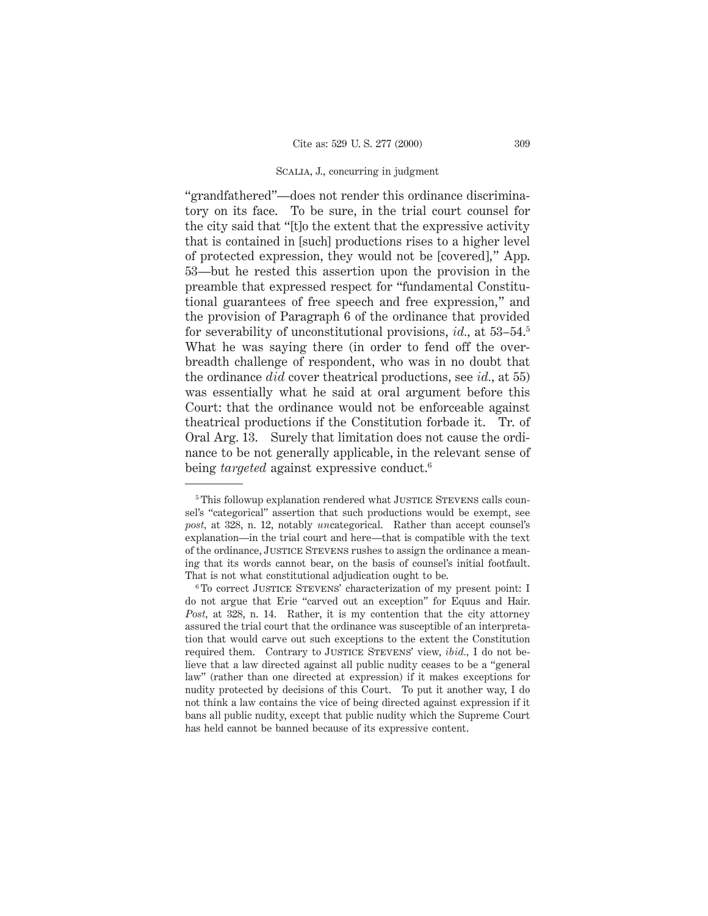"grandfathered"—does not render this ordinance discriminatory on its face. To be sure, in the trial court counsel for the city said that "[t]o the extent that the expressive activity that is contained in [such] productions rises to a higher level of protected expression, they would not be [covered]," App. 53—but he rested this assertion upon the provision in the preamble that expressed respect for "fundamental Constitutional guarantees of free speech and free expression," and the provision of Paragraph 6 of the ordinance that provided for severability of unconstitutional provisions, *id.*, at 53–54.[5] What he was saying there (in order to fend off the overbreadth challenge of respondent, who was in no doubt that the ordinance *did* cover theatrical productions, see *id.*, at 55) was essentially what he said at oral argument before this Court: that the ordinance would not be enforceable against theatrical productions if the Constitution forbade it. Tr. of Oral Arg. 13. Surely that limitation does not cause the ordinance to be not generally applicable, in the relevant sense of being *targeted* against expressive conduct.[6]

---

[5] This followup explanation rendered what JUSTICE STEVENS calls counsel's "categorical" assertion that such productions would be exempt, see *post*, at 328, n. 12, notably *un*categorical. Rather than accept counsel's explanation—in the trial court and here—that is compatible with the text of the ordinance, JUSTICE STEVENS rushes to assign the ordinance a meaning that its words cannot bear, on the basis of counsel's initial footfault. That is not what constitutional adjudication ought to be.

[6] To correct JUSTICE STEVENS' characterization of my present point: I do not argue that Erie "carved out an exception" for Equus and Hair. *Post*, at 328, n. 14. Rather, it is my contention that the city attorney assured the trial court that the ordinance was susceptible of an interpretation that would carve out such exceptions to the extent the Constitution required them. Contrary to JUSTICE STEVENS' view, *ibid.*, I do not believe that a law directed against all public nudity ceases to be a "general law" (rather than one directed at expression) if it makes exceptions for nudity protected by decisions of this Court. To put it another way, I do not think a law contains the vice of being directed against expression if it bans all public nudity, except that public nudity which the Supreme Court has held cannot be banned because of its expressive content.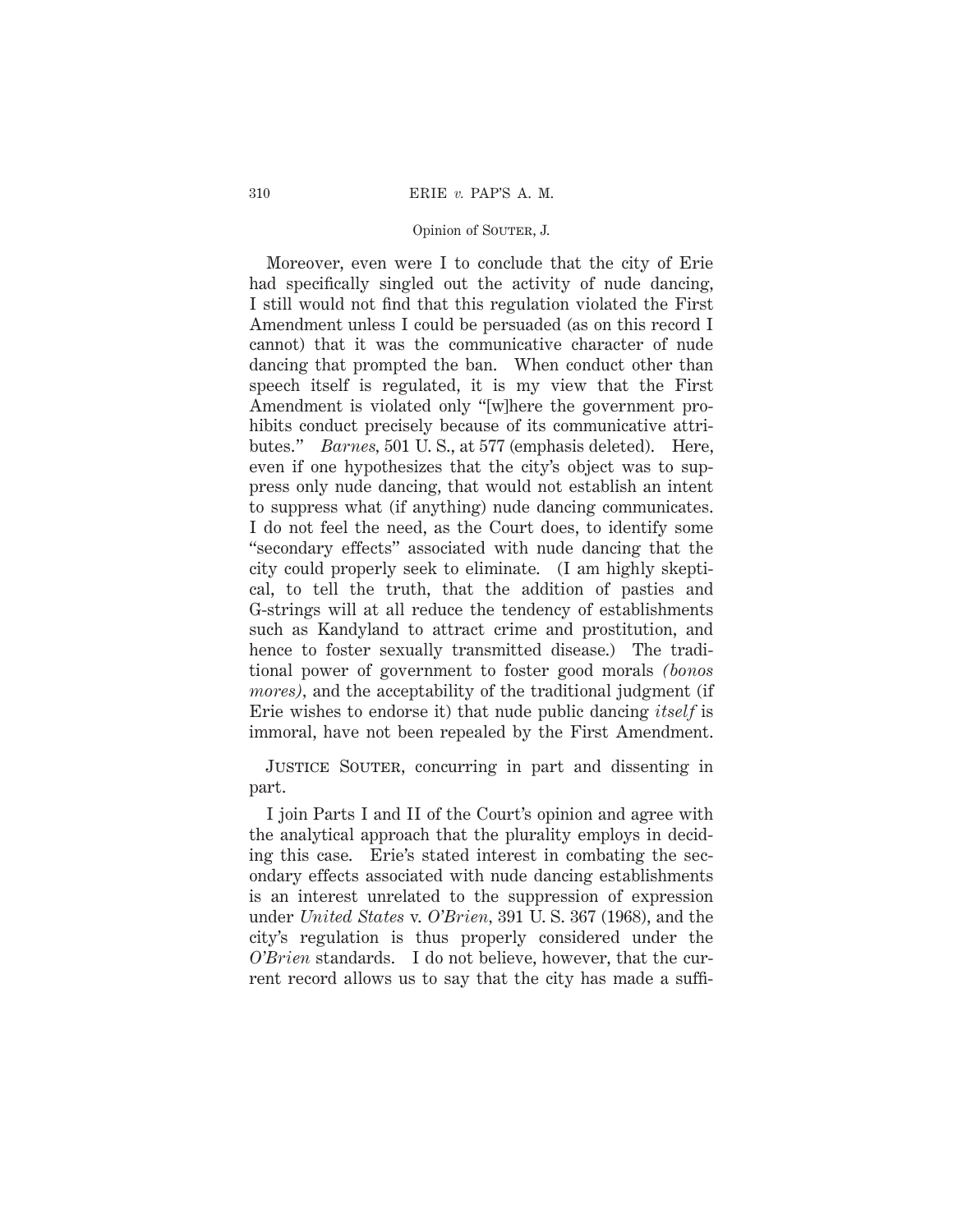Moreover, even were I to conclude that the city of Erie had specifically singled out the activity of nude dancing, I still would not find that this regulation violated the First Amendment unless I could be persuaded (as on this record I cannot) that it was the communicative character of nude dancing that prompted the ban. When conduct other than speech itself is regulated, it is my view that the First Amendment is violated only "[w]here the government prohibits conduct precisely because of its communicative attributes." *Barnes,* 501 U. S., at 577 (emphasis deleted). Here, even if one hypothesizes that the city's object was to suppress only nude dancing, that would not establish an intent to suppress what (if anything) nude dancing communicates. I do not feel the need, as the Court does, to identify some "secondary effects" associated with nude dancing that the city could properly seek to eliminate. (I am highly skeptical, to tell the truth, that the addition of pasties and G-strings will at all reduce the tendency of establishments such as Kandyland to attract crime and prostitution, and hence to foster sexually transmitted disease.) The traditional power of government to foster good morals *(bonos mores)*, and the acceptability of the traditional judgment (if Erie wishes to endorse it) that nude public dancing *itself* is immoral, have not been repealed by the First Amendment.

Justice Souter, concurring in part and dissenting in part.

I join Parts I and II of the Court's opinion and agree with the analytical approach that the plurality employs in deciding this case. Erie's stated interest in combating the secondary effects associated with nude dancing establishments is an interest unrelated to the suppression of expression under *United States* v. *O'Brien,* 391 U. S. 367 (1968), and the city's regulation is thus properly considered under the *O'Brien* standards. I do not believe, however, that the current record allows us to say that the city has made a suffi-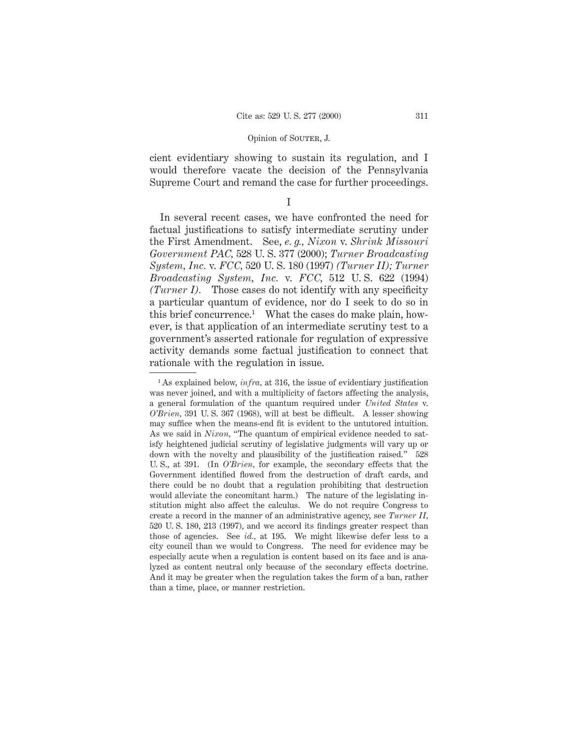cient evidentiary showing to sustain its regulation, and I would therefore vacate the decision of the Pennsylvania Supreme Court and remand the case for further proceedings.

I

In several recent cases, we have confronted the need for factual justifications to satisfy intermediate scrutiny under the First Amendment. See, *e. g., Nixon* v. *Shrink Missouri Government PAC,* 528 U. S. 377 (2000); *Turner Broadcasting System, Inc.* v. *FCC,* 520 U. S. 180 (1997) *(Turner II); Turner Broadcasting System, Inc.* v. *FCC,* 512 U. S. 622 (1994) *(Turner I).* Those cases do not identify with any specificity a particular quantum of evidence, nor do I seek to do so in this brief concurrence.[1] What the cases do make plain, however, is that application of an intermediate scrutiny test to a government's asserted rationale for regulation of expressive activity demands some factual justification to connect that rationale with the regulation in issue.

---

[1] As explained below, *infra,* at 316, the issue of evidentiary justification was never joined, and with a multiplicity of factors affecting the analysis, a general formulation of the quantum required under *United States* v. *O'Brien,* 391 U. S. 367 (1968), will at best be difficult. A lesser showing may suffice when the means-end fit is evident to the untutored intuition. As we said in *Nixon,* "The quantum of empirical evidence needed to satisfy heightened judicial scrutiny of legislative judgments will vary up or down with the novelty and plausibility of the justification raised." 528 U. S., at 391. (In *O'Brien,* for example, the secondary effects that the Government identified flowed from the destruction of draft cards, and there could be no doubt that a regulation prohibiting that destruction would alleviate the concomitant harm.) The nature of the legislating institution might also affect the calculus. We do not require Congress to create a record in the manner of an administrative agency, see *Turner II,* 520 U. S. 180, 213 (1997), and we accord its findings greater respect than those of agencies. See *id.,* at 195. We might likewise defer less to a city council than we would to Congress. The need for evidence may be especially acute when a regulation is content based on its face and is analyzed as content neutral only because of the secondary effects doctrine. And it may be greater when the regulation takes the form of a ban, rather than a time, place, or manner restriction.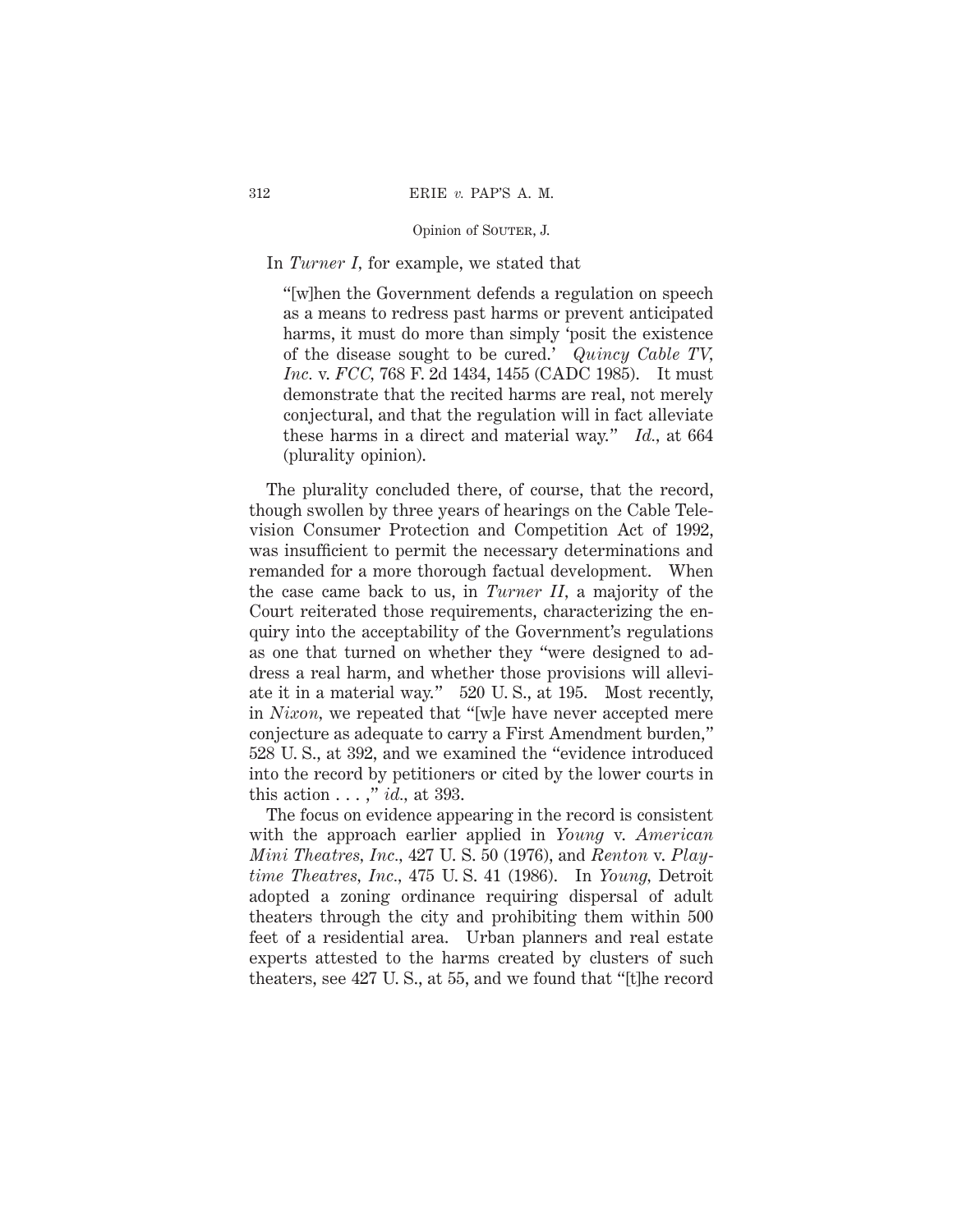In *Turner I*, for example, we stated that

> "[w]hen the Government defends a regulation on speech as a means to redress past harms or prevent anticipated harms, it must do more than simply 'posit the existence of the disease sought to be cured.' *Quincy Cable TV, Inc.* v. *FCC*, 768 F. 2d 1434, 1455 (CADC 1985). It must demonstrate that the recited harms are real, not merely conjectural, and that the regulation will in fact alleviate these harms in a direct and material way." *Id.*, at 664 (plurality opinion).

The plurality concluded there, of course, that the record, though swollen by three years of hearings on the Cable Television Consumer Protection and Competition Act of 1992, was insufficient to permit the necessary determinations and remanded for a more thorough factual development. When the case came back to us, in *Turner II*, a majority of the Court reiterated those requirements, characterizing the enquiry into the acceptability of the Government's regulations as one that turned on whether they "were designed to address a real harm, and whether those provisions will alleviate it in a material way." 520 U. S., at 195. Most recently, in *Nixon*, we repeated that "[w]e have never accepted mere conjecture as adequate to carry a First Amendment burden," 528 U. S., at 392, and we examined the "evidence introduced into the record by petitioners or cited by the lower courts in this action . . . ," *id.*, at 393.

The focus on evidence appearing in the record is consistent with the approach earlier applied in *Young* v. *American Mini Theatres, Inc.*, 427 U. S. 50 (1976), and *Renton* v. *Playtime Theatres, Inc.*, 475 U. S. 41 (1986). In *Young*, Detroit adopted a zoning ordinance requiring dispersal of adult theaters through the city and prohibiting them within 500 feet of a residential area. Urban planners and real estate experts attested to the harms created by clusters of such theaters, see 427 U. S., at 55, and we found that "[t]he record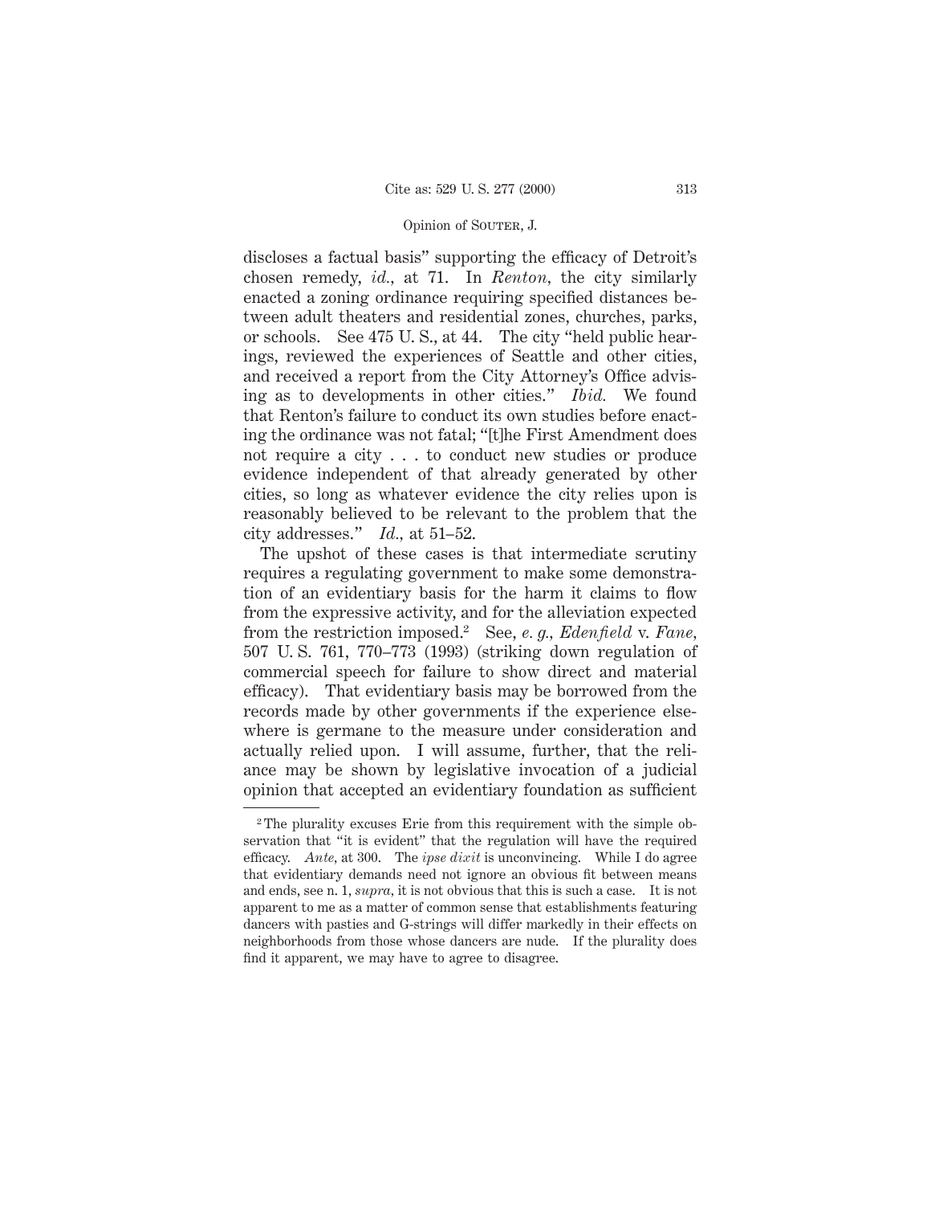discloses a factual basis" supporting the efficacy of Detroit's chosen remedy, *id.*, at 71. In *Renton*, the city similarly enacted a zoning ordinance requiring specified distances between adult theaters and residential zones, churches, parks, or schools. See 475 U. S., at 44. The city "held public hearings, reviewed the experiences of Seattle and other cities, and received a report from the City Attorney's Office advising as to developments in other cities." *Ibid.* We found that Renton's failure to conduct its own studies before enacting the ordinance was not fatal; "[t]he First Amendment does not require a city . . . to conduct new studies or produce evidence independent of that already generated by other cities, so long as whatever evidence the city relies upon is reasonably believed to be relevant to the problem that the city addresses." *Id.*, at 51–52.

The upshot of these cases is that intermediate scrutiny requires a regulating government to make some demonstration of an evidentiary basis for the harm it claims to flow from the expressive activity, and for the alleviation expected from the restriction imposed.[2] See, *e. g., Edenfield* v. *Fane*, 507 U. S. 761, 770–773 (1993) (striking down regulation of commercial speech for failure to show direct and material efficacy). That evidentiary basis may be borrowed from the records made by other governments if the experience elsewhere is germane to the measure under consideration and actually relied upon. I will assume, further, that the reliance may be shown by legislative invocation of a judicial opinion that accepted an evidentiary foundation as sufficient

[2] The plurality excuses Erie from this requirement with the simple observation that "it is evident" that the regulation will have the required efficacy. *Ante*, at 300. The *ipse dixit* is unconvincing. While I do agree that evidentiary demands need not ignore an obvious fit between means and ends, see n. 1, *supra*, it is not obvious that this is such a case. It is not apparent to me as a matter of common sense that establishments featuring dancers with pasties and G-strings will differ markedly in their effects on neighborhoods from those whose dancers are nude. If the plurality does find it apparent, we may have to agree to disagree.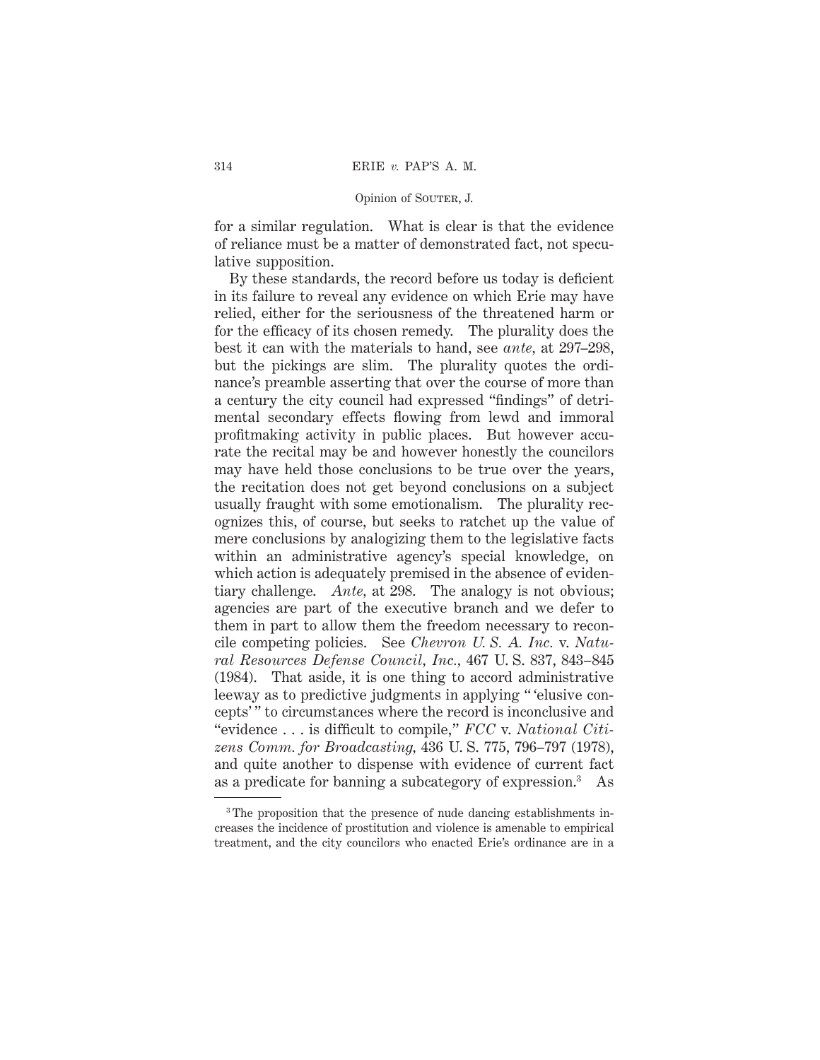for a similar regulation. What is clear is that the evidence of reliance must be a matter of demonstrated fact, not speculative supposition.

By these standards, the record before us today is deficient in its failure to reveal any evidence on which Erie may have relied, either for the seriousness of the threatened harm or for the efficacy of its chosen remedy. The plurality does the best it can with the materials to hand, see *ante*, at 297–298, but the pickings are slim. The plurality quotes the ordinance's preamble asserting that over the course of more than a century the city council had expressed "findings" of detrimental secondary effects flowing from lewd and immoral profitmaking activity in public places. But however accurate the recital may be and however honestly the councilors may have held those conclusions to be true over the years, the recitation does not get beyond conclusions on a subject usually fraught with some emotionalism. The plurality recognizes this, of course, but seeks to ratchet up the value of mere conclusions by analogizing them to the legislative facts within an administrative agency's special knowledge, on which action is adequately premised in the absence of evidentiary challenge. *Ante*, at 298. The analogy is not obvious; agencies are part of the executive branch and we defer to them in part to allow them the freedom necessary to reconcile competing policies. See *Chevron U. S. A. Inc.* v. *Natural Resources Defense Council, Inc.*, 467 U. S. 837, 843–845 (1984). That aside, it is one thing to accord administrative leeway as to predictive judgments in applying " 'elusive concepts' " to circumstances where the record is inconclusive and "evidence . . . is difficult to compile," *FCC* v. *National Citizens Comm. for Broadcasting*, 436 U. S. 775, 796–797 (1978), and quite another to dispense with evidence of current fact as a predicate for banning a subcategory of expression.[3] As

[3] The proposition that the presence of nude dancing establishments increases the incidence of prostitution and violence is amenable to empirical treatment, and the city councilors who enacted Erie's ordinance are in a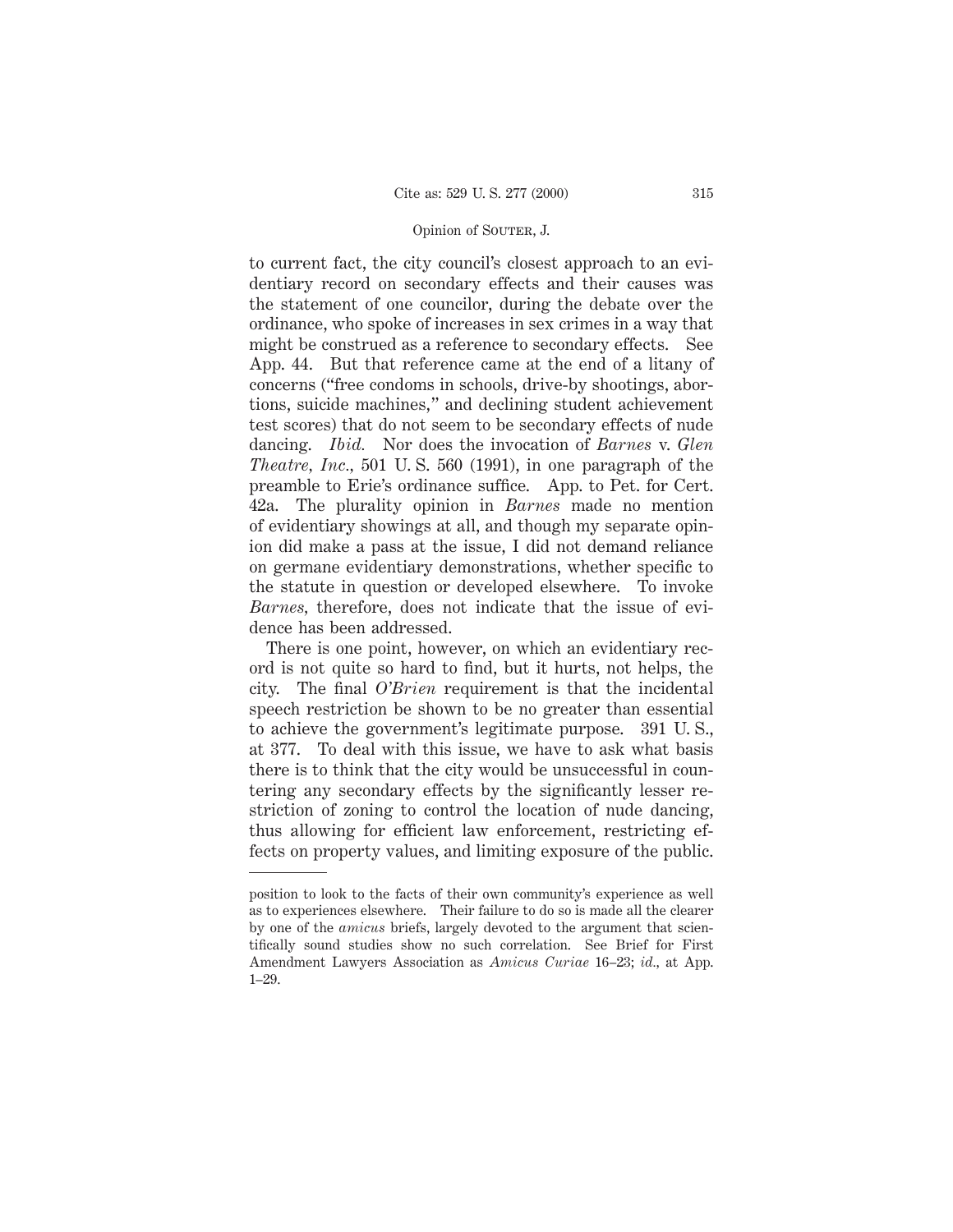to current fact, the city council's closest approach to an evidentiary record on secondary effects and their causes was the statement of one councilor, during the debate over the ordinance, who spoke of increases in sex crimes in a way that might be construed as a reference to secondary effects. See App. 44. But that reference came at the end of a litany of concerns ("free condoms in schools, drive-by shootings, abortions, suicide machines," and declining student achievement test scores) that do not seem to be secondary effects of nude dancing. *Ibid.* Nor does the invocation of *Barnes* v. *Glen Theatre, Inc.*, 501 U. S. 560 (1991), in one paragraph of the preamble to Erie's ordinance suffice. App. to Pet. for Cert. 42a. The plurality opinion in *Barnes* made no mention of evidentiary showings at all, and though my separate opinion did make a pass at the issue, I did not demand reliance on germane evidentiary demonstrations, whether specific to the statute in question or developed elsewhere. To invoke *Barnes*, therefore, does not indicate that the issue of evidence has been addressed.

There is one point, however, on which an evidentiary record is not quite so hard to find, but it hurts, not helps, the city. The final *O'Brien* requirement is that the incidental speech restriction be shown to be no greater than essential to achieve the government's legitimate purpose. 391 U. S., at 377. To deal with this issue, we have to ask what basis there is to think that the city would be unsuccessful in countering any secondary effects by the significantly lesser restriction of zoning to control the location of nude dancing, thus allowing for efficient law enforcement, restricting effects on property values, and limiting exposure of the public.

---

position to look to the facts of their own community's experience as well as to experiences elsewhere. Their failure to do so is made all the clearer by one of the *amicus* briefs, largely devoted to the argument that scientifically sound studies show no such correlation. See Brief for First Amendment Lawyers Association as *Amicus Curiae* 16–23; *id.*, at App. 1–29.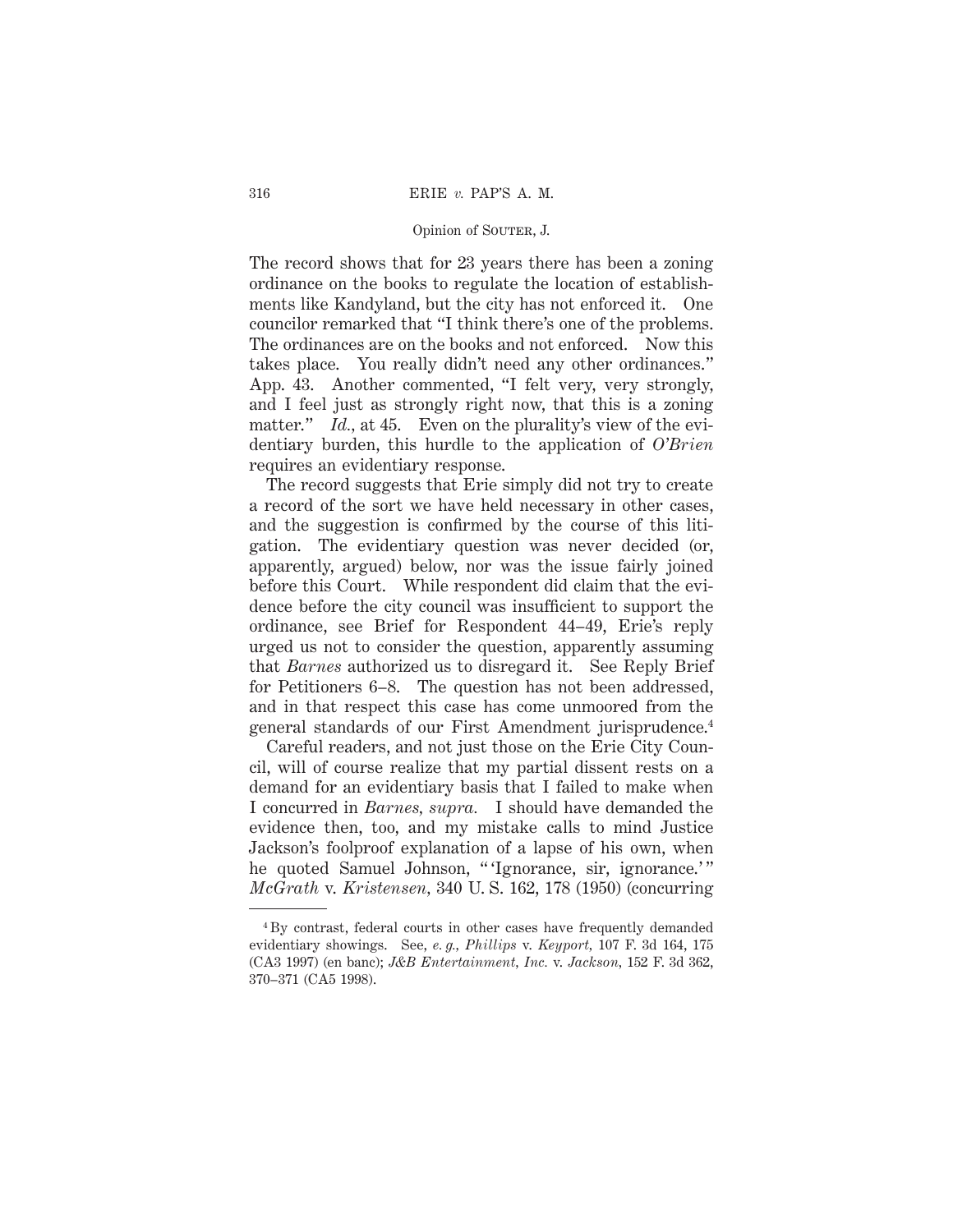The record shows that for 23 years there has been a zoning ordinance on the books to regulate the location of establishments like Kandyland, but the city has not enforced it. One councilor remarked that "I think there's one of the problems. The ordinances are on the books and not enforced. Now this takes place. You really didn't need any other ordinances." App. 43. Another commented, "I felt very, very strongly, and I feel just as strongly right now, that this is a zoning matter." *Id.*, at 45. Even on the plurality's view of the evidentiary burden, this hurdle to the application of *O'Brien* requires an evidentiary response.

The record suggests that Erie simply did not try to create a record of the sort we have held necessary in other cases, and the suggestion is confirmed by the course of this litigation. The evidentiary question was never decided (or, apparently, argued) below, nor was the issue fairly joined before this Court. While respondent did claim that the evidence before the city council was insufficient to support the ordinance, see Brief for Respondent 44–49, Erie's reply urged us not to consider the question, apparently assuming that *Barnes* authorized us to disregard it. See Reply Brief for Petitioners 6–8. The question has not been addressed, and in that respect this case has come unmoored from the general standards of our First Amendment jurisprudence.[4]

Careful readers, and not just those on the Erie City Council, will of course realize that my partial dissent rests on a demand for an evidentiary basis that I failed to make when I concurred in *Barnes*, *supra.* I should have demanded the evidence then, too, and my mistake calls to mind Justice Jackson's foolproof explanation of a lapse of his own, when he quoted Samuel Johnson, "'Ignorance, sir, ignorance.'" *McGrath* v. *Kristensen*, 340 U. S. 162, 178 (1950) (concurring

[4] By contrast, federal courts in other cases have frequently demanded evidentiary showings. See, *e. g.*, *Phillips* v. *Keyport*, 107 F. 3d 164, 175 (CA3 1997) (en banc); *J&B Entertainment, Inc.* v. *Jackson*, 152 F. 3d 362, 370–371 (CA5 1998).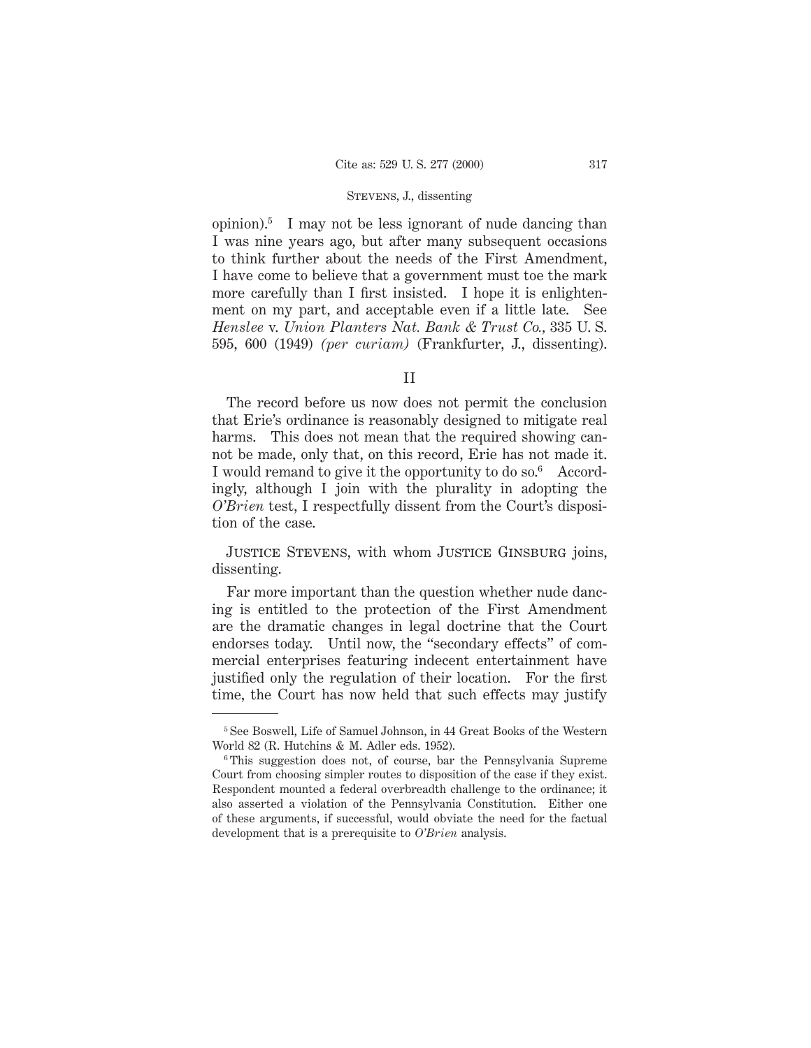opinion).[5] I may not be less ignorant of nude dancing than I was nine years ago, but after many subsequent occasions to think further about the needs of the First Amendment, I have come to believe that a government must toe the mark more carefully than I first insisted. I hope it is enlightenment on my part, and acceptable even if a little late. See *Henslee* v. *Union Planters Nat. Bank & Trust Co.*, 335 U. S. 595, 600 (1949) *(per curiam)* (Frankfurter, J., dissenting).

## II

The record before us now does not permit the conclusion that Erie's ordinance is reasonably designed to mitigate real harms. This does not mean that the required showing cannot be made, only that, on this record, Erie has not made it. I would remand to give it the opportunity to do so.[6] Accordingly, although I join with the plurality in adopting the *O'Brien* test, I respectfully dissent from the Court's disposition of the case.

Justice Stevens, with whom Justice Ginsburg joins, dissenting.

Far more important than the question whether nude dancing is entitled to the protection of the First Amendment are the dramatic changes in legal doctrine that the Court endorses today. Until now, the "secondary effects" of commercial enterprises featuring indecent entertainment have justified only the regulation of their location. For the first time, the Court has now held that such effects may justify

---

[5] See Boswell, Life of Samuel Johnson, in 44 Great Books of the Western World 82 (R. Hutchins & M. Adler eds. 1952).

[6] This suggestion does not, of course, bar the Pennsylvania Supreme Court from choosing simpler routes to disposition of the case if they exist. Respondent mounted a federal overbreadth challenge to the ordinance; it also asserted a violation of the Pennsylvania Constitution. Either one of these arguments, if successful, would obviate the need for the factual development that is a prerequisite to *O'Brien* analysis.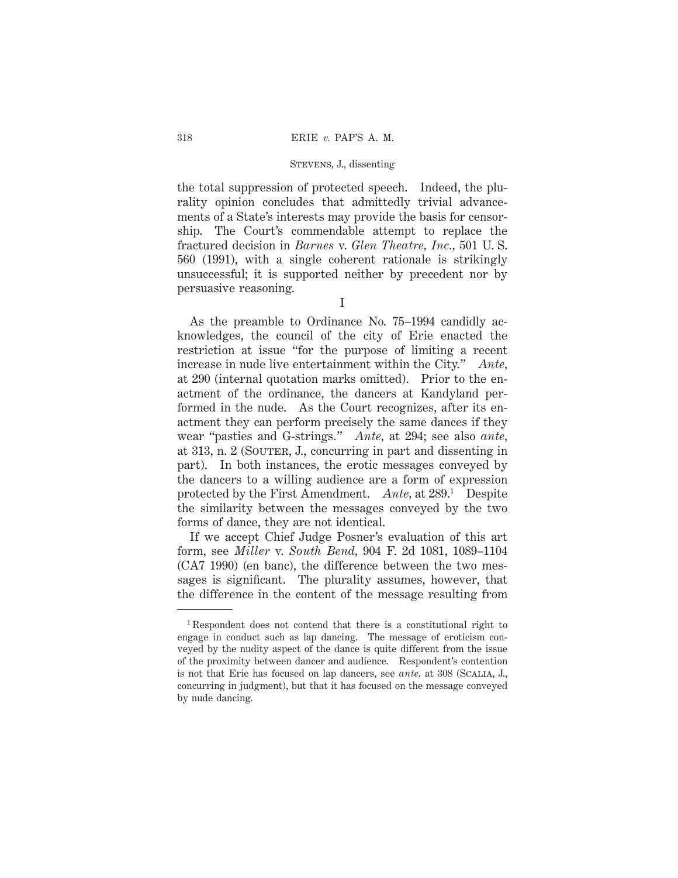the total suppression of protected speech. Indeed, the plurality opinion concludes that admittedly trivial advancements of a State's interests may provide the basis for censorship. The Court's commendable attempt to replace the fractured decision in *Barnes* v. *Glen Theatre, Inc.*, 501 U. S. 560 (1991), with a single coherent rationale is strikingly unsuccessful; it is supported neither by precedent nor by persuasive reasoning.

I

As the preamble to Ordinance No. 75–1994 candidly acknowledges, the council of the city of Erie enacted the restriction at issue "for the purpose of limiting a recent increase in nude live entertainment within the City." *Ante*, at 290 (internal quotation marks omitted). Prior to the enactment of the ordinance, the dancers at Kandyland performed in the nude. As the Court recognizes, after its enactment they can perform precisely the same dances if they wear "pasties and G-strings." *Ante*, at 294; see also *ante*, at 313, n. 2 (SOUTER, J., concurring in part and dissenting in part). In both instances, the erotic messages conveyed by the dancers to a willing audience are a form of expression protected by the First Amendment. *Ante*, at 289.[1] Despite the similarity between the messages conveyed by the two forms of dance, they are not identical.

If we accept Chief Judge Posner's evaluation of this art form, see *Miller* v. *South Bend*, 904 F. 2d 1081, 1089–1104 (CA7 1990) (en banc), the difference between the two messages is significant. The plurality assumes, however, that the difference in the content of the message resulting from

[1] Respondent does not contend that there is a constitutional right to engage in conduct such as lap dancing. The message of eroticism conveyed by the nudity aspect of the dance is quite different from the issue of the proximity between dancer and audience. Respondent's contention is not that Erie has focused on lap dancers, see *ante*, at 308 (SCALIA, J., concurring in judgment), but that it has focused on the message conveyed by nude dancing.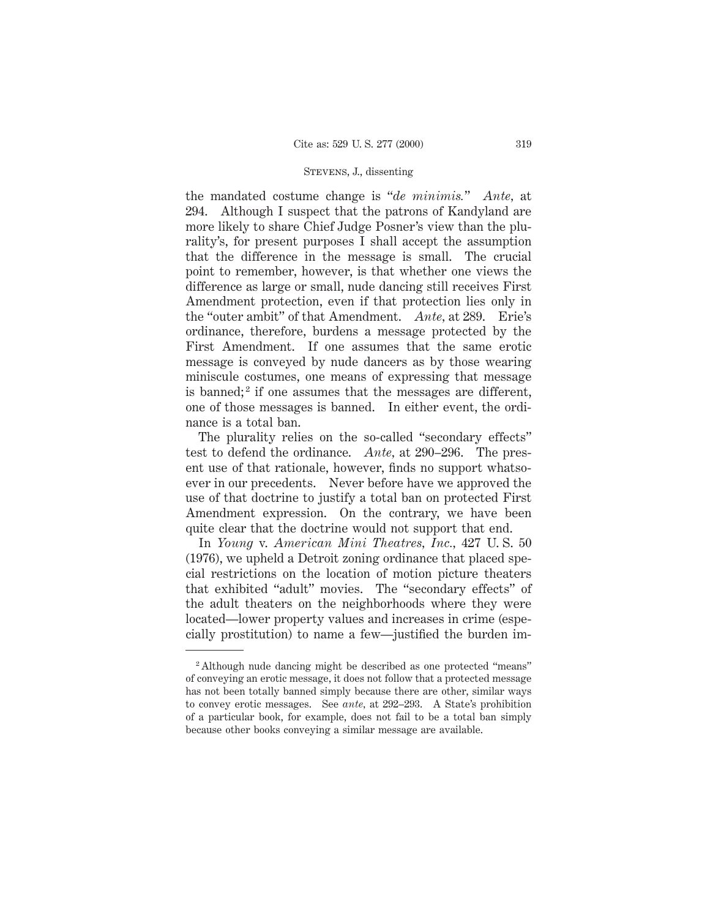the mandated costume change is "*de minimis.*" *Ante,* at 294. Although I suspect that the patrons of Kandyland are more likely to share Chief Judge Posner's view than the plurality's, for present purposes I shall accept the assumption that the difference in the message is small. The crucial point to remember, however, is that whether one views the difference as large or small, nude dancing still receives First Amendment protection, even if that protection lies only in the "outer ambit" of that Amendment. *Ante,* at 289. Erie's ordinance, therefore, burdens a message protected by the First Amendment. If one assumes that the same erotic message is conveyed by nude dancers as by those wearing miniscule costumes, one means of expressing that message is banned;[2] if one assumes that the messages are different, one of those messages is banned. In either event, the ordinance is a total ban.

The plurality relies on the so-called "secondary effects" test to defend the ordinance. *Ante,* at 290–296. The present use of that rationale, however, finds no support whatsoever in our precedents. Never before have we approved the use of that doctrine to justify a total ban on protected First Amendment expression. On the contrary, we have been quite clear that the doctrine would not support that end.

In *Young* v. *American Mini Theatres, Inc.,* 427 U. S. 50 (1976), we upheld a Detroit zoning ordinance that placed special restrictions on the location of motion picture theaters that exhibited "adult" movies. The "secondary effects" of the adult theaters on the neighborhoods where they were located—lower property values and increases in crime (especially prostitution) to name a few—justified the burden im-

[2] Although nude dancing might be described as one protected "means" of conveying an erotic message, it does not follow that a protected message has not been totally banned simply because there are other, similar ways to convey erotic messages. See *ante,* at 292–293. A State's prohibition of a particular book, for example, does not fail to be a total ban simply because other books conveying a similar message are available.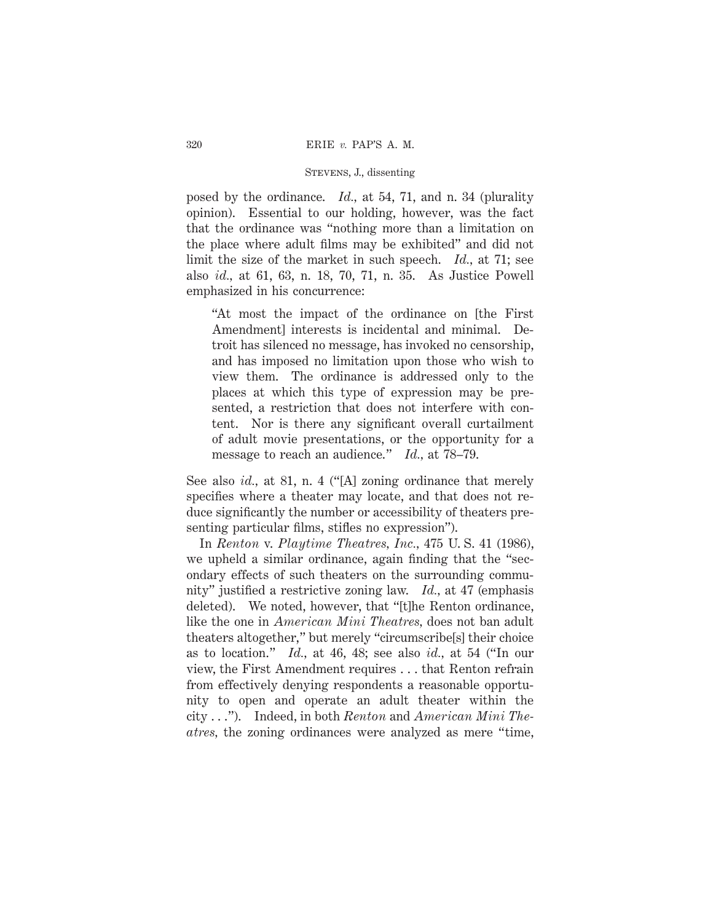posed by the ordinance. *Id.*, at 54, 71, and n. 34 (plurality opinion). Essential to our holding, however, was the fact that the ordinance was "nothing more than a limitation on the place where adult films may be exhibited" and did not limit the size of the market in such speech. *Id.*, at 71; see also *id.*, at 61, 63, n. 18, 70, 71, n. 35. As Justice Powell emphasized in his concurrence:

> "At most the impact of the ordinance on [the First Amendment] interests is incidental and minimal. Detroit has silenced no message, has invoked no censorship, and has imposed no limitation upon those who wish to view them. The ordinance is addressed only to the places at which this type of expression may be presented, a restriction that does not interfere with content. Nor is there any significant overall curtailment of adult movie presentations, or the opportunity for a message to reach an audience." *Id.*, at 78–79.

See also *id.*, at 81, n. 4 ("[A] zoning ordinance that merely specifies where a theater may locate, and that does not reduce significantly the number or accessibility of theaters presenting particular films, stifles no expression").

In *Renton* v. *Playtime Theatres, Inc.*, 475 U. S. 41 (1986), we upheld a similar ordinance, again finding that the "secondary effects of such theaters on the surrounding community" justified a restrictive zoning law. *Id.*, at 47 (emphasis deleted). We noted, however, that "[t]he Renton ordinance, like the one in *American Mini Theatres*, does not ban adult theaters altogether," but merely "circumscribe[s] their choice as to location." *Id.*, at 46, 48; see also *id.*, at 54 ("In our view, the First Amendment requires . . . that Renton refrain from effectively denying respondents a reasonable opportunity to open and operate an adult theater within the city . . ."). Indeed, in both *Renton* and *American Mini Theatres*, the zoning ordinances were analyzed as mere "time,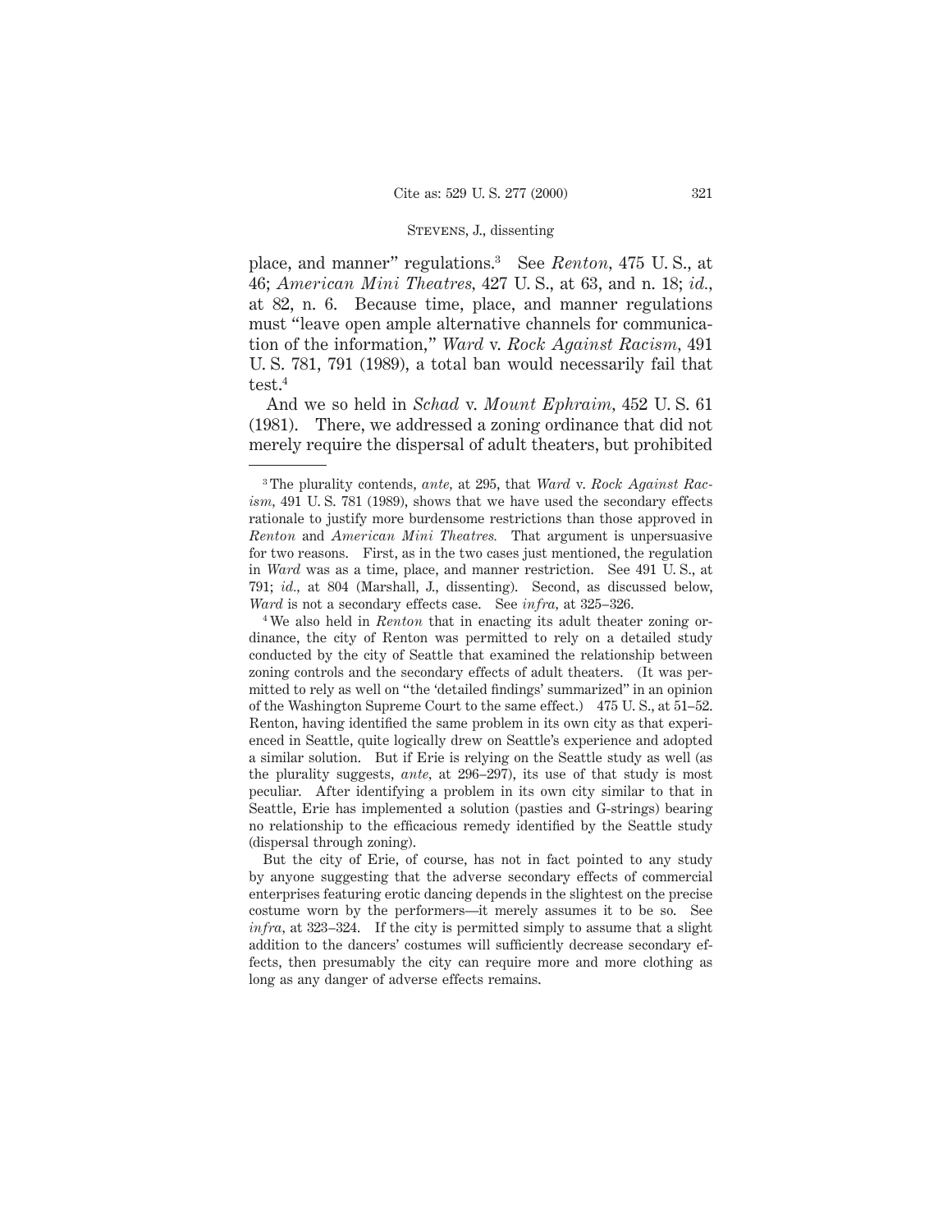place, and manner" regulations.[3] See *Renton*, 475 U. S., at 46; *American Mini Theatres*, 427 U. S., at 63, and n. 18; *id.*, at 82, n. 6. Because time, place, and manner regulations must "leave open ample alternative channels for communication of the information," *Ward* v. *Rock Against Racism*, 491 U. S. 781, 791 (1989), a total ban would necessarily fail that test.[4]

And we so held in *Schad* v. *Mount Ephraim*, 452 U. S. 61 (1981). There, we addressed a zoning ordinance that did not merely require the dispersal of adult theaters, but prohibited

---

[3] The plurality contends, *ante*, at 295, that *Ward* v. *Rock Against Racism*, 491 U. S. 781 (1989), shows that we have used the secondary effects rationale to justify more burdensome restrictions than those approved in *Renton* and *American Mini Theatres*. That argument is unpersuasive for two reasons. First, as in the two cases just mentioned, the regulation in *Ward* was as a time, place, and manner restriction. See 491 U. S., at 791; *id.*, at 804 (Marshall, J., dissenting). Second, as discussed below, *Ward* is not a secondary effects case. See *infra*, at 325–326.

[4] We also held in *Renton* that in enacting its adult theater zoning ordinance, the city of Renton was permitted to rely on a detailed study conducted by the city of Seattle that examined the relationship between zoning controls and the secondary effects of adult theaters. (It was permitted to rely as well on "the 'detailed findings' summarized" in an opinion of the Washington Supreme Court to the same effect.) 475 U. S., at 51–52. Renton, having identified the same problem in its own city as that experienced in Seattle, quite logically drew on Seattle's experience and adopted a similar solution. But if Erie is relying on the Seattle study as well (as the plurality suggests, *ante*, at 296–297), its use of that study is most peculiar. After identifying a problem in its own city similar to that in Seattle, Erie has implemented a solution (pasties and G-strings) bearing no relationship to the efficacious remedy identified by the Seattle study (dispersal through zoning).

But the city of Erie, of course, has not in fact pointed to any study by anyone suggesting that the adverse secondary effects of commercial enterprises featuring erotic dancing depends in the slightest on the precise costume worn by the performers—it merely assumes it to be so. See *infra*, at 323–324. If the city is permitted simply to assume that a slight addition to the dancers' costumes will sufficiently decrease secondary effects, then presumably the city can require more and more clothing as long as any danger of adverse effects remains.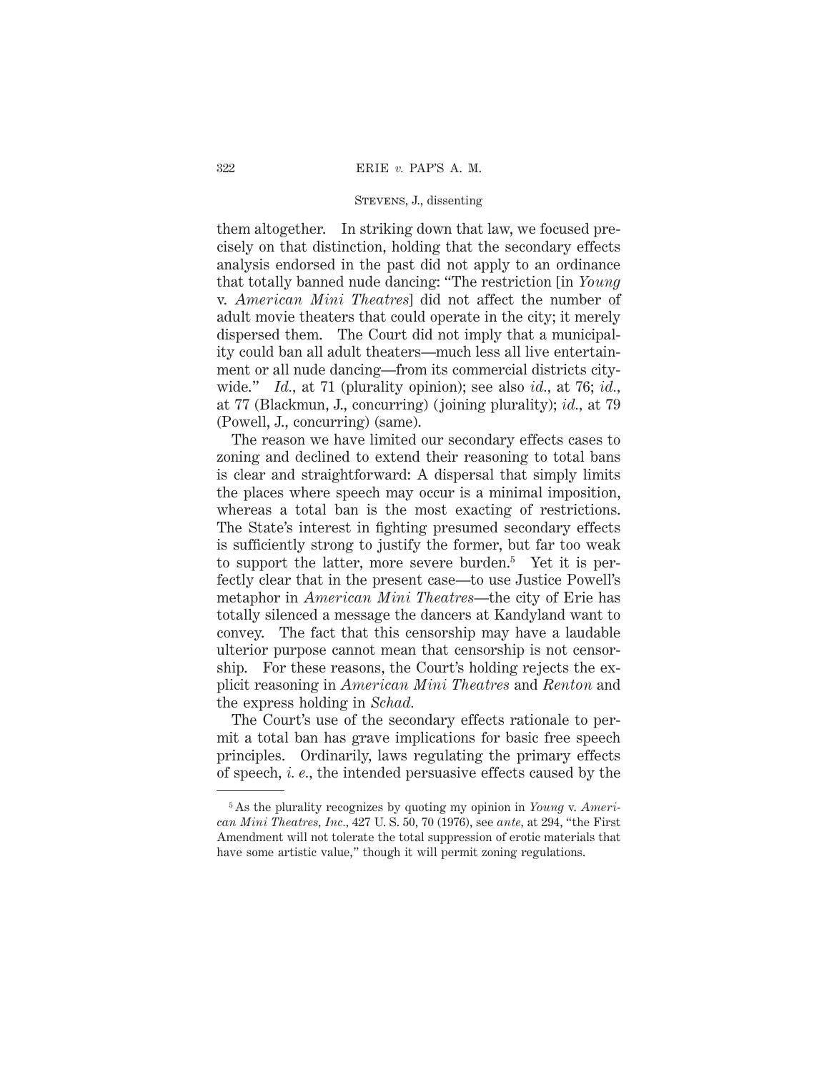them altogether. In striking down that law, we focused precisely on that distinction, holding that the secondary effects analysis endorsed in the past did not apply to an ordinance that totally banned nude dancing: "The restriction [in *Young* v. *American Mini Theatres*] did not affect the number of adult movie theaters that could operate in the city; it merely dispersed them. The Court did not imply that a municipality could ban all adult theaters—much less all live entertainment or all nude dancing—from its commercial districts citywide." *Id.*, at 71 (plurality opinion); see also *id.*, at 76; *id.*, at 77 (Blackmun, J., concurring) (joining plurality); *id.*, at 79 (Powell, J., concurring) (same).

The reason we have limited our secondary effects cases to zoning and declined to extend their reasoning to total bans is clear and straightforward: A dispersal that simply limits the places where speech may occur is a minimal imposition, whereas a total ban is the most exacting of restrictions. The State's interest in fighting presumed secondary effects is sufficiently strong to justify the former, but far too weak to support the latter, more severe burden.[5] Yet it is perfectly clear that in the present case—to use Justice Powell's metaphor in *American Mini Theatres*—the city of Erie has totally silenced a message the dancers at Kandyland want to convey. The fact that this censorship may have a laudable ulterior purpose cannot mean that censorship is not censorship. For these reasons, the Court's holding rejects the explicit reasoning in *American Mini Theatres* and *Renton* and the express holding in *Schad.*

The Court's use of the secondary effects rationale to permit a total ban has grave implications for basic free speech principles. Ordinarily, laws regulating the primary effects of speech, *i. e.*, the intended persuasive effects caused by the

[5] As the plurality recognizes by quoting my opinion in *Young* v. *American Mini Theatres, Inc.*, 427 U. S. 50, 70 (1976), see *ante*, at 294, "the First Amendment will not tolerate the total suppression of erotic materials that have some artistic value," though it will permit zoning regulations.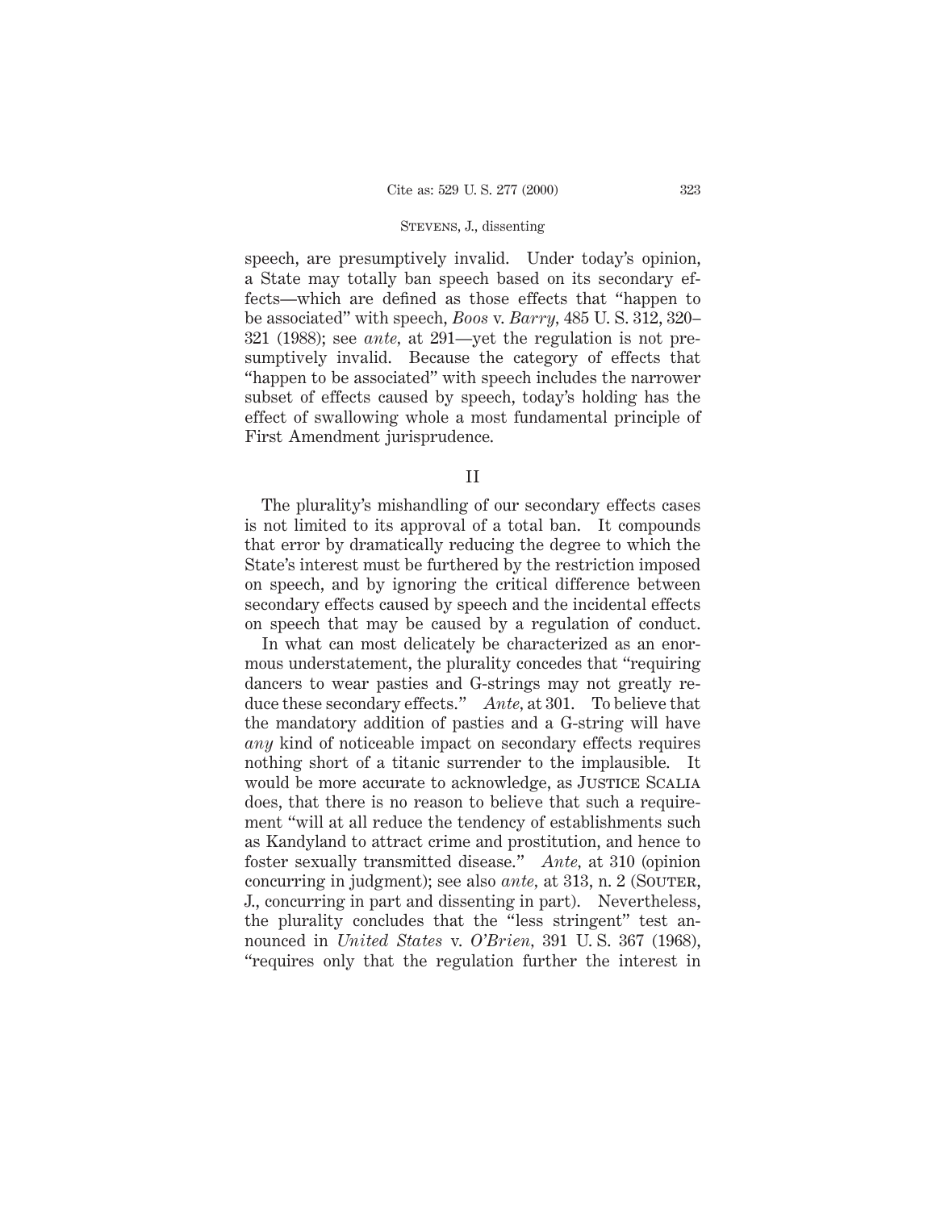speech, are presumptively invalid. Under today's opinion, a State may totally ban speech based on its secondary effects—which are defined as those effects that "happen to be associated" with speech, *Boos* v. *Barry*, 485 U. S. 312, 320–321 (1988); see *ante,* at 291—yet the regulation is not presumptively invalid. Because the category of effects that "happen to be associated" with speech includes the narrower subset of effects caused by speech, today's holding has the effect of swallowing whole a most fundamental principle of First Amendment jurisprudence.

## II

The plurality's mishandling of our secondary effects cases is not limited to its approval of a total ban. It compounds that error by dramatically reducing the degree to which the State's interest must be furthered by the restriction imposed on speech, and by ignoring the critical difference between secondary effects caused by speech and the incidental effects on speech that may be caused by a regulation of conduct.

In what can most delicately be characterized as an enormous understatement, the plurality concedes that "requiring dancers to wear pasties and G-strings may not greatly reduce these secondary effects." *Ante,* at 301. To believe that the mandatory addition of pasties and a G-string will have *any* kind of noticeable impact on secondary effects requires nothing short of a titanic surrender to the implausible. It would be more accurate to acknowledge, as JUSTICE SCALIA does, that there is no reason to believe that such a requirement "will at all reduce the tendency of establishments such as Kandyland to attract crime and prostitution, and hence to foster sexually transmitted disease." *Ante,* at 310 (opinion concurring in judgment); see also *ante,* at 313, n. 2 (SOUTER, J., concurring in part and dissenting in part). Nevertheless, the plurality concludes that the "less stringent" test announced in *United States* v. *O'Brien,* 391 U. S. 367 (1968), "requires only that the regulation further the interest in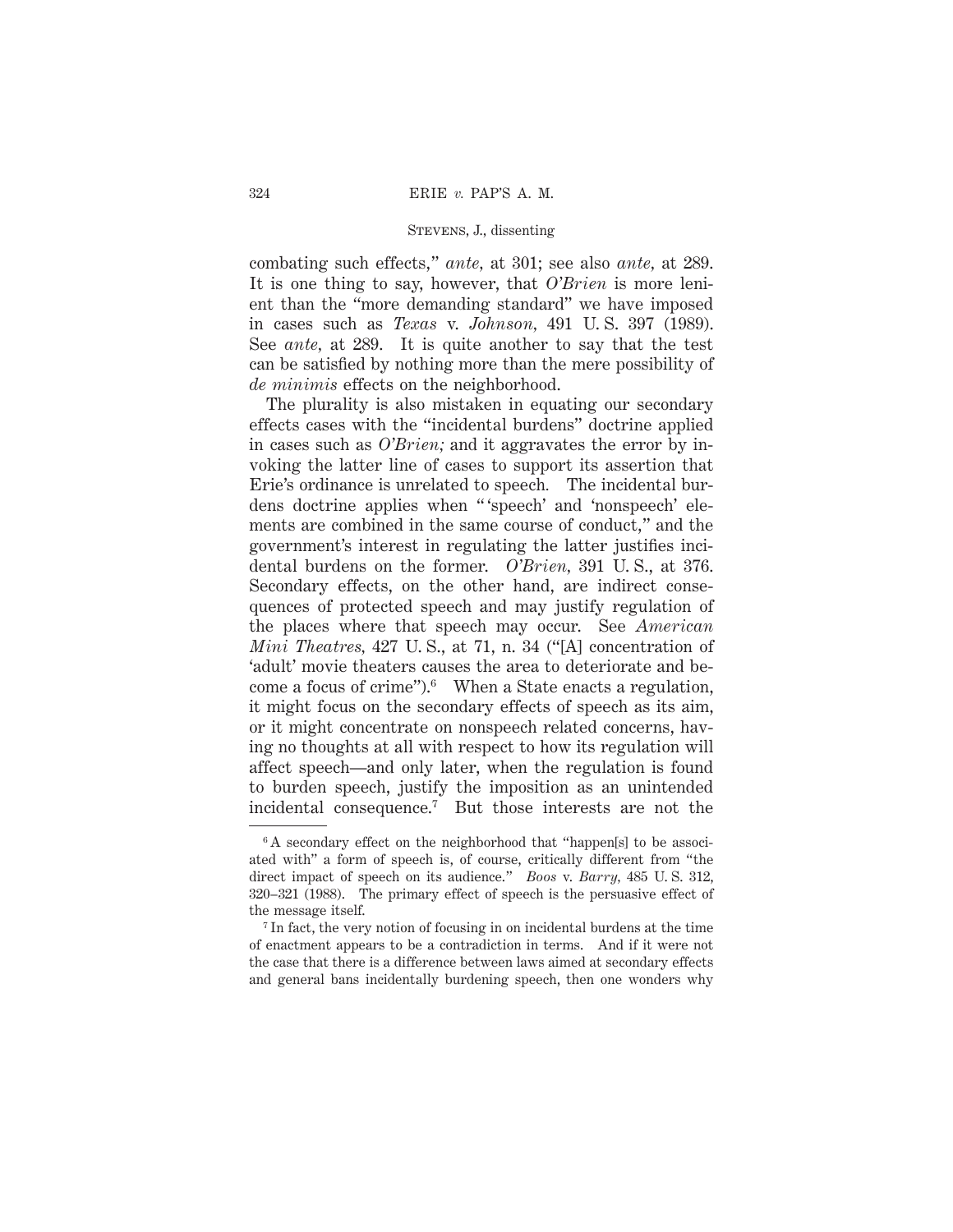combating such effects," *ante*, at 301; see also *ante*, at 289. It is one thing to say, however, that *O'Brien* is more lenient than the "more demanding standard" we have imposed in cases such as *Texas* v. *Johnson*, 491 U. S. 397 (1989). See *ante*, at 289. It is quite another to say that the test can be satisfied by nothing more than the mere possibility of *de minimis* effects on the neighborhood.

The plurality is also mistaken in equating our secondary effects cases with the "incidental burdens" doctrine applied in cases such as *O'Brien;* and it aggravates the error by invoking the latter line of cases to support its assertion that Erie's ordinance is unrelated to speech. The incidental burdens doctrine applies when " 'speech' and 'nonspeech' elements are combined in the same course of conduct," and the government's interest in regulating the latter justifies incidental burdens on the former. *O'Brien*, 391 U. S., at 376. Secondary effects, on the other hand, are indirect consequences of protected speech and may justify regulation of the places where that speech may occur. See *American Mini Theatres*, 427 U. S., at 71, n. 34 ("[A] concentration of 'adult' movie theaters causes the area to deteriorate and become a focus of crime").[6] When a State enacts a regulation, it might focus on the secondary effects of speech as its aim, or it might concentrate on nonspeech related concerns, having no thoughts at all with respect to how its regulation will affect speech—and only later, when the regulation is found to burden speech, justify the imposition as an unintended incidental consequence.[7] But those interests are not the

---

[6] A secondary effect on the neighborhood that "happen[s] to be associated with" a form of speech is, of course, critically different from "the direct impact of speech on its audience." *Boos* v. *Barry*, 485 U. S. 312, 320–321 (1988). The primary effect of speech is the persuasive effect of the message itself.

[7] In fact, the very notion of focusing in on incidental burdens at the time of enactment appears to be a contradiction in terms. And if it were not the case that there is a difference between laws aimed at secondary effects and general bans incidentally burdening speech, then one wonders why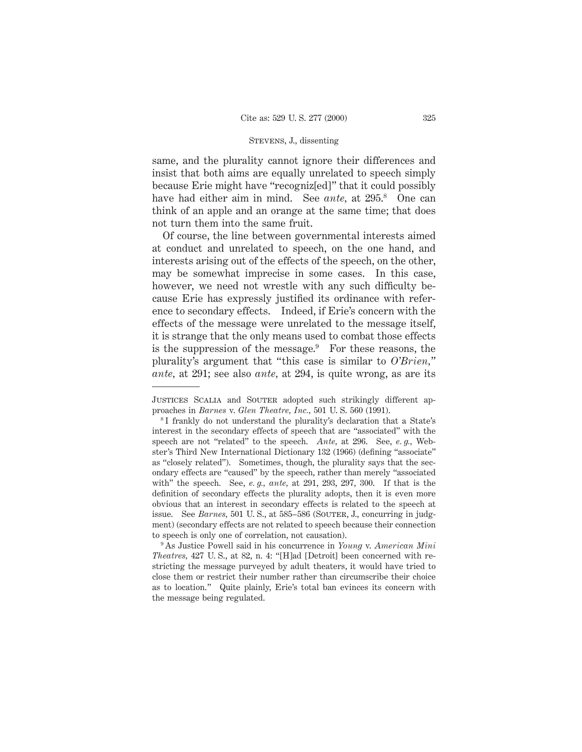same, and the plurality cannot ignore their differences and insist that both aims are equally unrelated to speech simply because Erie might have "recogniz[ed]" that it could possibly have had either aim in mind. See *ante*, at 295.[8] One can think of an apple and an orange at the same time; that does not turn them into the same fruit.

Of course, the line between governmental interests aimed at conduct and unrelated to speech, on the one hand, and interests arising out of the effects of the speech, on the other, may be somewhat imprecise in some cases. In this case, however, we need not wrestle with any such difficulty because Erie has expressly justified its ordinance with reference to secondary effects. Indeed, if Erie's concern with the effects of the message were unrelated to the message itself, it is strange that the only means used to combat those effects is the suppression of the message.[9] For these reasons, the plurality's argument that "this case is similar to *O'Brien*," *ante*, at 291; see also *ante*, at 294, is quite wrong, as are its

---

Justices Scalia and Souter adopted such strikingly different approaches in *Barnes* v. *Glen Theatre, Inc.*, 501 U. S. 560 (1991).

[8] I frankly do not understand the plurality's declaration that a State's interest in the secondary effects of speech that are "associated" with the speech are not "related" to the speech. *Ante*, at 296. See, *e. g.*, Webster's Third New International Dictionary 132 (1966) (defining "associate" as "closely related"). Sometimes, though, the plurality says that the secondary effects are "caused" by the speech, rather than merely "associated with" the speech. See, *e. g., ante*, at 291, 293, 297, 300. If that is the definition of secondary effects the plurality adopts, then it is even more obvious that an interest in secondary effects is related to the speech at issue. See *Barnes*, 501 U. S., at 585–586 (Souter, J., concurring in judgment) (secondary effects are not related to speech because their connection to speech is only one of correlation, not causation).

[9] As Justice Powell said in his concurrence in *Young* v. *American Mini Theatres*, 427 U. S., at 82, n. 4: "[H]ad [Detroit] been concerned with restricting the message purveyed by adult theaters, it would have tried to close them or restrict their number rather than circumscribe their choice as to location." Quite plainly, Erie's total ban evinces its concern with the message being regulated.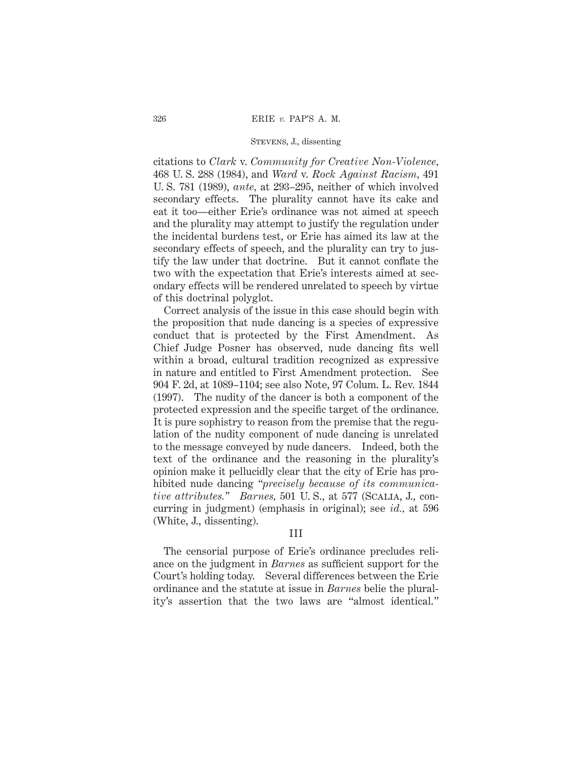citations to *Clark* v. *Community for Creative Non-Violence,* 468 U. S. 288 (1984), and *Ward* v. *Rock Against Racism,* 491 U. S. 781 (1989), *ante,* at 293–295, neither of which involved secondary effects. The plurality cannot have its cake and eat it too—either Erie's ordinance was not aimed at speech and the plurality may attempt to justify the regulation under the incidental burdens test, or Erie has aimed its law at the secondary effects of speech, and the plurality can try to justify the law under that doctrine. But it cannot conflate the two with the expectation that Erie's interests aimed at secondary effects will be rendered unrelated to speech by virtue of this doctrinal polyglot.

Correct analysis of the issue in this case should begin with the proposition that nude dancing is a species of expressive conduct that is protected by the First Amendment. As Chief Judge Posner has observed, nude dancing fits well within a broad, cultural tradition recognized as expressive in nature and entitled to First Amendment protection. See 904 F. 2d, at 1089–1104; see also Note, 97 Colum. L. Rev. 1844 (1997). The nudity of the dancer is both a component of the protected expression and the specific target of the ordinance. It is pure sophistry to reason from the premise that the regulation of the nudity component of nude dancing is unrelated to the message conveyed by nude dancers. Indeed, both the text of the ordinance and the reasoning in the plurality's opinion make it pellucidly clear that the city of Erie has prohibited nude dancing "*precisely because of its communicative attributes.*" *Barnes,* 501 U. S., at 577 (Scalia, J., concurring in judgment) (emphasis in original); see *id.,* at 596 (White, J., dissenting).

## III

The censorial purpose of Erie's ordinance precludes reliance on the judgment in *Barnes* as sufficient support for the Court's holding today. Several differences between the Erie ordinance and the statute at issue in *Barnes* belie the plurality's assertion that the two laws are "almost identical."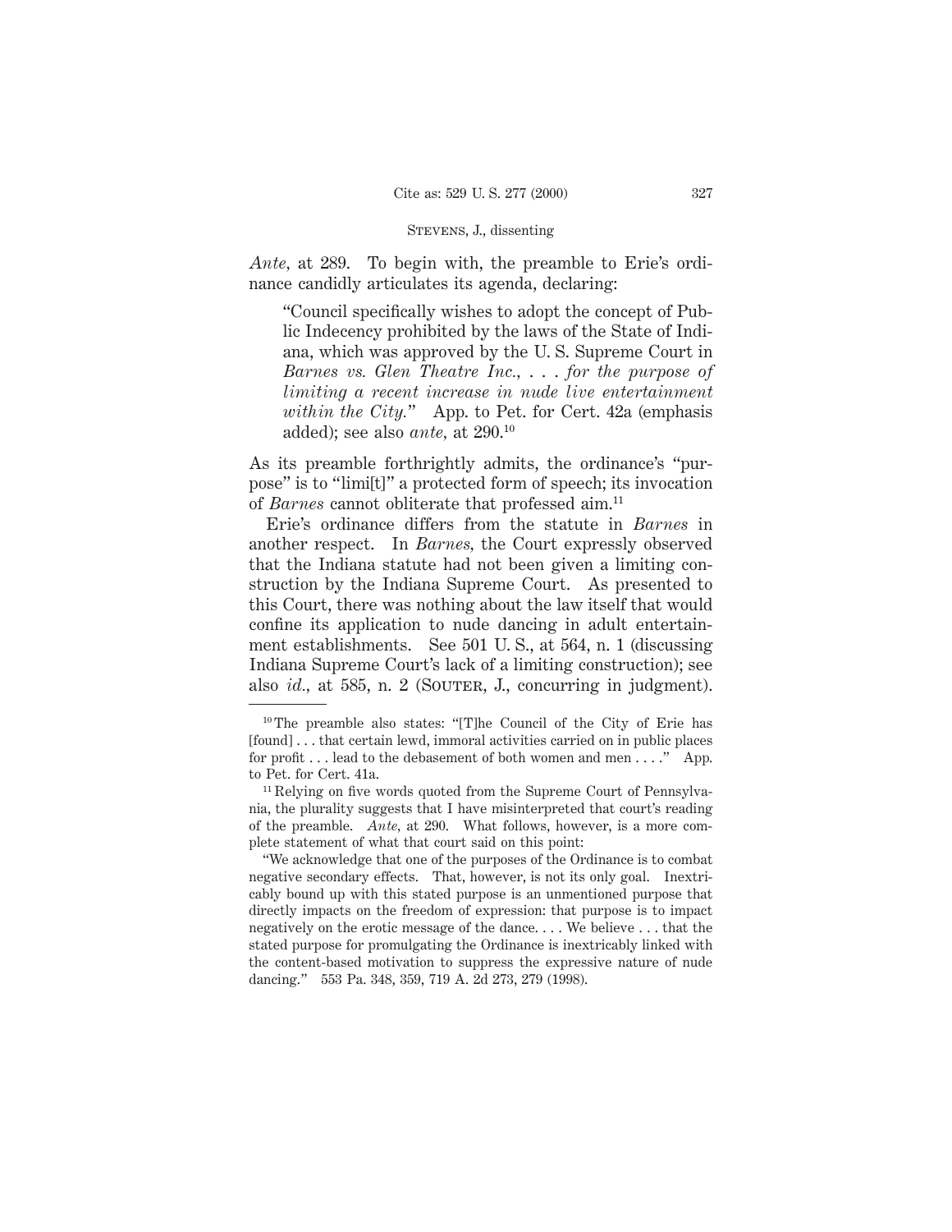*Ante*, at 289. To begin with, the preamble to Erie's ordinance candidly articulates its agenda, declaring:

> "Council specifically wishes to adopt the concept of Public Indecency prohibited by the laws of the State of Indiana, which was approved by the U. S. Supreme Court in *Barnes vs. Glen Theatre Inc., . . . for the purpose of limiting a recent increase in nude live entertainment within the City.*" App. to Pet. for Cert. 42a (emphasis added); see also *ante*, at 290.[10]

As its preamble forthrightly admits, the ordinance's "purpose" is to "limi[t]" a protected form of speech; its invocation of *Barnes* cannot obliterate that professed aim.[11]

Erie's ordinance differs from the statute in *Barnes* in another respect. In *Barnes*, the Court expressly observed that the Indiana statute had not been given a limiting construction by the Indiana Supreme Court. As presented to this Court, there was nothing about the law itself that would confine its application to nude dancing in adult entertainment establishments. See 501 U. S., at 564, n. 1 (discussing Indiana Supreme Court's lack of a limiting construction); see also *id.*, at 585, n. 2 (SOUTER, J., concurring in judgment).

---

[10] The preamble also states: "[T]he Council of the City of Erie has [found] . . . that certain lewd, immoral activities carried on in public places for profit . . . lead to the debasement of both women and men . . . ." App. to Pet. for Cert. 41a.

[11] Relying on five words quoted from the Supreme Court of Pennsylvania, the plurality suggests that I have misinterpreted that court's reading of the preamble. *Ante*, at 290. What follows, however, is a more complete statement of what that court said on this point:

"We acknowledge that one of the purposes of the Ordinance is to combat negative secondary effects. That, however, is not its only goal. Inextricably bound up with this stated purpose is an unmentioned purpose that directly impacts on the freedom of expression: that purpose is to impact negatively on the erotic message of the dance. . . . We believe . . . that the stated purpose for promulgating the Ordinance is inextricably linked with the content-based motivation to suppress the expressive nature of nude dancing." 553 Pa. 348, 359, 719 A. 2d 273, 279 (1998).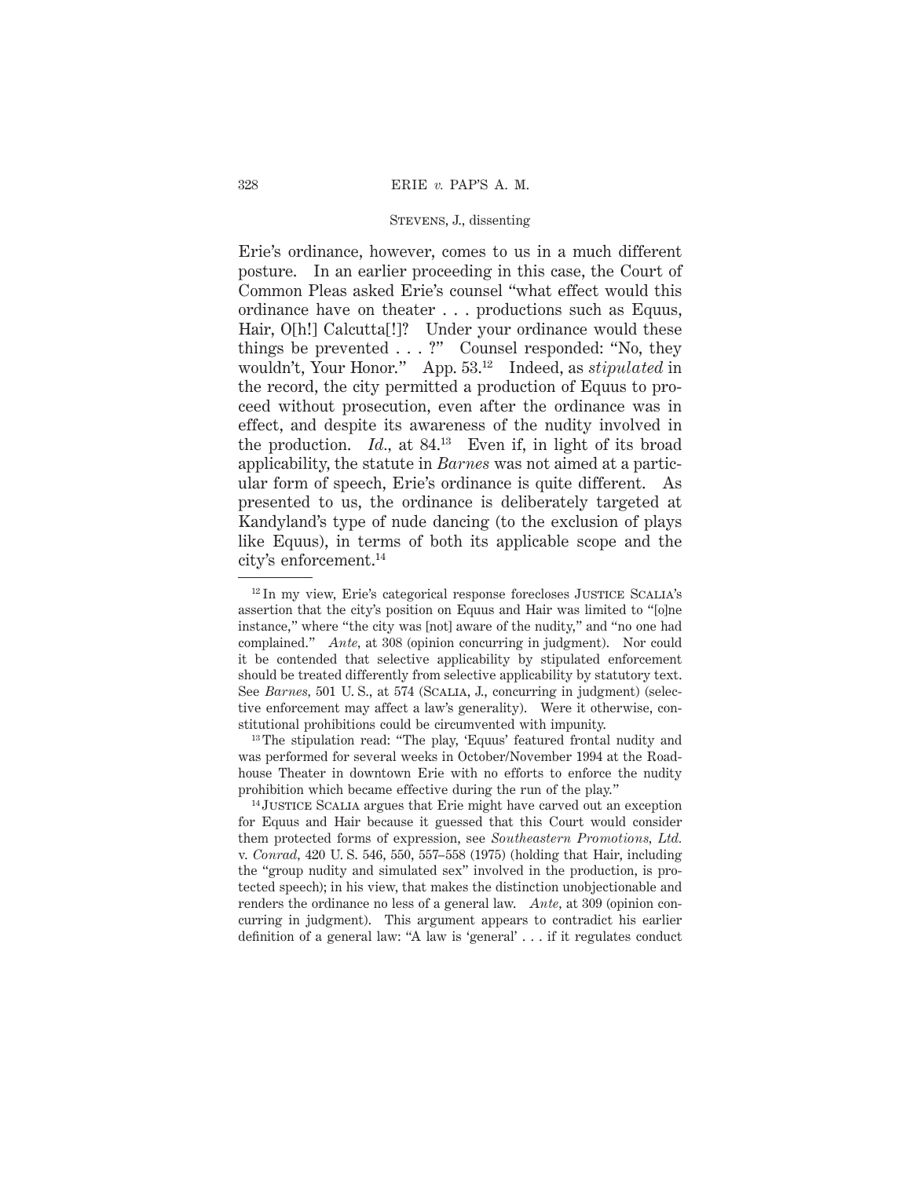Erie's ordinance, however, comes to us in a much different posture. In an earlier proceeding in this case, the Court of Common Pleas asked Erie's counsel "what effect would this ordinance have on theater . . . productions such as Equus, Hair, O[h!] Calcutta[!]? Under your ordinance would these things be prevented . . . ?" Counsel responded: "No, they wouldn't, Your Honor." App. 53.[12] Indeed, as *stipulated* in the record, the city permitted a production of Equus to proceed without prosecution, even after the ordinance was in effect, and despite its awareness of the nudity involved in the production. *Id.*, at 84.[13] Even if, in light of its broad applicability, the statute in *Barnes* was not aimed at a particular form of speech, Erie's ordinance is quite different. As presented to us, the ordinance is deliberately targeted at Kandyland's type of nude dancing (to the exclusion of plays like Equus), in terms of both its applicable scope and the city's enforcement.[14]

---

[12] In my view, Erie's categorical response forecloses JUSTICE SCALIA's assertion that the city's position on Equus and Hair was limited to "[o]ne instance," where "the city was [not] aware of the nudity," and "no one had complained." *Ante*, at 308 (opinion concurring in judgment). Nor could it be contended that selective applicability by stipulated enforcement should be treated differently from selective applicability by statutory text. See *Barnes*, 501 U. S., at 574 (SCALIA, J., concurring in judgment) (selective enforcement may affect a law's generality). Were it otherwise, constitutional prohibitions could be circumvented with impunity.

[13] The stipulation read: "The play, 'Equus' featured frontal nudity and was performed for several weeks in October/November 1994 at the Roadhouse Theater in downtown Erie with no efforts to enforce the nudity prohibition which became effective during the run of the play."

[14] JUSTICE SCALIA argues that Erie might have carved out an exception for Equus and Hair because it guessed that this Court would consider them protected forms of expression, see *Southeastern Promotions, Ltd.* v. *Conrad*, 420 U. S. 546, 550, 557–558 (1975) (holding that Hair, including the "group nudity and simulated sex" involved in the production, is protected speech); in his view, that makes the distinction unobjectionable and renders the ordinance no less of a general law. *Ante*, at 309 (opinion concurring in judgment). This argument appears to contradict his earlier definition of a general law: "A law is 'general' . . . if it regulates conduct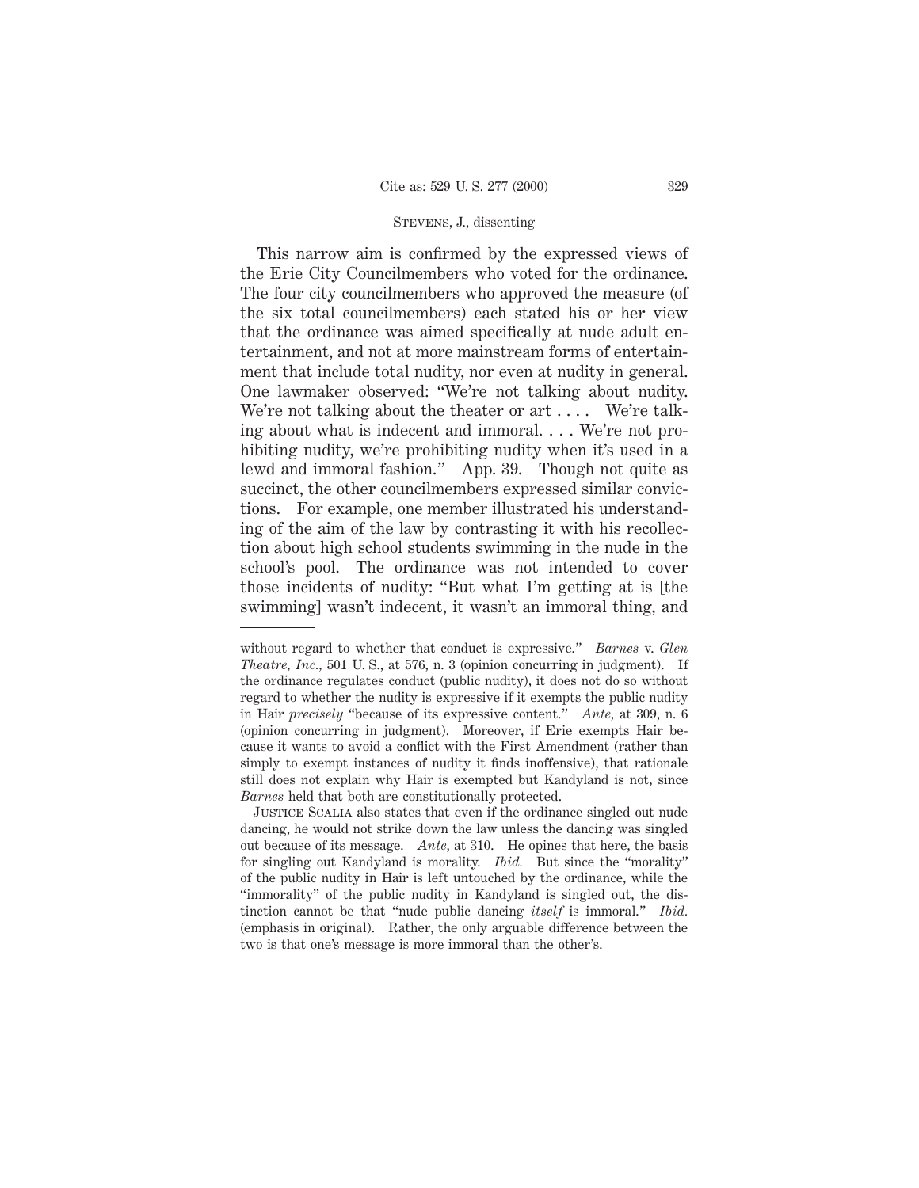This narrow aim is confirmed by the expressed views of the Erie City Councilmembers who voted for the ordinance. The four city councilmembers who approved the measure (of the six total councilmembers) each stated his or her view that the ordinance was aimed specifically at nude adult entertainment, and not at more mainstream forms of entertainment that include total nudity, nor even at nudity in general. One lawmaker observed: "We're not talking about nudity. We're not talking about the theater or art . . . . We're talking about what is indecent and immoral. . . . We're not prohibiting nudity, we're prohibiting nudity when it's used in a lewd and immoral fashion." App. 39. Though not quite as succinct, the other councilmembers expressed similar convictions. For example, one member illustrated his understanding of the aim of the law by contrasting it with his recollection about high school students swimming in the nude in the school's pool. The ordinance was not intended to cover those incidents of nudity: "But what I'm getting at is [the swimming] wasn't indecent, it wasn't an immoral thing, and

---

without regard to whether that conduct is expressive." *Barnes* v. *Glen Theatre, Inc.*, 501 U. S., at 576, n. 3 (opinion concurring in judgment). If the ordinance regulates conduct (public nudity), it does not do so without regard to whether the nudity is expressive if it exempts the public nudity in Hair *precisely* "because of its expressive content." *Ante*, at 309, n. 6 (opinion concurring in judgment). Moreover, if Erie exempts Hair because it wants to avoid a conflict with the First Amendment (rather than simply to exempt instances of nudity it finds inoffensive), that rationale still does not explain why Hair is exempted but Kandyland is not, since *Barnes* held that both are constitutionally protected.

Justice Scalia also states that even if the ordinance singled out nude dancing, he would not strike down the law unless the dancing was singled out because of its message. *Ante*, at 310. He opines that here, the basis for singling out Kandyland is morality. *Ibid.* But since the "morality" of the public nudity in Hair is left untouched by the ordinance, while the "immorality" of the public nudity in Kandyland is singled out, the distinction cannot be that "nude public dancing *itself* is immoral." *Ibid.* (emphasis in original). Rather, the only arguable difference between the two is that one's message is more immoral than the other's.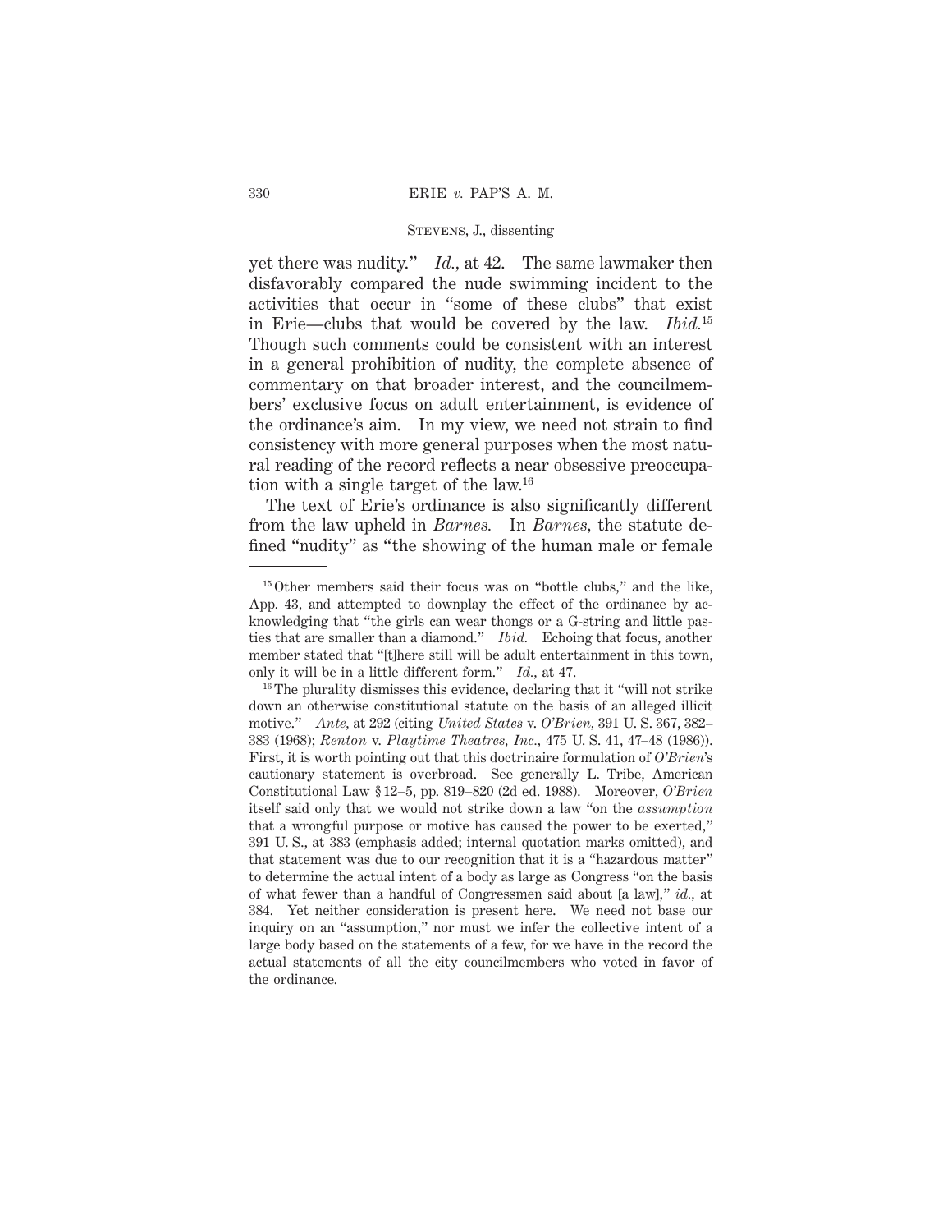yet there was nudity." *Id.*, at 42. The same lawmaker then disfavorably compared the nude swimming incident to the activities that occur in "some of these clubs" that exist in Erie—clubs that would be covered by the law. *Ibid.*[15] Though such comments could be consistent with an interest in a general prohibition of nudity, the complete absence of commentary on that broader interest, and the councilmembers' exclusive focus on adult entertainment, is evidence of the ordinance's aim. In my view, we need not strain to find consistency with more general purposes when the most natural reading of the record reflects a near obsessive preoccupation with a single target of the law.[16]

The text of Erie's ordinance is also significantly different from the law upheld in *Barnes.* In *Barnes*, the statute defined "nudity" as "the showing of the human male or female

---

[15] Other members said their focus was on "bottle clubs," and the like, App. 43, and attempted to downplay the effect of the ordinance by acknowledging that "the girls can wear thongs or a G-string and little pasties that are smaller than a diamond." *Ibid.* Echoing that focus, another member stated that "[t]here still will be adult entertainment in this town, only it will be in a little different form." *Id.*, at 47.

[16] The plurality dismisses this evidence, declaring that it "will not strike down an otherwise constitutional statute on the basis of an alleged illicit motive." *Ante*, at 292 (citing *United States* v. *O'Brien*, 391 U. S. 367, 382–383 (1968); *Renton* v. *Playtime Theatres, Inc.*, 475 U. S. 41, 47–48 (1986)). First, it is worth pointing out that this doctrinaire formulation of *O'Brien*'s cautionary statement is overbroad. See generally L. Tribe, American Constitutional Law § 12–5, pp. 819–820 (2d ed. 1988). Moreover, *O'Brien* itself said only that we would not strike down a law "on the *assumption* that a wrongful purpose or motive has caused the power to be exerted," 391 U. S., at 383 (emphasis added; internal quotation marks omitted), and that statement was due to our recognition that it is a "hazardous matter" to determine the actual intent of a body as large as Congress "on the basis of what fewer than a handful of Congressmen said about [a law]," *id.*, at 384. Yet neither consideration is present here. We need not base our inquiry on an "assumption," nor must we infer the collective intent of a large body based on the statements of a few, for we have in the record the actual statements of all the city councilmembers who voted in favor of the ordinance.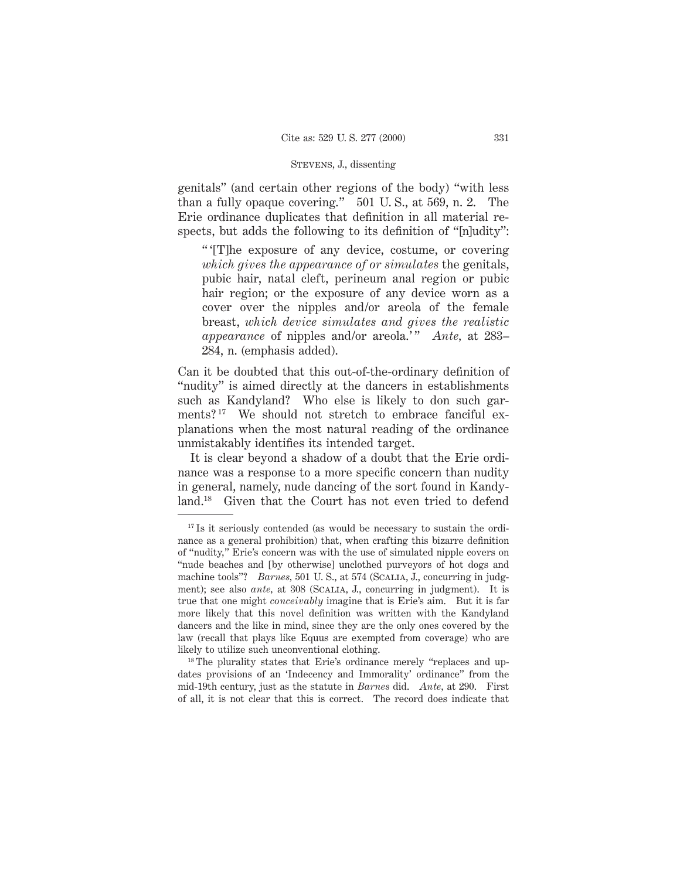genitals" (and certain other regions of the body) "with less than a fully opaque covering." 501 U. S., at 569, n. 2. The Erie ordinance duplicates that definition in all material respects, but adds the following to its definition of "[n]udity":

> "'[T]he exposure of any device, costume, or covering *which gives the appearance of or simulates* the genitals, pubic hair, natal cleft, perineum anal region or pubic hair region; or the exposure of any device worn as a cover over the nipples and/or areola of the female breast, *which device simulates and gives the realistic appearance* of nipples and/or areola.'" *Ante,* at 283–284, n. (emphasis added).

Can it be doubted that this out-of-the-ordinary definition of "nudity" is aimed directly at the dancers in establishments such as Kandyland? Who else is likely to don such garments?[17] We should not stretch to embrace fanciful explanations when the most natural reading of the ordinance unmistakably identifies its intended target.

It is clear beyond a shadow of a doubt that the Erie ordinance was a response to a more specific concern than nudity in general, namely, nude dancing of the sort found in Kandyland.[18] Given that the Court has not even tried to defend

---

[17] Is it seriously contended (as would be necessary to sustain the ordinance as a general prohibition) that, when crafting this bizarre definition of "nudity," Erie's concern was with the use of simulated nipple covers on "nude beaches and [by otherwise] unclothed purveyors of hot dogs and machine tools"? *Barnes,* 501 U. S., at 574 (Scalia, J., concurring in judgment); see also *ante,* at 308 (Scalia, J., concurring in judgment). It is true that one might *conceivably* imagine that is Erie's aim. But it is far more likely that this novel definition was written with the Kandyland dancers and the like in mind, since they are the only ones covered by the law (recall that plays like Equus are exempted from coverage) who are likely to utilize such unconventional clothing.

[18] The plurality states that Erie's ordinance merely "replaces and updates provisions of an 'Indecency and Immorality' ordinance" from the mid-19th century, just as the statute in *Barnes* did. *Ante,* at 290. First of all, it is not clear that this is correct. The record does indicate that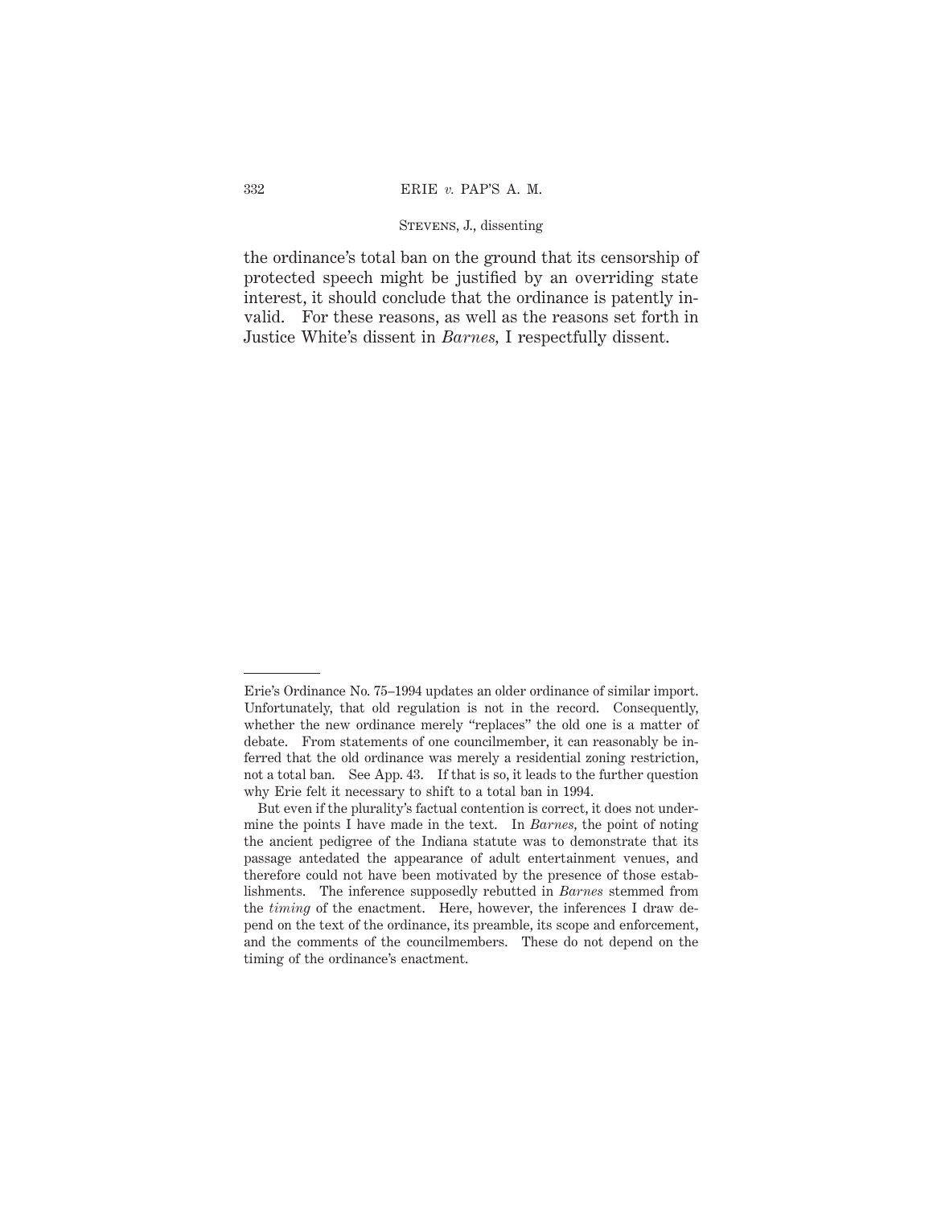the ordinance's total ban on the ground that its censorship of protected speech might be justified by an overriding state interest, it should conclude that the ordinance is patently invalid. For these reasons, as well as the reasons set forth in Justice White's dissent in *Barnes,* I respectfully dissent.

---

Erie's Ordinance No. 75–1994 updates an older ordinance of similar import. Unfortunately, that old regulation is not in the record. Consequently, whether the new ordinance merely "replaces" the old one is a matter of debate. From statements of one councilmember, it can reasonably be inferred that the old ordinance was merely a residential zoning restriction, not a total ban. See App. 43. If that is so, it leads to the further question why Erie felt it necessary to shift to a total ban in 1994.

But even if the plurality's factual contention is correct, it does not undermine the points I have made in the text. In *Barnes,* the point of noting the ancient pedigree of the Indiana statute was to demonstrate that its passage antedated the appearance of adult entertainment venues, and therefore could not have been motivated by the presence of those establishments. The inference supposedly rebutted in *Barnes* stemmed from the *timing* of the enactment. Here, however, the inferences I draw depend on the text of the ordinance, its preamble, its scope and enforcement, and the comments of the councilmembers. These do not depend on the timing of the ordinance's enactment.